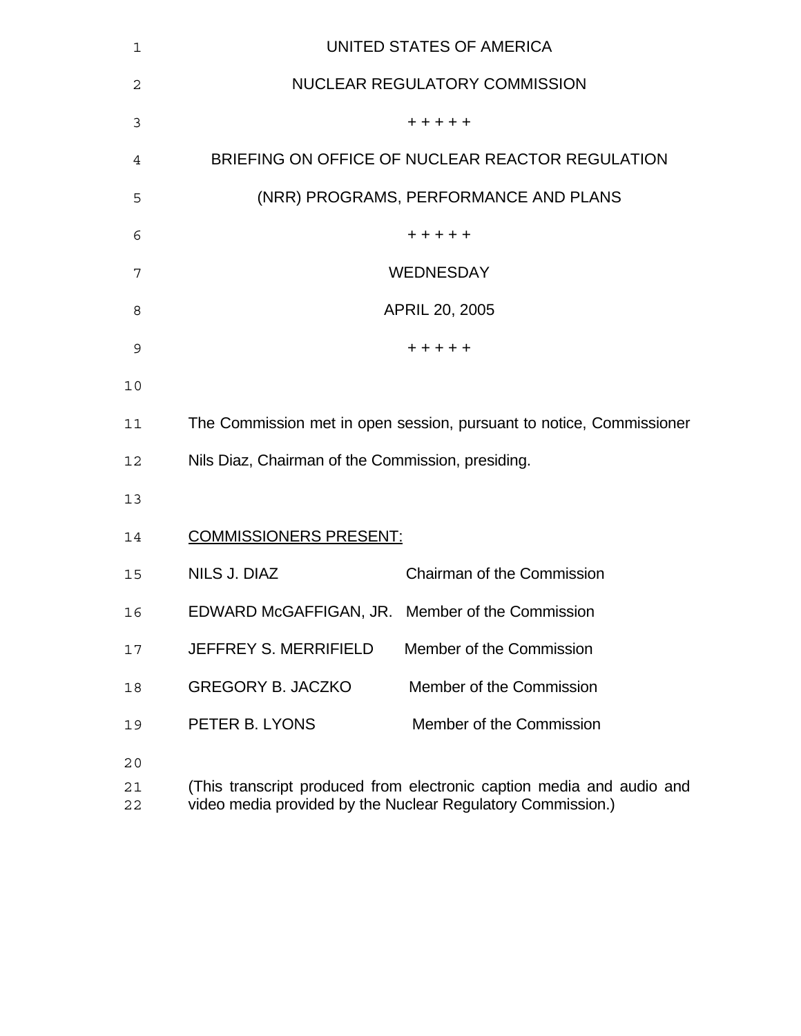UNITED STATES OF AMERICA

NUCLEAR REGULATORY COMMISSION

+ + + + +

BRIEFING ON OFFICE OF NUCLEAR REACTOR REGULATION

(NRR) PROGRAMS, PERFORMANCE AND PLANS

+ + + + +

WEDNESDAY

APRIL 20, 2005

+ + + + +

The Commission met in open session, pursuant to notice, Commissioner Nils Diaz, Chairman of the Commission, presiding.

COMMISSIONERS PRESENT:

| | |
|---|---|
| NILS J. DIAZ | Chairman of the Commission |
| EDWARD McGAFFIGAN, JR. | Member of the Commission |
| JEFFREY S. MERRIFIELD | Member of the Commission |
| GREGORY B. JACZKO | Member of the Commission |
| PETER B. LYONS | Member of the Commission |

(This transcript produced from electronic caption media and audio and video media provided by the Nuclear Regulatory Commission.)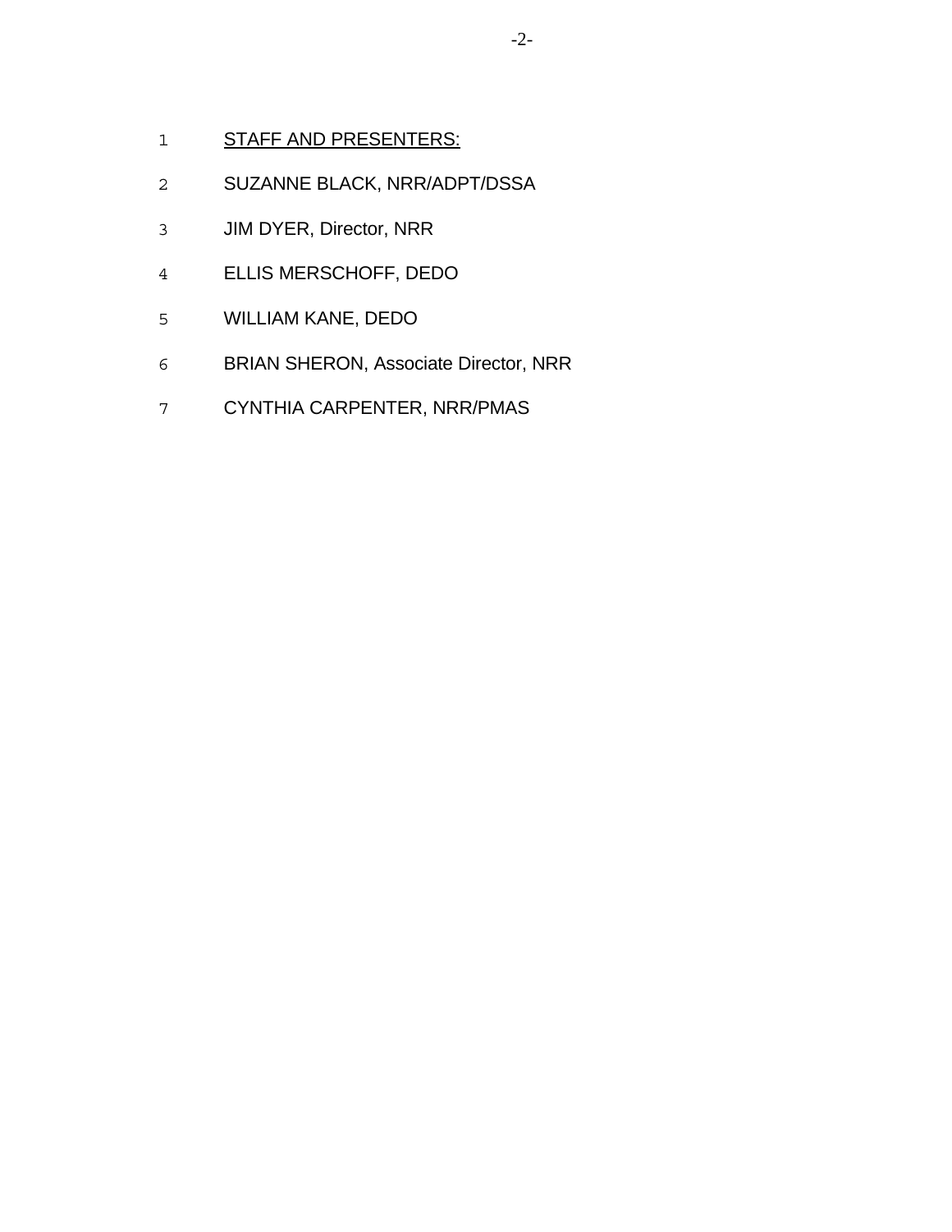<u>STAFF AND PRESENTERS:</u>

SUZANNE BLACK, NRR/ADPT/DSSA

JIM DYER, Director, NRR

ELLIS MERSCHOFF, DEDO

WILLIAM KANE, DEDO

BRIAN SHERON, Associate Director, NRR

CYNTHIA CARPENTER, NRR/PMAS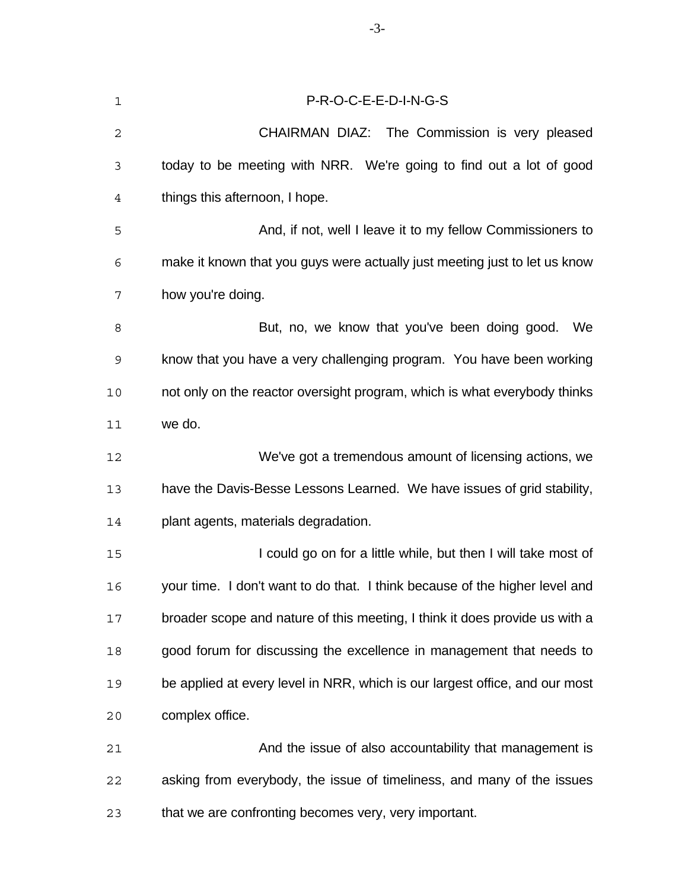P-R-O-C-E-E-D-I-N-G-S

CHAIRMAN DIAZ: The Commission is very pleased today to be meeting with NRR. We're going to find out a lot of good things this afternoon, I hope.

And, if not, well I leave it to my fellow Commissioners to make it known that you guys were actually just meeting just to let us know how you're doing.

But, no, we know that you've been doing good. We know that you have a very challenging program. You have been working not only on the reactor oversight program, which is what everybody thinks we do.

We've got a tremendous amount of licensing actions, we have the Davis-Besse Lessons Learned. We have issues of grid stability, plant agents, materials degradation.

I could go on for a little while, but then I will take most of your time. I don't want to do that. I think because of the higher level and broader scope and nature of this meeting, I think it does provide us with a good forum for discussing the excellence in management that needs to be applied at every level in NRR, which is our largest office, and our most complex office.

And the issue of also accountability that management is asking from everybody, the issue of timeliness, and many of the issues that we are confronting becomes very, very important.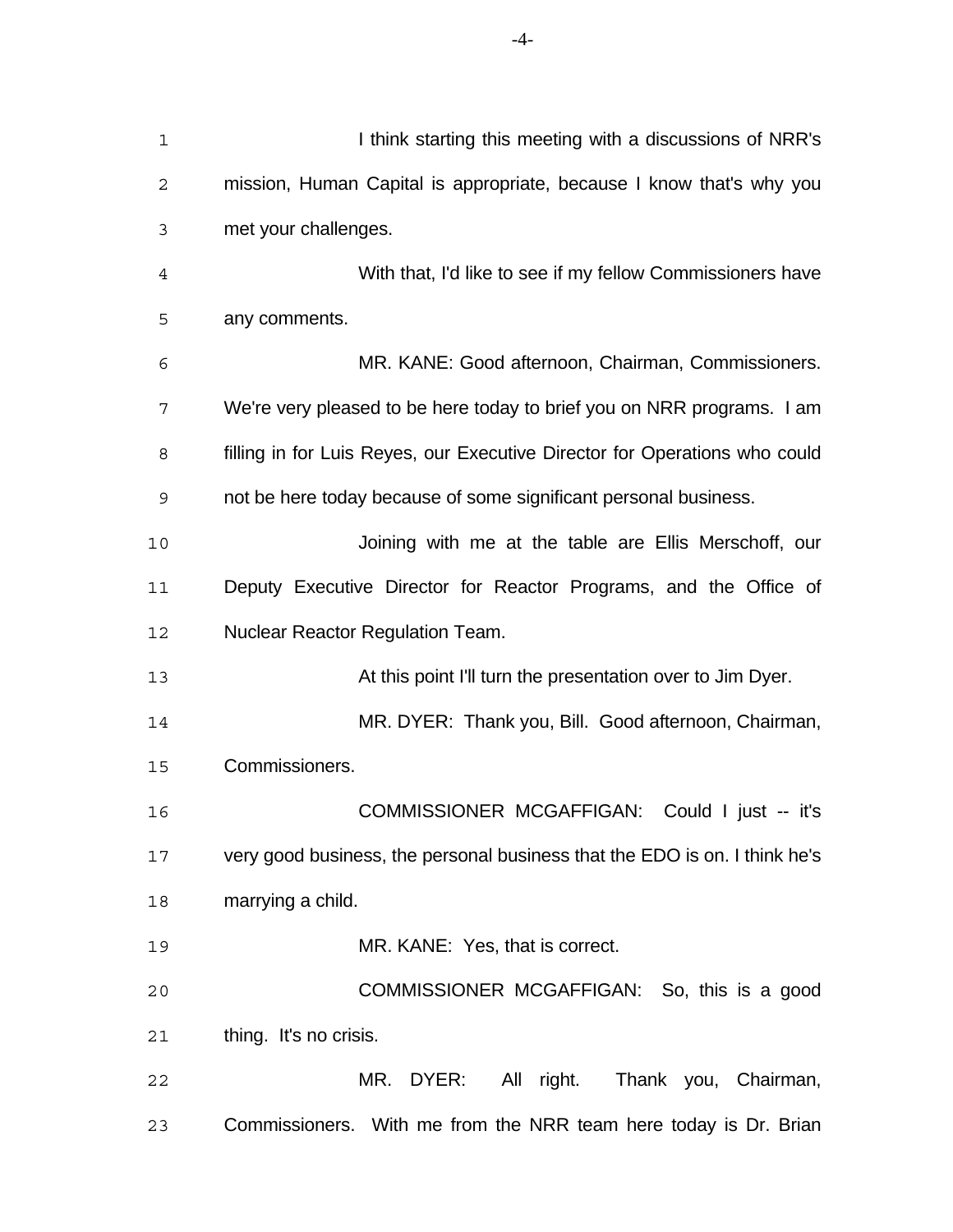I think starting this meeting with a discussions of NRR's mission, Human Capital is appropriate, because I know that's why you met your challenges.

With that, I'd like to see if my fellow Commissioners have any comments.

MR. KANE: Good afternoon, Chairman, Commissioners. We're very pleased to be here today to brief you on NRR programs. I am filling in for Luis Reyes, our Executive Director for Operations who could not be here today because of some significant personal business.

Joining with me at the table are Ellis Merschoff, our Deputy Executive Director for Reactor Programs, and the Office of Nuclear Reactor Regulation Team.

At this point I'll turn the presentation over to Jim Dyer.

MR. DYER: Thank you, Bill. Good afternoon, Chairman, Commissioners.

COMMISSIONER MCGAFFIGAN: Could I just -- it's very good business, the personal business that the EDO is on. I think he's marrying a child.

MR. KANE: Yes, that is correct.

COMMISSIONER MCGAFFIGAN: So, this is a good thing. It's no crisis.

MR. DYER: All right. Thank you, Chairman, Commissioners. With me from the NRR team here today is Dr. Brian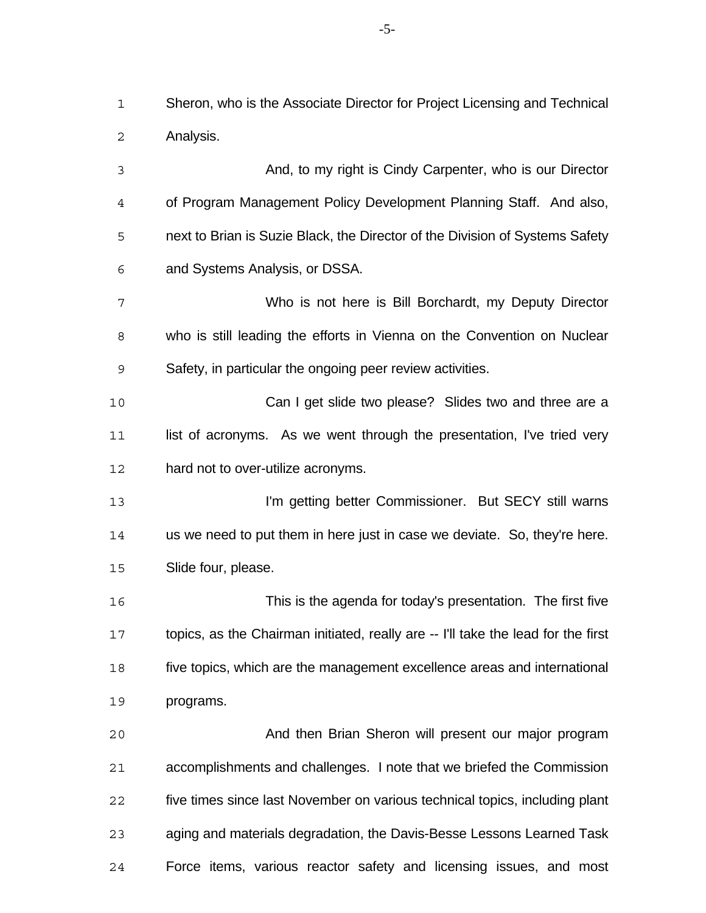Sheron, who is the Associate Director for Project Licensing and Technical Analysis.

And, to my right is Cindy Carpenter, who is our Director of Program Management Policy Development Planning Staff. And also, next to Brian is Suzie Black, the Director of the Division of Systems Safety and Systems Analysis, or DSSA.

Who is not here is Bill Borchardt, my Deputy Director who is still leading the efforts in Vienna on the Convention on Nuclear Safety, in particular the ongoing peer review activities.

Can I get slide two please? Slides two and three are a list of acronyms. As we went through the presentation, I've tried very hard not to over-utilize acronyms.

I'm getting better Commissioner. But SECY still warns us we need to put them in here just in case we deviate. So, they're here. Slide four, please.

This is the agenda for today's presentation. The first five topics, as the Chairman initiated, really are -- I'll take the lead for the first five topics, which are the management excellence areas and international programs.

And then Brian Sheron will present our major program accomplishments and challenges. I note that we briefed the Commission five times since last November on various technical topics, including plant aging and materials degradation, the Davis-Besse Lessons Learned Task Force items, various reactor safety and licensing issues, and most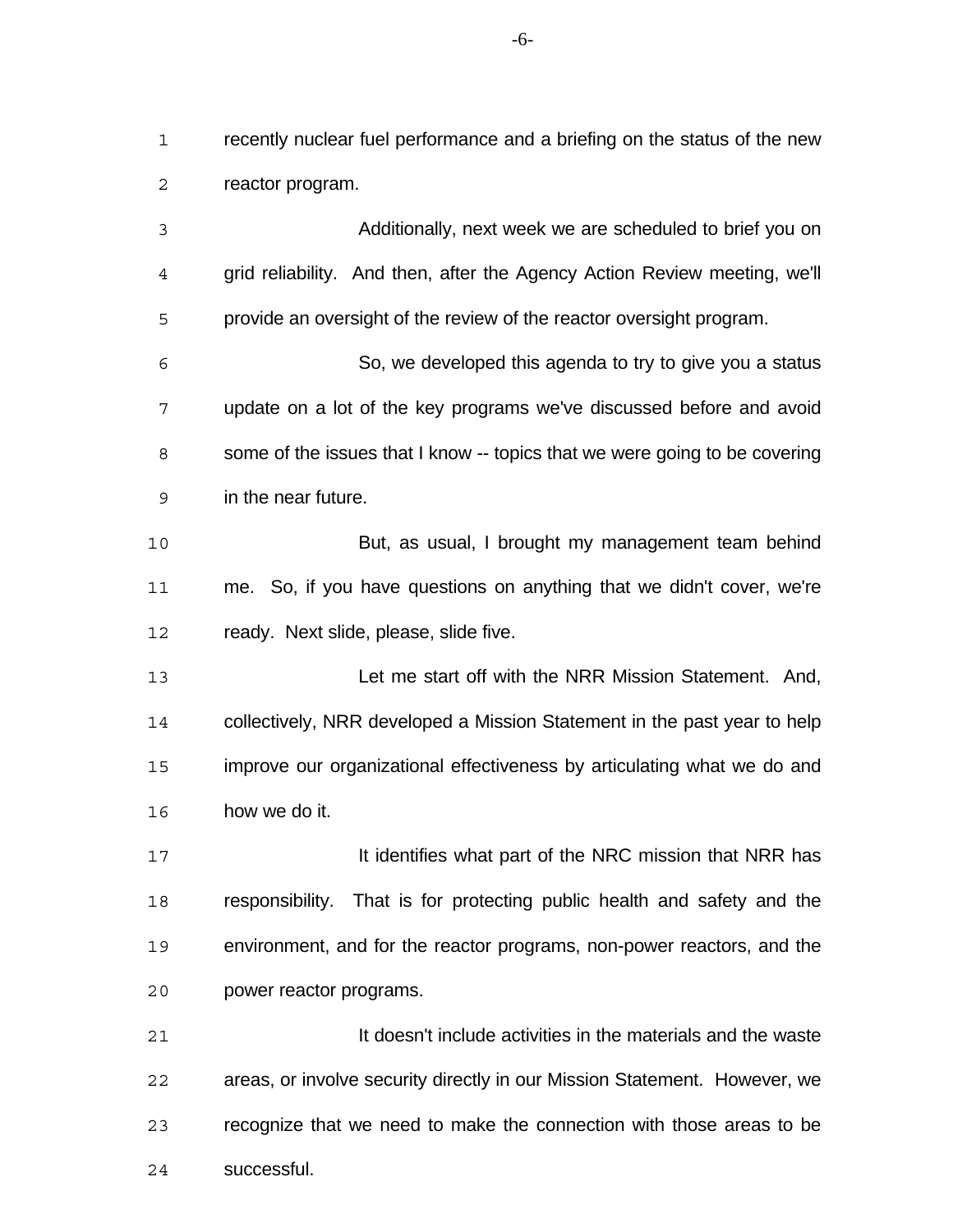recently nuclear fuel performance and a briefing on the status of the new reactor program.

Additionally, next week we are scheduled to brief you on grid reliability. And then, after the Agency Action Review meeting, we'll provide an oversight of the review of the reactor oversight program.

So, we developed this agenda to try to give you a status update on a lot of the key programs we've discussed before and avoid some of the issues that I know -- topics that we were going to be covering in the near future.

But, as usual, I brought my management team behind me. So, if you have questions on anything that we didn't cover, we're ready. Next slide, please, slide five.

Let me start off with the NRR Mission Statement. And, collectively, NRR developed a Mission Statement in the past year to help improve our organizational effectiveness by articulating what we do and how we do it.

It identifies what part of the NRC mission that NRR has responsibility. That is for protecting public health and safety and the environment, and for the reactor programs, non-power reactors, and the power reactor programs.

It doesn't include activities in the materials and the waste areas, or involve security directly in our Mission Statement. However, we recognize that we need to make the connection with those areas to be successful.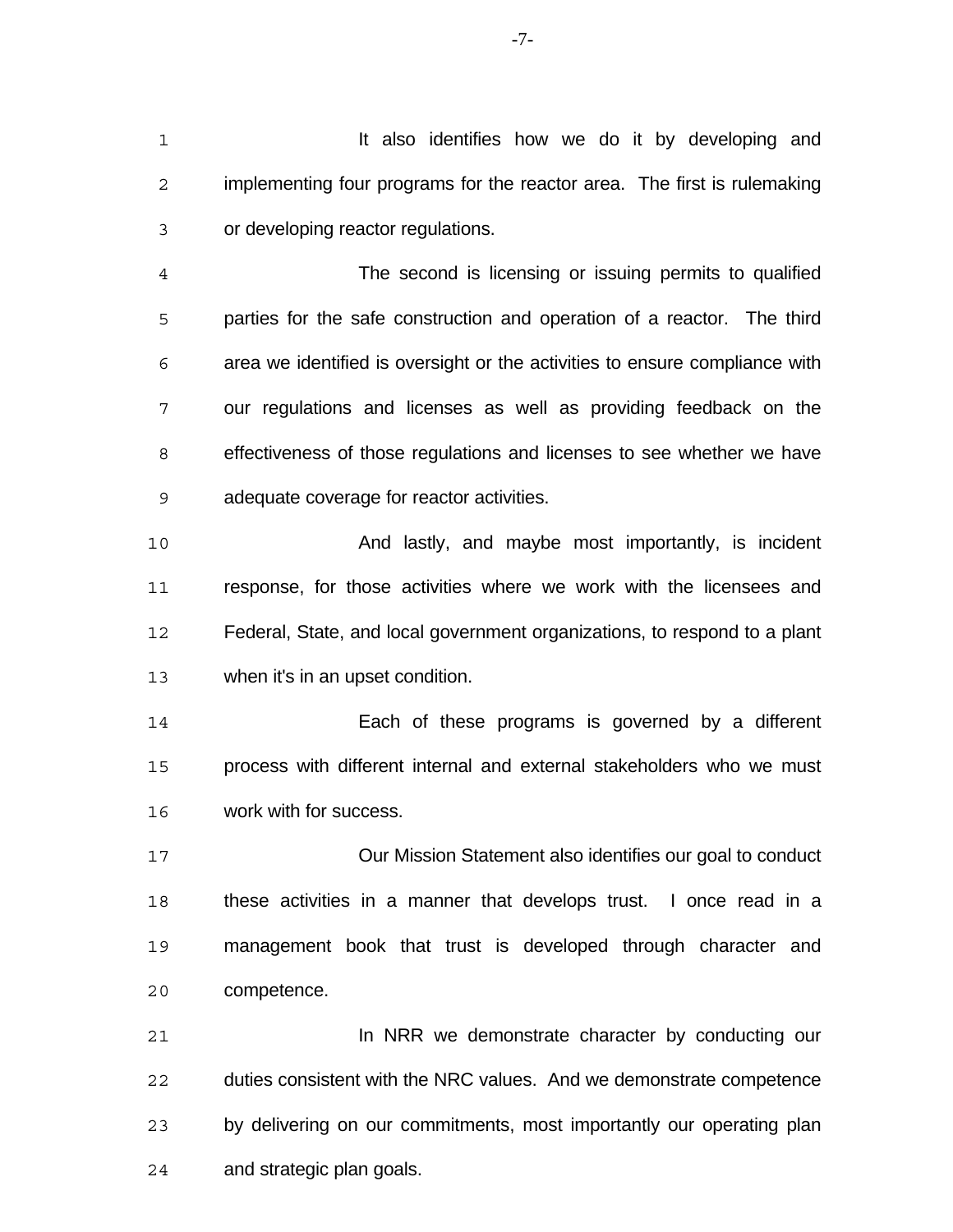It also identifies how we do it by developing and implementing four programs for the reactor area. The first is rulemaking or developing reactor regulations.

The second is licensing or issuing permits to qualified parties for the safe construction and operation of a reactor. The third area we identified is oversight or the activities to ensure compliance with our regulations and licenses as well as providing feedback on the effectiveness of those regulations and licenses to see whether we have adequate coverage for reactor activities.

And lastly, and maybe most importantly, is incident response, for those activities where we work with the licensees and Federal, State, and local government organizations, to respond to a plant when it's in an upset condition.

Each of these programs is governed by a different process with different internal and external stakeholders who we must work with for success.

Our Mission Statement also identifies our goal to conduct these activities in a manner that develops trust. I once read in a management book that trust is developed through character and competence.

In NRR we demonstrate character by conducting our duties consistent with the NRC values. And we demonstrate competence by delivering on our commitments, most importantly our operating plan and strategic plan goals.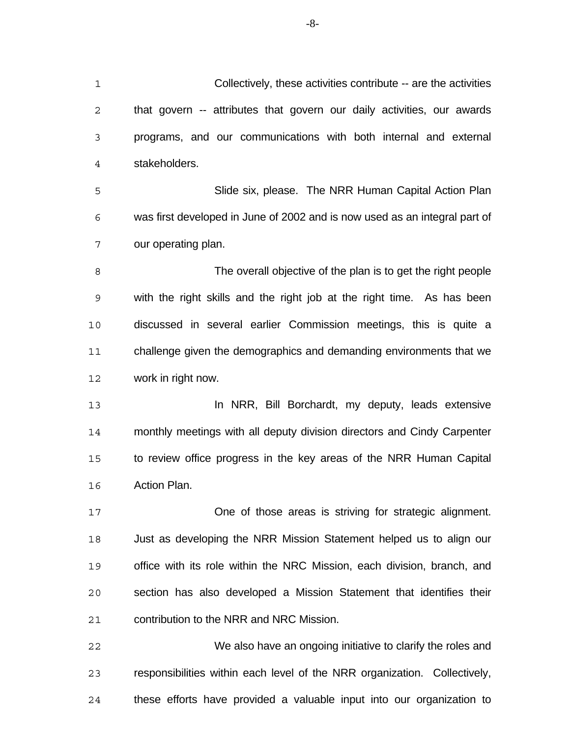Collectively, these activities contribute -- are the activities that govern -- attributes that govern our daily activities, our awards programs, and our communications with both internal and external stakeholders.

Slide six, please. The NRR Human Capital Action Plan was first developed in June of 2002 and is now used as an integral part of our operating plan.

The overall objective of the plan is to get the right people with the right skills and the right job at the right time. As has been discussed in several earlier Commission meetings, this is quite a challenge given the demographics and demanding environments that we work in right now.

In NRR, Bill Borchardt, my deputy, leads extensive monthly meetings with all deputy division directors and Cindy Carpenter to review office progress in the key areas of the NRR Human Capital Action Plan.

One of those areas is striving for strategic alignment. Just as developing the NRR Mission Statement helped us to align our office with its role within the NRC Mission, each division, branch, and section has also developed a Mission Statement that identifies their contribution to the NRR and NRC Mission.

We also have an ongoing initiative to clarify the roles and responsibilities within each level of the NRR organization. Collectively, these efforts have provided a valuable input into our organization to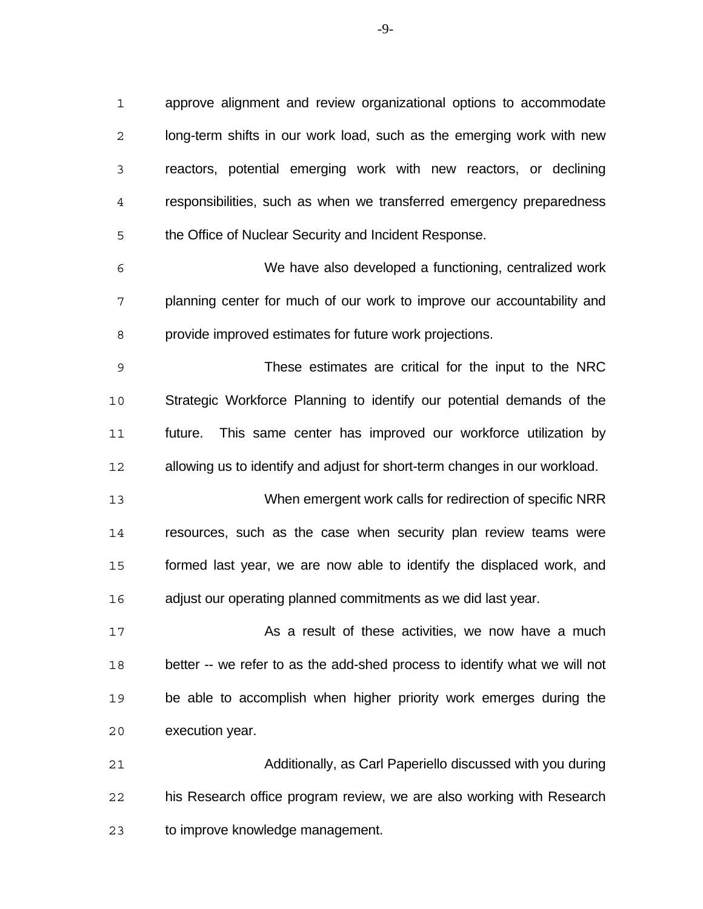approve alignment and review organizational options to accommodate long-term shifts in our work load, such as the emerging work with new reactors, potential emerging work with new reactors, or declining responsibilities, such as when we transferred emergency preparedness the Office of Nuclear Security and Incident Response.

We have also developed a functioning, centralized work planning center for much of our work to improve our accountability and provide improved estimates for future work projections.

These estimates are critical for the input to the NRC Strategic Workforce Planning to identify our potential demands of the future. This same center has improved our workforce utilization by allowing us to identify and adjust for short-term changes in our workload.

When emergent work calls for redirection of specific NRR resources, such as the case when security plan review teams were formed last year, we are now able to identify the displaced work, and adjust our operating planned commitments as we did last year.

As a result of these activities, we now have a much better -- we refer to as the add-shed process to identify what we will not be able to accomplish when higher priority work emerges during the execution year.

Additionally, as Carl Paperiello discussed with you during his Research office program review, we are also working with Research to improve knowledge management.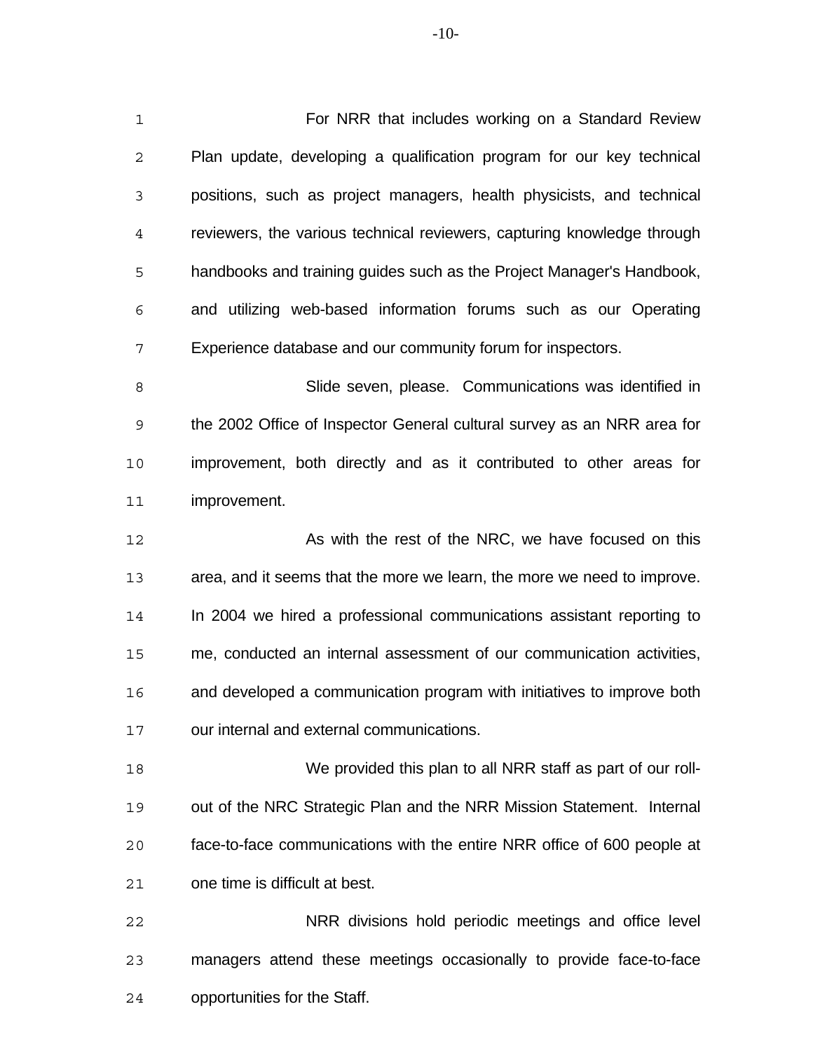For NRR that includes working on a Standard Review Plan update, developing a qualification program for our key technical positions, such as project managers, health physicists, and technical reviewers, the various technical reviewers, capturing knowledge through handbooks and training guides such as the Project Manager's Handbook, and utilizing web-based information forums such as our Operating Experience database and our community forum for inspectors.

Slide seven, please. Communications was identified in the 2002 Office of Inspector General cultural survey as an NRR area for improvement, both directly and as it contributed to other areas for improvement.

As with the rest of the NRC, we have focused on this area, and it seems that the more we learn, the more we need to improve. In 2004 we hired a professional communications assistant reporting to me, conducted an internal assessment of our communication activities, and developed a communication program with initiatives to improve both our internal and external communications.

We provided this plan to all NRR staff as part of our roll-out of the NRC Strategic Plan and the NRR Mission Statement. Internal face-to-face communications with the entire NRR office of 600 people at one time is difficult at best.

NRR divisions hold periodic meetings and office level managers attend these meetings occasionally to provide face-to-face opportunities for the Staff.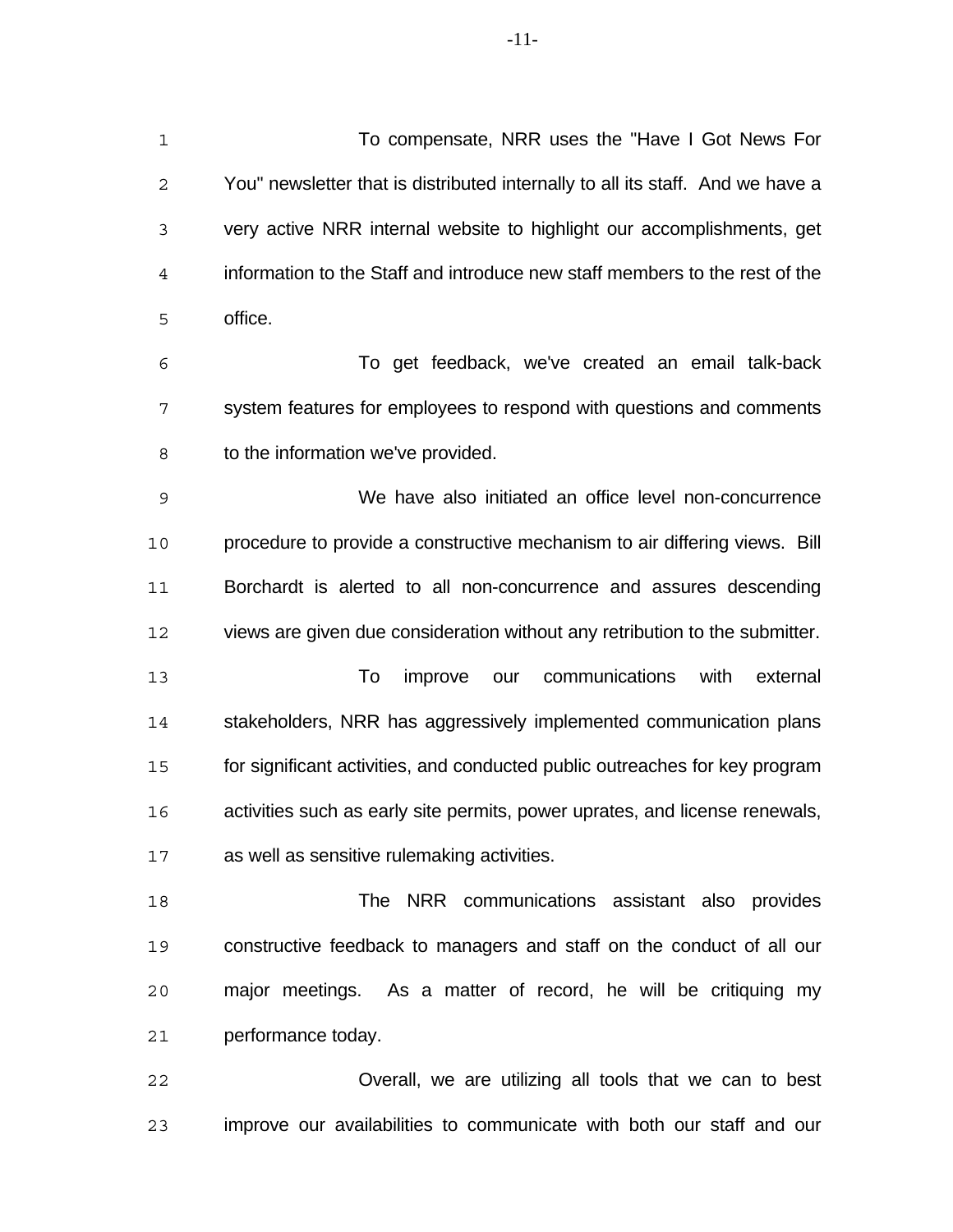To compensate, NRR uses the "Have I Got News For You" newsletter that is distributed internally to all its staff. And we have a very active NRR internal website to highlight our accomplishments, get information to the Staff and introduce new staff members to the rest of the office.

To get feedback, we've created an email talk-back system features for employees to respond with questions and comments to the information we've provided.

We have also initiated an office level non-concurrence procedure to provide a constructive mechanism to air differing views. Bill Borchardt is alerted to all non-concurrence and assures descending views are given due consideration without any retribution to the submitter.

To improve our communications with external stakeholders, NRR has aggressively implemented communication plans for significant activities, and conducted public outreaches for key program activities such as early site permits, power uprates, and license renewals, as well as sensitive rulemaking activities.

The NRR communications assistant also provides constructive feedback to managers and staff on the conduct of all our major meetings. As a matter of record, he will be critiquing my performance today.

Overall, we are utilizing all tools that we can to best improve our availabilities to communicate with both our staff and our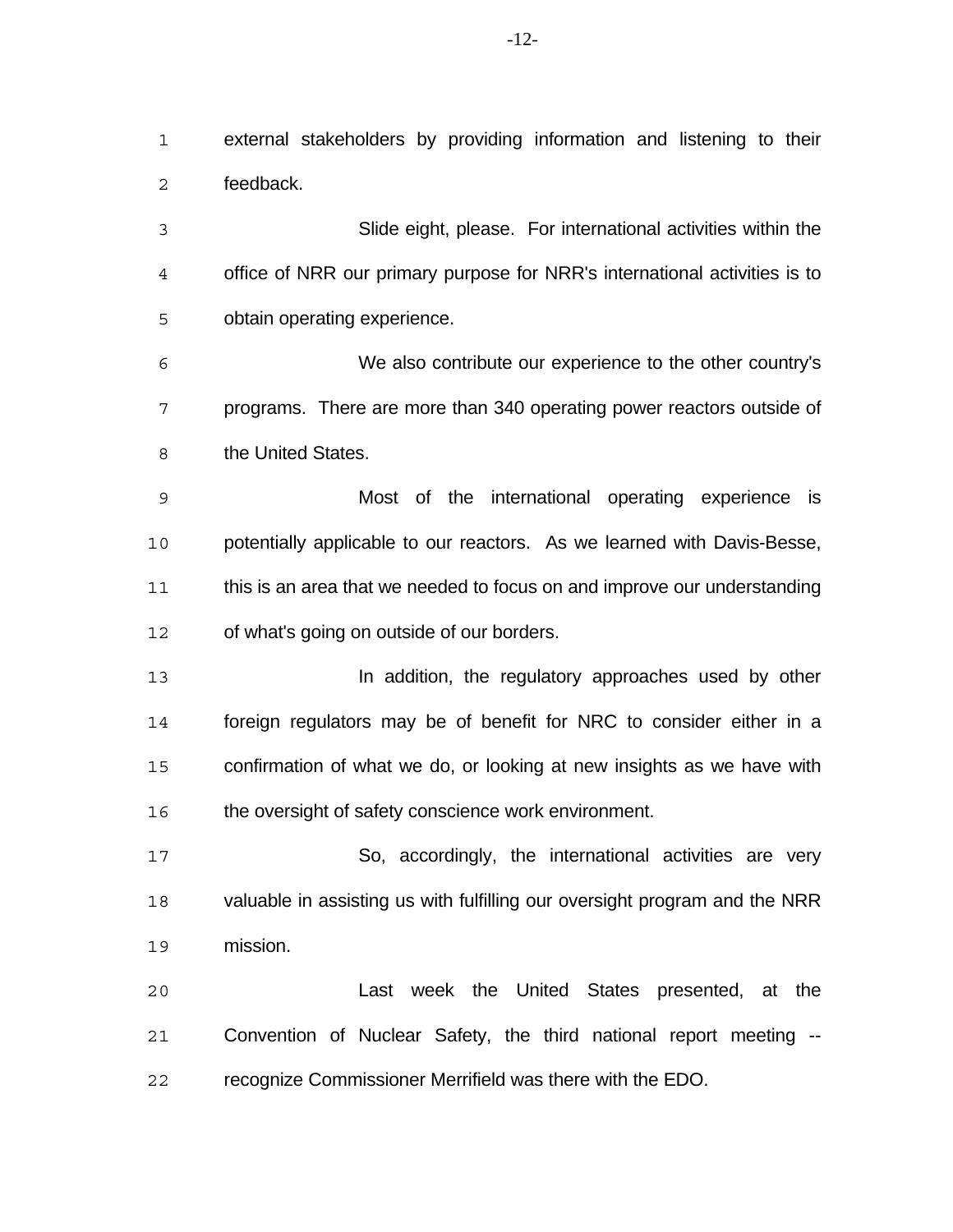external stakeholders by providing information and listening to their feedback.

Slide eight, please. For international activities within the office of NRR our primary purpose for NRR's international activities is to obtain operating experience.

We also contribute our experience to the other country's programs. There are more than 340 operating power reactors outside of the United States.

Most of the international operating experience is potentially applicable to our reactors. As we learned with Davis-Besse, this is an area that we needed to focus on and improve our understanding of what's going on outside of our borders.

In addition, the regulatory approaches used by other foreign regulators may be of benefit for NRC to consider either in a confirmation of what we do, or looking at new insights as we have with the oversight of safety conscience work environment.

So, accordingly, the international activities are very valuable in assisting us with fulfilling our oversight program and the NRR mission.

Last week the United States presented, at the Convention of Nuclear Safety, the third national report meeting -- recognize Commissioner Merrifield was there with the EDO.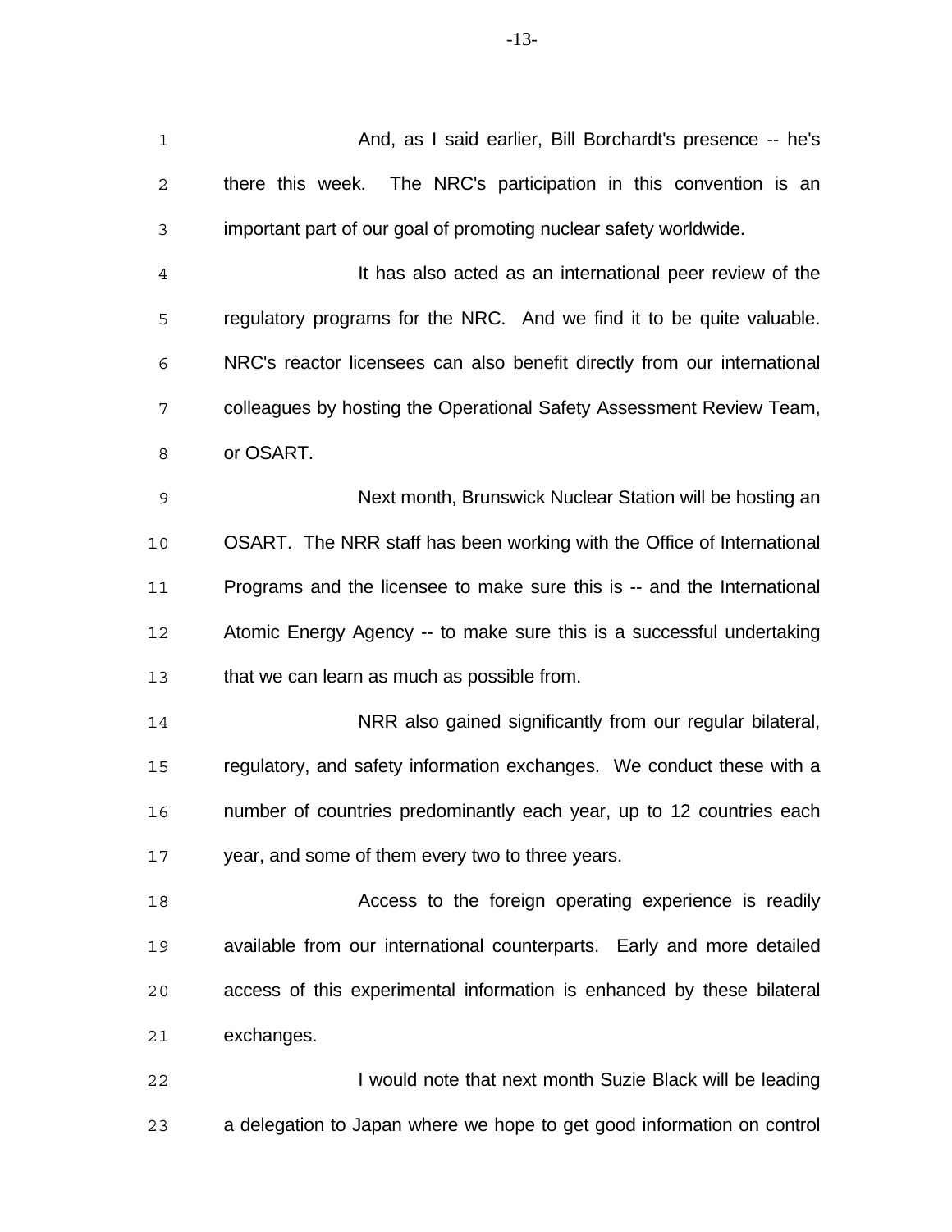And, as I said earlier, Bill Borchardt's presence -- he's there this week. The NRC's participation in this convention is an important part of our goal of promoting nuclear safety worldwide.

It has also acted as an international peer review of the regulatory programs for the NRC. And we find it to be quite valuable. NRC's reactor licensees can also benefit directly from our international colleagues by hosting the Operational Safety Assessment Review Team, or OSART.

Next month, Brunswick Nuclear Station will be hosting an OSART. The NRR staff has been working with the Office of International Programs and the licensee to make sure this is -- and the International Atomic Energy Agency -- to make sure this is a successful undertaking that we can learn as much as possible from.

NRR also gained significantly from our regular bilateral, regulatory, and safety information exchanges. We conduct these with a number of countries predominantly each year, up to 12 countries each year, and some of them every two to three years.

Access to the foreign operating experience is readily available from our international counterparts. Early and more detailed access of this experimental information is enhanced by these bilateral exchanges.

I would note that next month Suzie Black will be leading a delegation to Japan where we hope to get good information on control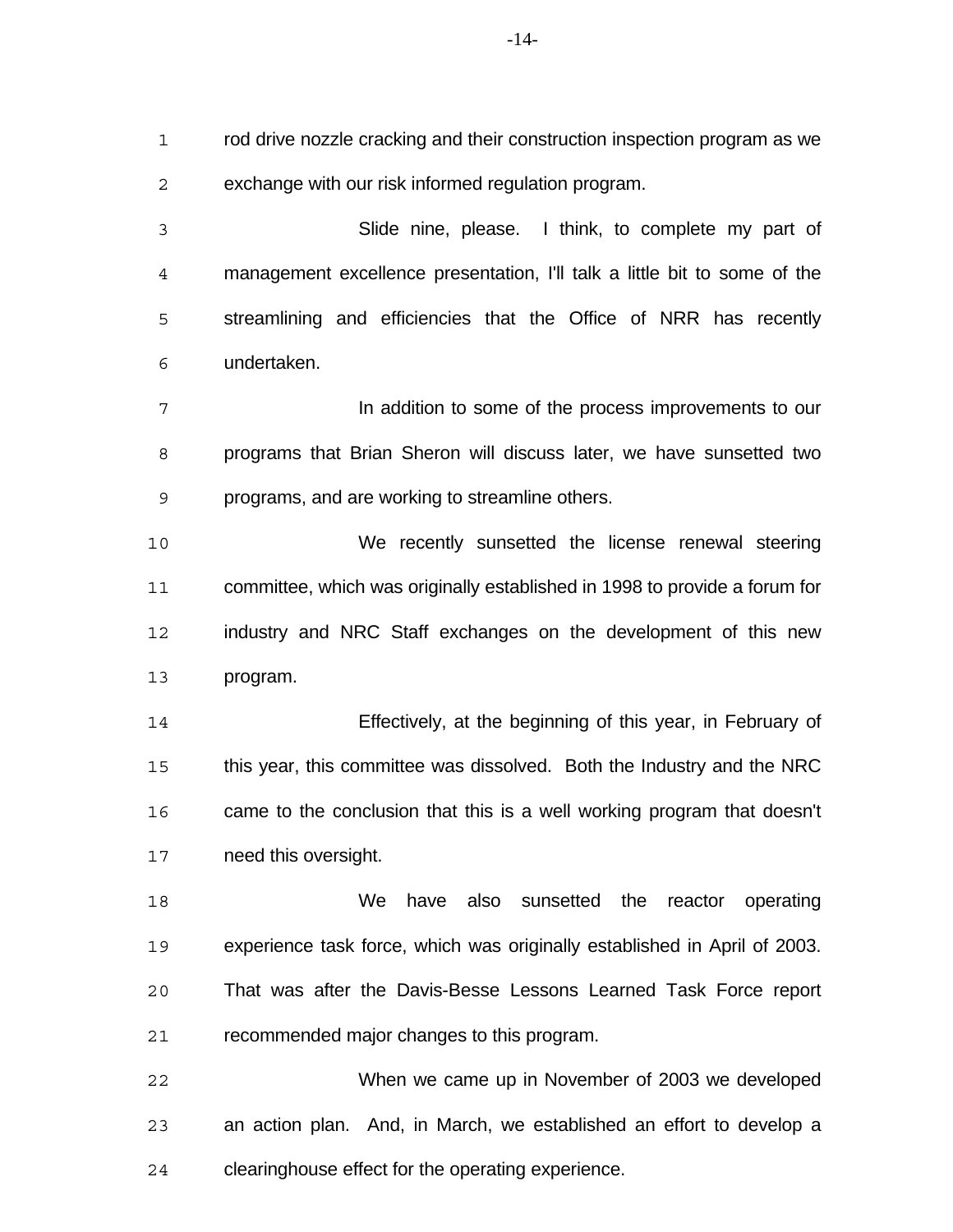rod drive nozzle cracking and their construction inspection program as we exchange with our risk informed regulation program.

Slide nine, please. I think, to complete my part of management excellence presentation, I'll talk a little bit to some of the streamlining and efficiencies that the Office of NRR has recently undertaken.

In addition to some of the process improvements to our programs that Brian Sheron will discuss later, we have sunsetted two programs, and are working to streamline others.

We recently sunsetted the license renewal steering committee, which was originally established in 1998 to provide a forum for industry and NRC Staff exchanges on the development of this new program.

Effectively, at the beginning of this year, in February of this year, this committee was dissolved. Both the Industry and the NRC came to the conclusion that this is a well working program that doesn't need this oversight.

We have also sunsetted the reactor operating experience task force, which was originally established in April of 2003. That was after the Davis-Besse Lessons Learned Task Force report recommended major changes to this program.

When we came up in November of 2003 we developed an action plan. And, in March, we established an effort to develop a clearinghouse effect for the operating experience.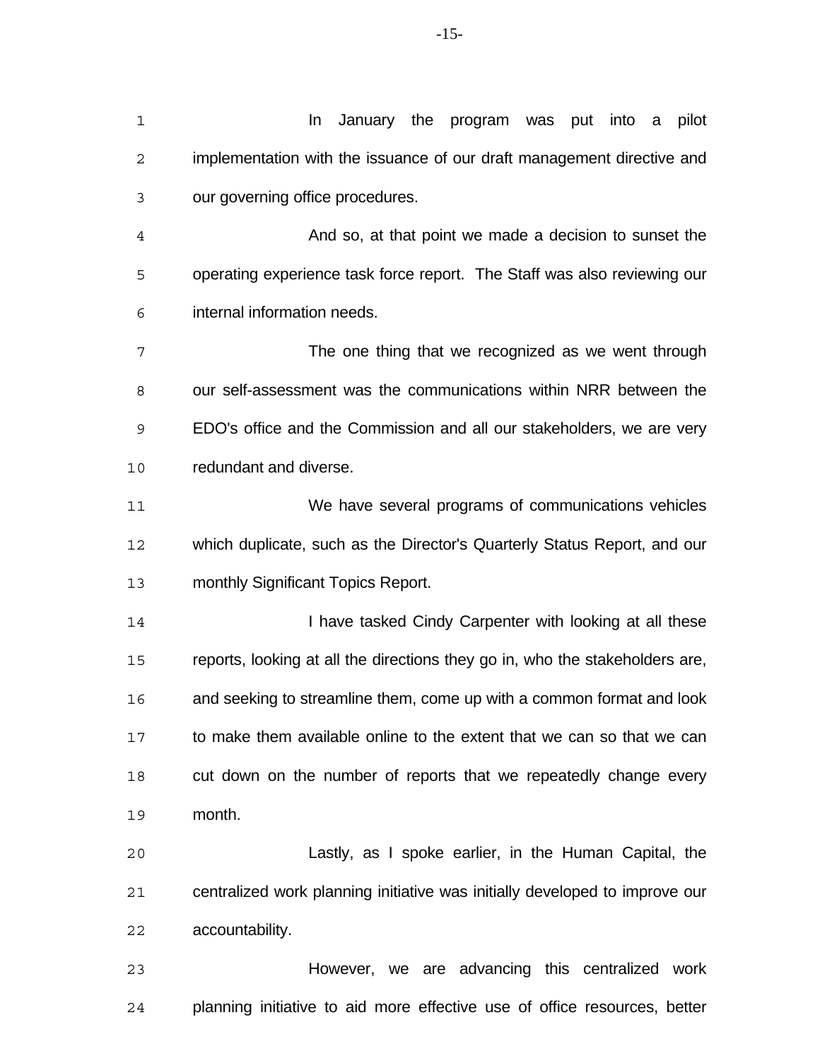In January the program was put into a pilot implementation with the issuance of our draft management directive and our governing office procedures.

And so, at that point we made a decision to sunset the operating experience task force report. The Staff was also reviewing our internal information needs.

The one thing that we recognized as we went through our self-assessment was the communications within NRR between the EDO's office and the Commission and all our stakeholders, we are very redundant and diverse.

We have several programs of communications vehicles which duplicate, such as the Director's Quarterly Status Report, and our monthly Significant Topics Report.

I have tasked Cindy Carpenter with looking at all these reports, looking at all the directions they go in, who the stakeholders are, and seeking to streamline them, come up with a common format and look to make them available online to the extent that we can so that we can cut down on the number of reports that we repeatedly change every month.

Lastly, as I spoke earlier, in the Human Capital, the centralized work planning initiative was initially developed to improve our accountability.

However, we are advancing this centralized work planning initiative to aid more effective use of office resources, better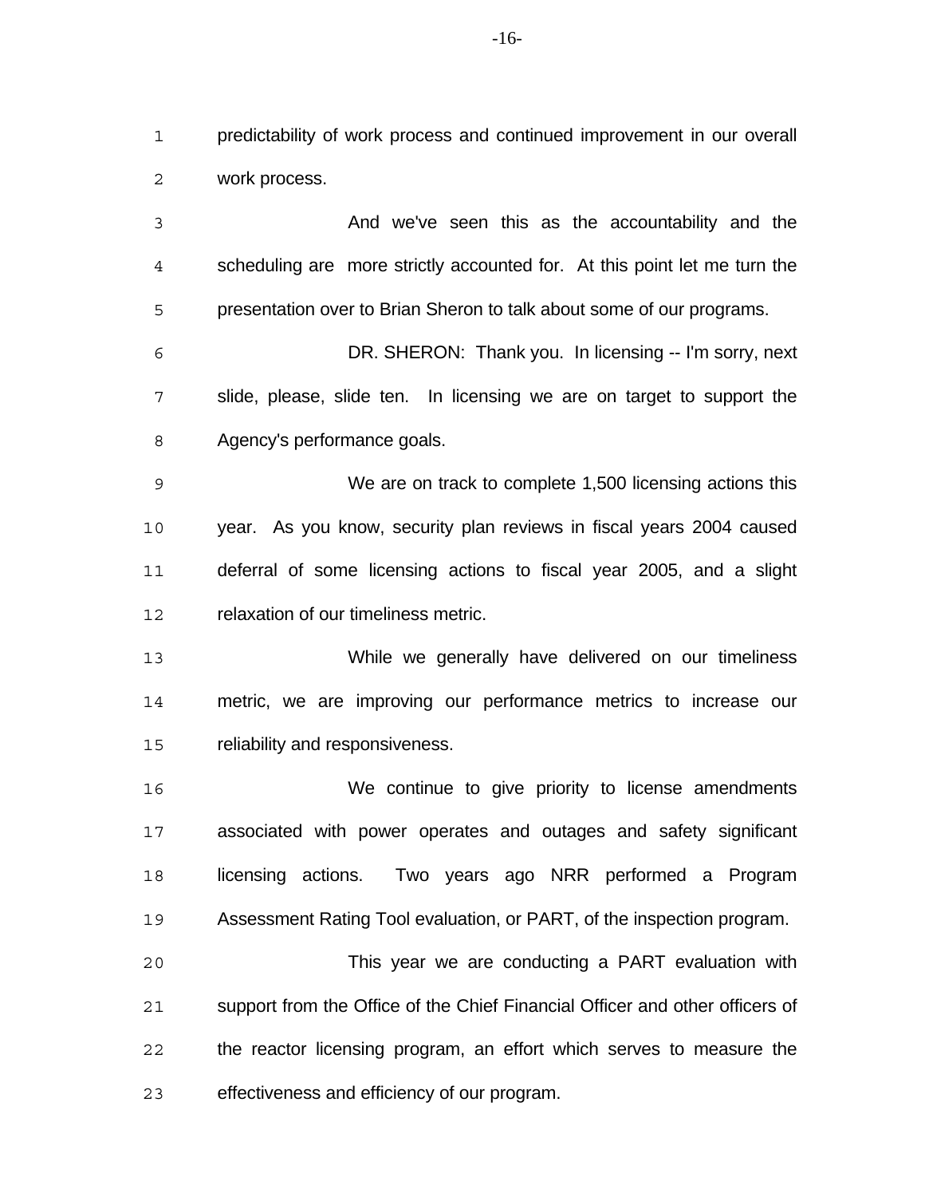predictability of work process and continued improvement in our overall work process.

And we've seen this as the accountability and the scheduling are more strictly accounted for. At this point let me turn the presentation over to Brian Sheron to talk about some of our programs.

DR. SHERON: Thank you. In licensing -- I'm sorry, next slide, please, slide ten. In licensing we are on target to support the Agency's performance goals.

We are on track to complete 1,500 licensing actions this year. As you know, security plan reviews in fiscal years 2004 caused deferral of some licensing actions to fiscal year 2005, and a slight relaxation of our timeliness metric.

While we generally have delivered on our timeliness metric, we are improving our performance metrics to increase our reliability and responsiveness.

We continue to give priority to license amendments associated with power operates and outages and safety significant licensing actions. Two years ago NRR performed a Program Assessment Rating Tool evaluation, or PART, of the inspection program.

This year we are conducting a PART evaluation with support from the Office of the Chief Financial Officer and other officers of the reactor licensing program, an effort which serves to measure the effectiveness and efficiency of our program.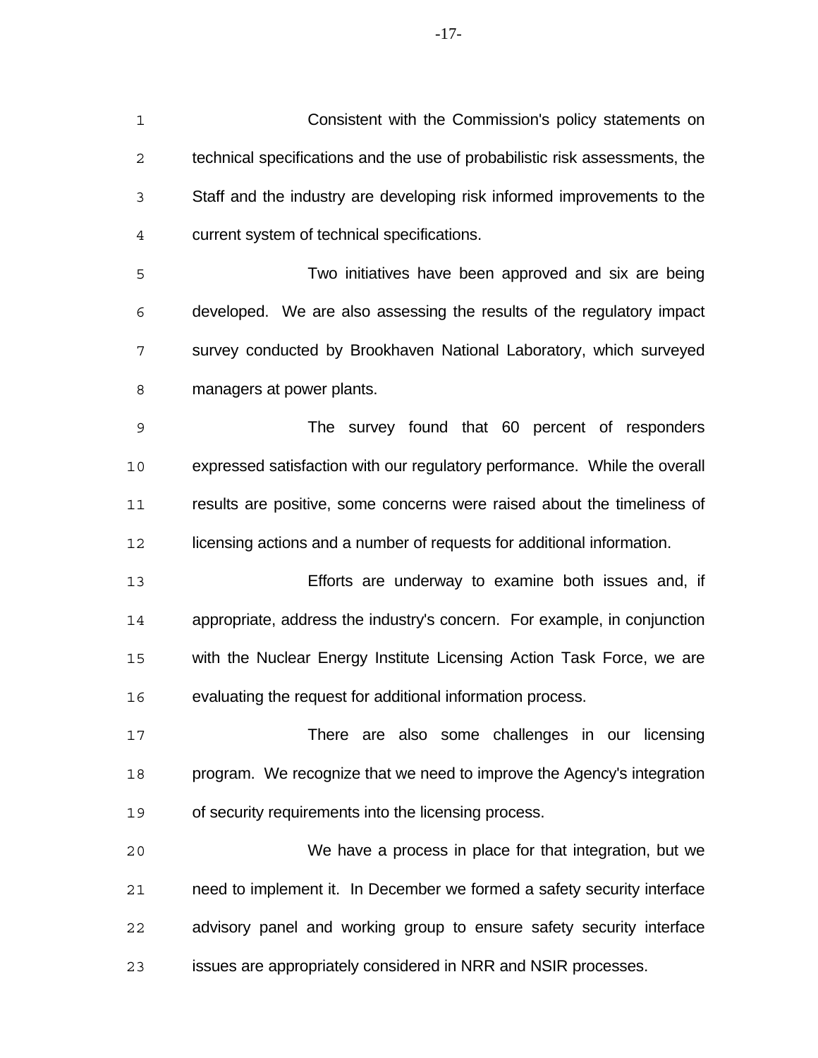Consistent with the Commission's policy statements on technical specifications and the use of probabilistic risk assessments, the Staff and the industry are developing risk informed improvements to the current system of technical specifications.

Two initiatives have been approved and six are being developed. We are also assessing the results of the regulatory impact survey conducted by Brookhaven National Laboratory, which surveyed managers at power plants.

The survey found that 60 percent of responders expressed satisfaction with our regulatory performance. While the overall results are positive, some concerns were raised about the timeliness of licensing actions and a number of requests for additional information.

Efforts are underway to examine both issues and, if appropriate, address the industry's concern. For example, in conjunction with the Nuclear Energy Institute Licensing Action Task Force, we are evaluating the request for additional information process.

There are also some challenges in our licensing program. We recognize that we need to improve the Agency's integration of security requirements into the licensing process.

We have a process in place for that integration, but we need to implement it. In December we formed a safety security interface advisory panel and working group to ensure safety security interface issues are appropriately considered in NRR and NSIR processes.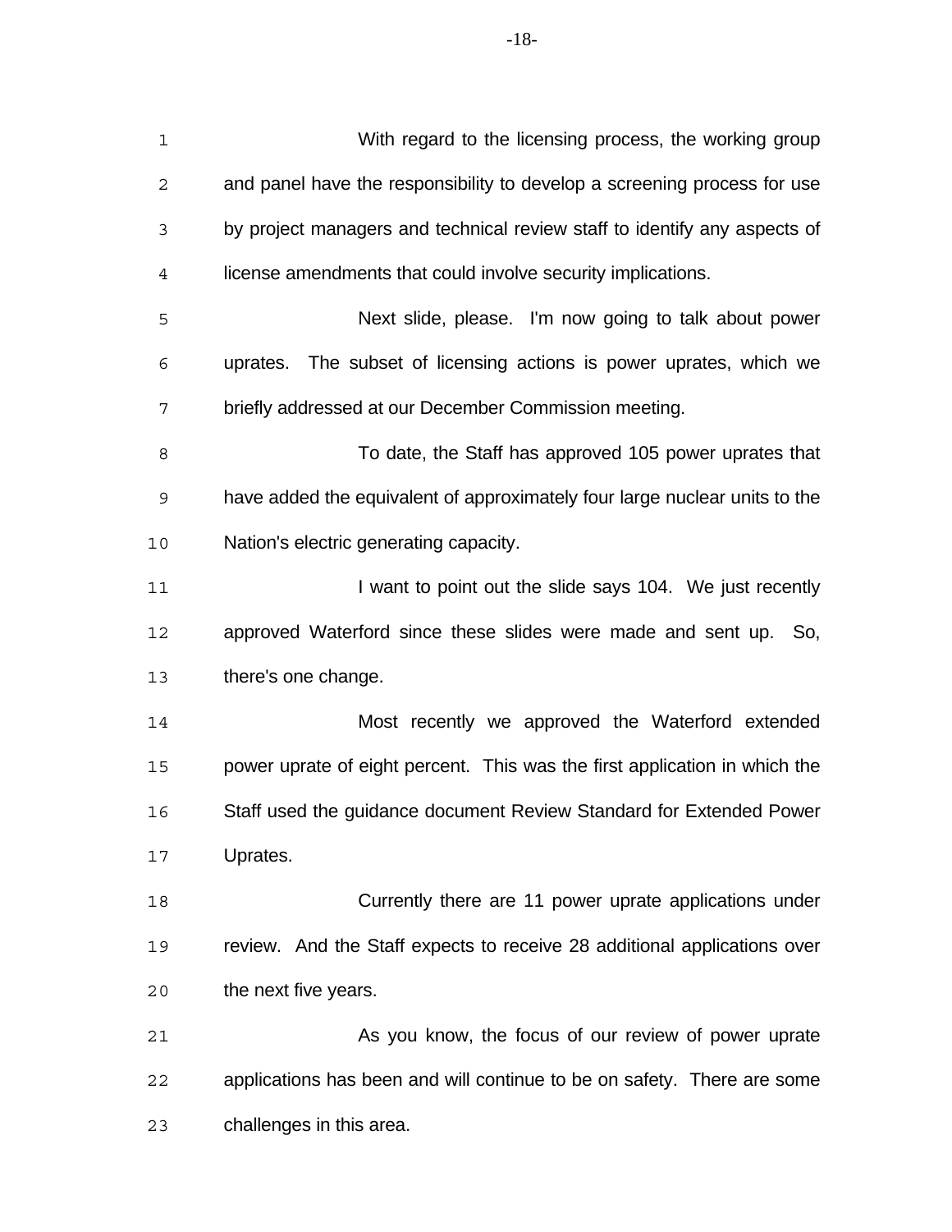With regard to the licensing process, the working group and panel have the responsibility to develop a screening process for use by project managers and technical review staff to identify any aspects of license amendments that could involve security implications.

Next slide, please. I'm now going to talk about power uprates. The subset of licensing actions is power uprates, which we briefly addressed at our December Commission meeting.

To date, the Staff has approved 105 power uprates that have added the equivalent of approximately four large nuclear units to the Nation's electric generating capacity.

I want to point out the slide says 104. We just recently approved Waterford since these slides were made and sent up. So, there's one change.

Most recently we approved the Waterford extended power uprate of eight percent. This was the first application in which the Staff used the guidance document Review Standard for Extended Power Uprates.

Currently there are 11 power uprate applications under review. And the Staff expects to receive 28 additional applications over the next five years.

As you know, the focus of our review of power uprate applications has been and will continue to be on safety. There are some challenges in this area.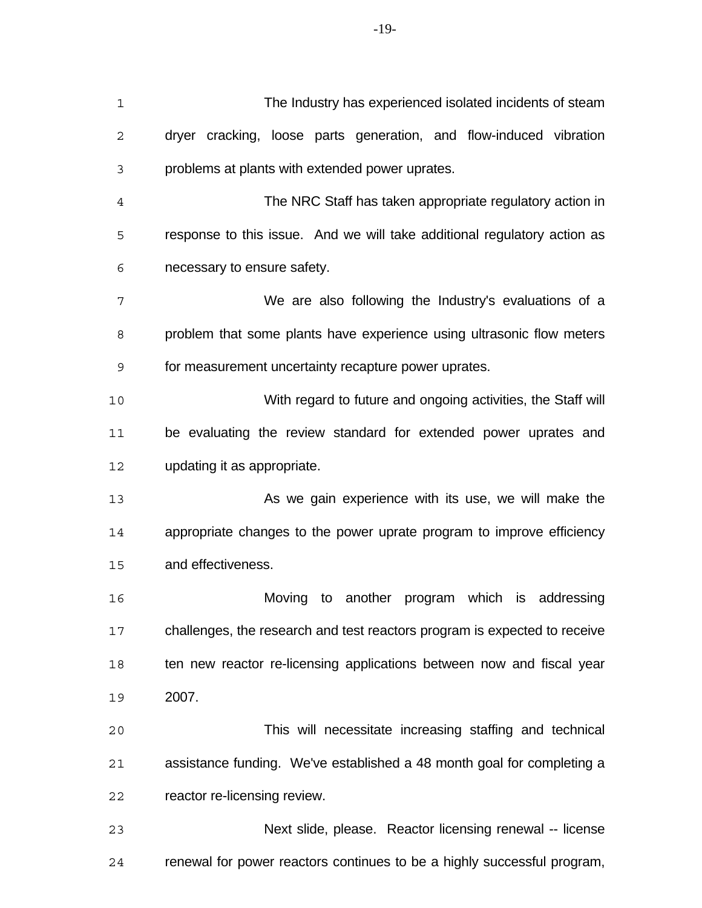The Industry has experienced isolated incidents of steam dryer cracking, loose parts generation, and flow-induced vibration problems at plants with extended power uprates.

The NRC Staff has taken appropriate regulatory action in response to this issue. And we will take additional regulatory action as necessary to ensure safety.

We are also following the Industry's evaluations of a problem that some plants have experience using ultrasonic flow meters for measurement uncertainty recapture power uprates.

With regard to future and ongoing activities, the Staff will be evaluating the review standard for extended power uprates and updating it as appropriate.

As we gain experience with its use, we will make the appropriate changes to the power uprate program to improve efficiency and effectiveness.

Moving to another program which is addressing challenges, the research and test reactors program is expected to receive ten new reactor re-licensing applications between now and fiscal year 2007.

This will necessitate increasing staffing and technical assistance funding. We've established a 48 month goal for completing a reactor re-licensing review.

Next slide, please. Reactor licensing renewal -- license renewal for power reactors continues to be a highly successful program,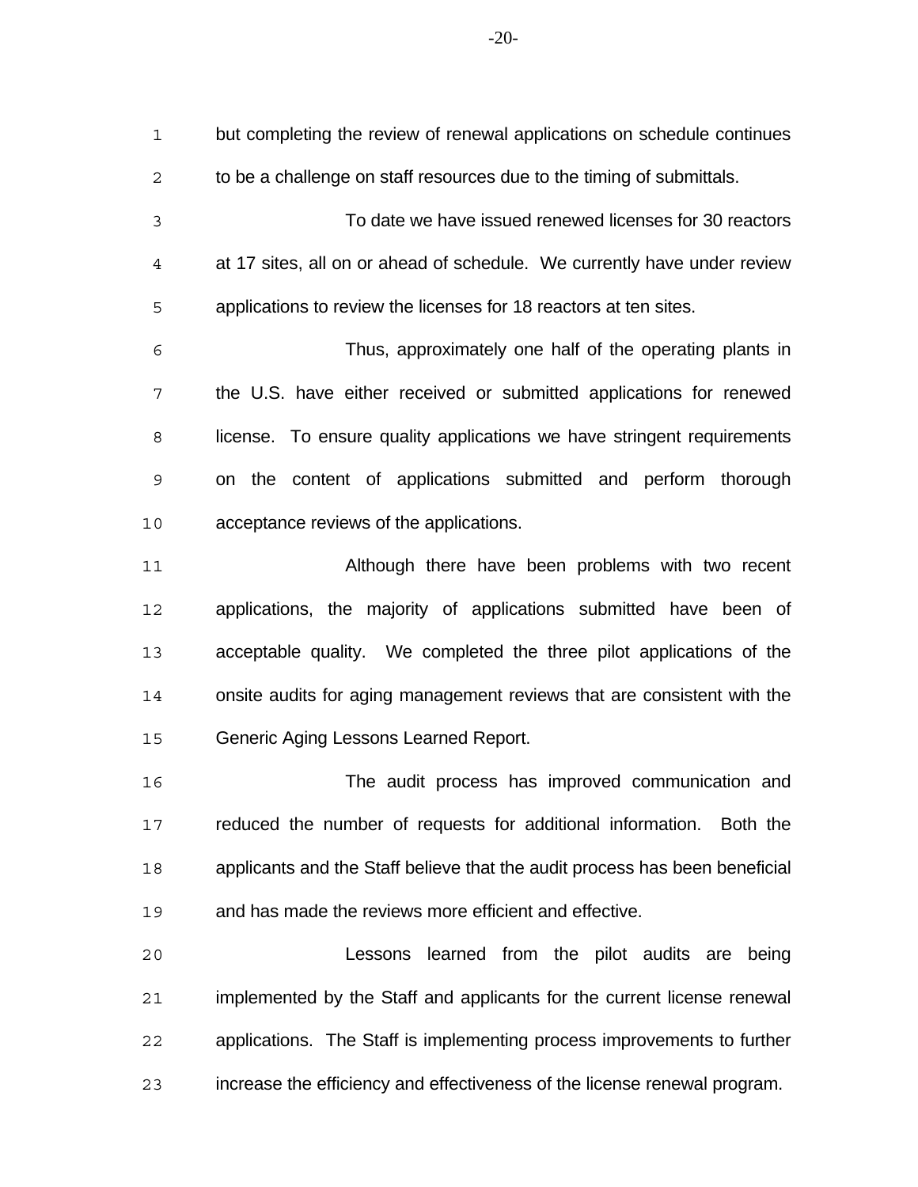but completing the review of renewal applications on schedule continues to be a challenge on staff resources due to the timing of submittals.

To date we have issued renewed licenses for 30 reactors at 17 sites, all on or ahead of schedule. We currently have under review applications to review the licenses for 18 reactors at ten sites.

Thus, approximately one half of the operating plants in the U.S. have either received or submitted applications for renewed license. To ensure quality applications we have stringent requirements on the content of applications submitted and perform thorough acceptance reviews of the applications.

Although there have been problems with two recent applications, the majority of applications submitted have been of acceptable quality. We completed the three pilot applications of the onsite audits for aging management reviews that are consistent with the Generic Aging Lessons Learned Report.

The audit process has improved communication and reduced the number of requests for additional information. Both the applicants and the Staff believe that the audit process has been beneficial and has made the reviews more efficient and effective.

Lessons learned from the pilot audits are being implemented by the Staff and applicants for the current license renewal applications. The Staff is implementing process improvements to further increase the efficiency and effectiveness of the license renewal program.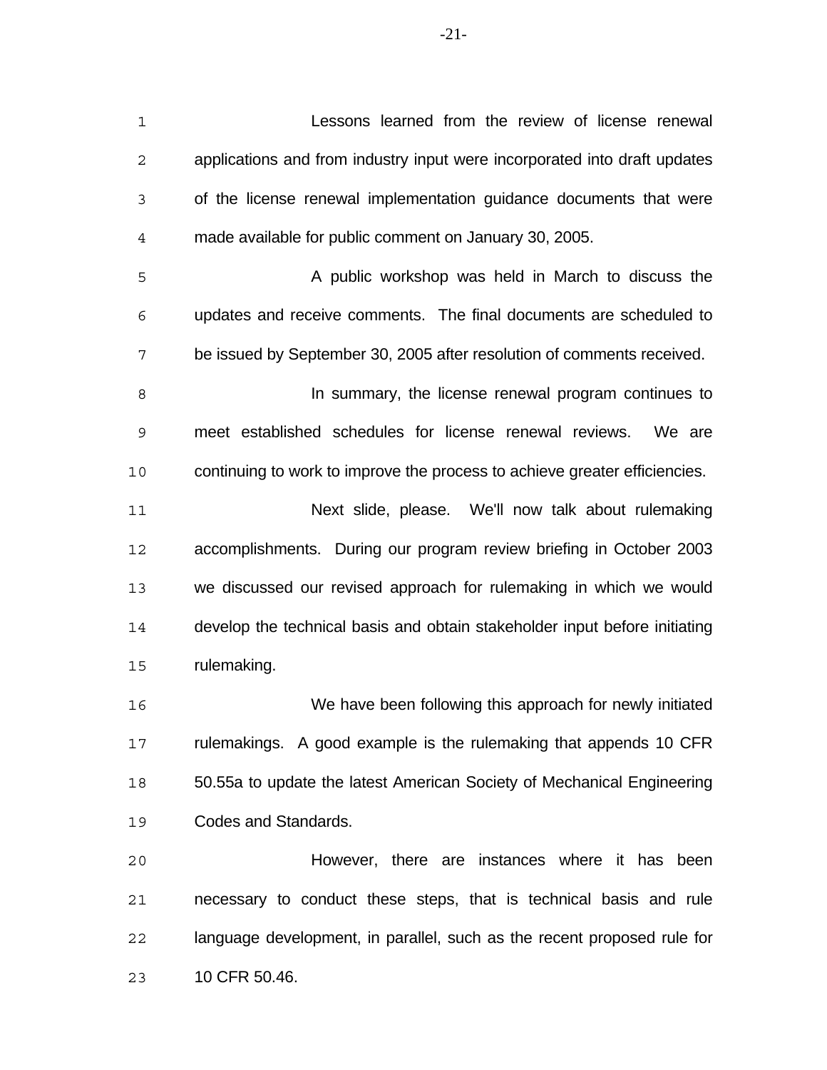Lessons learned from the review of license renewal applications and from industry input were incorporated into draft updates of the license renewal implementation guidance documents that were made available for public comment on January 30, 2005.

A public workshop was held in March to discuss the updates and receive comments. The final documents are scheduled to be issued by September 30, 2005 after resolution of comments received.

In summary, the license renewal program continues to meet established schedules for license renewal reviews. We are continuing to work to improve the process to achieve greater efficiencies.

Next slide, please. We'll now talk about rulemaking accomplishments. During our program review briefing in October 2003 we discussed our revised approach for rulemaking in which we would develop the technical basis and obtain stakeholder input before initiating rulemaking.

We have been following this approach for newly initiated rulemakings. A good example is the rulemaking that appends 10 CFR 50.55a to update the latest American Society of Mechanical Engineering Codes and Standards.

However, there are instances where it has been necessary to conduct these steps, that is technical basis and rule language development, in parallel, such as the recent proposed rule for 10 CFR 50.46.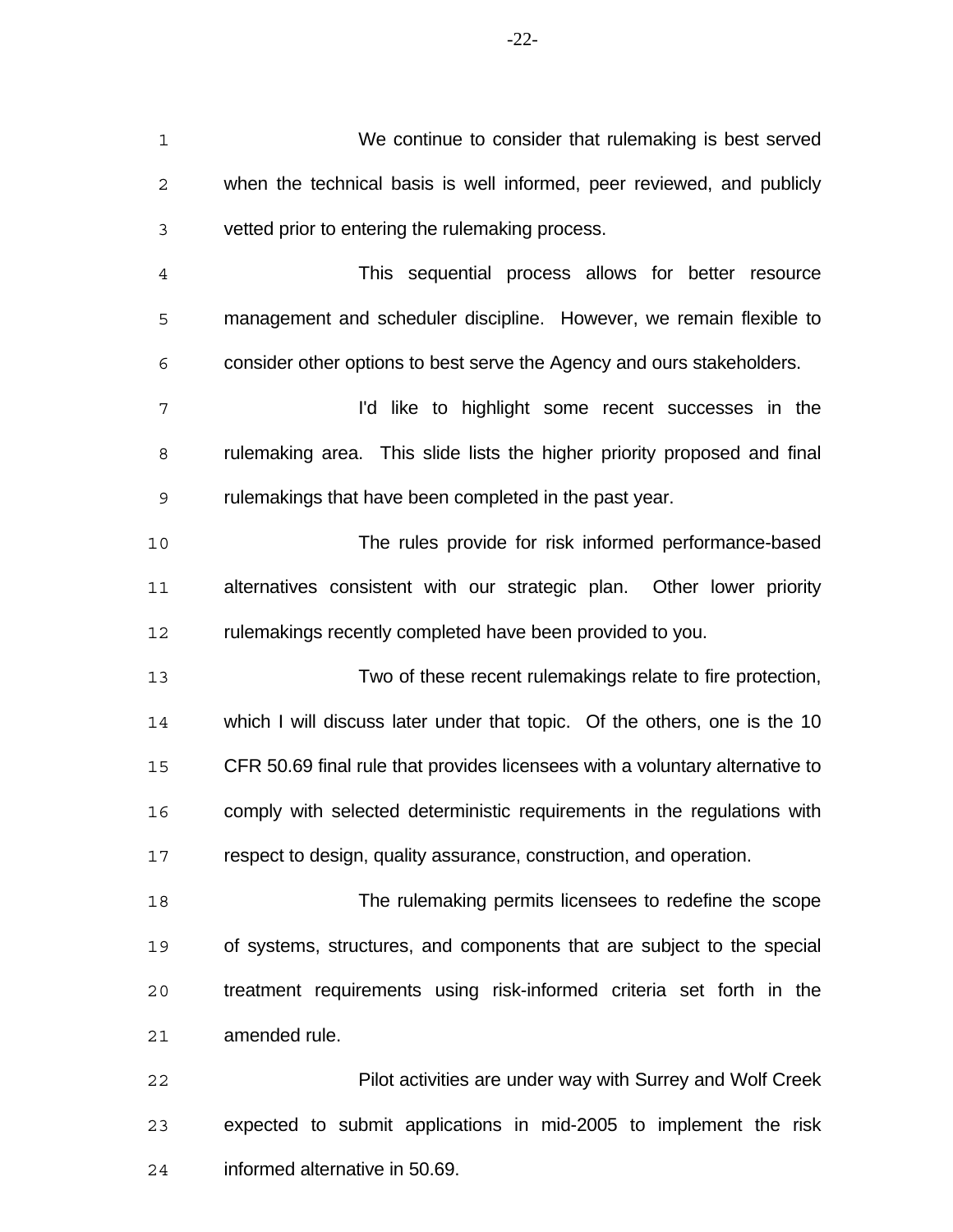We continue to consider that rulemaking is best served when the technical basis is well informed, peer reviewed, and publicly vetted prior to entering the rulemaking process.

This sequential process allows for better resource management and scheduler discipline. However, we remain flexible to consider other options to best serve the Agency and ours stakeholders.

I'd like to highlight some recent successes in the rulemaking area. This slide lists the higher priority proposed and final rulemakings that have been completed in the past year.

The rules provide for risk informed performance-based alternatives consistent with our strategic plan. Other lower priority rulemakings recently completed have been provided to you.

Two of these recent rulemakings relate to fire protection, which I will discuss later under that topic. Of the others, one is the 10 CFR 50.69 final rule that provides licensees with a voluntary alternative to comply with selected deterministic requirements in the regulations with respect to design, quality assurance, construction, and operation.

The rulemaking permits licensees to redefine the scope of systems, structures, and components that are subject to the special treatment requirements using risk-informed criteria set forth in the amended rule.

Pilot activities are under way with Surrey and Wolf Creek expected to submit applications in mid-2005 to implement the risk informed alternative in 50.69.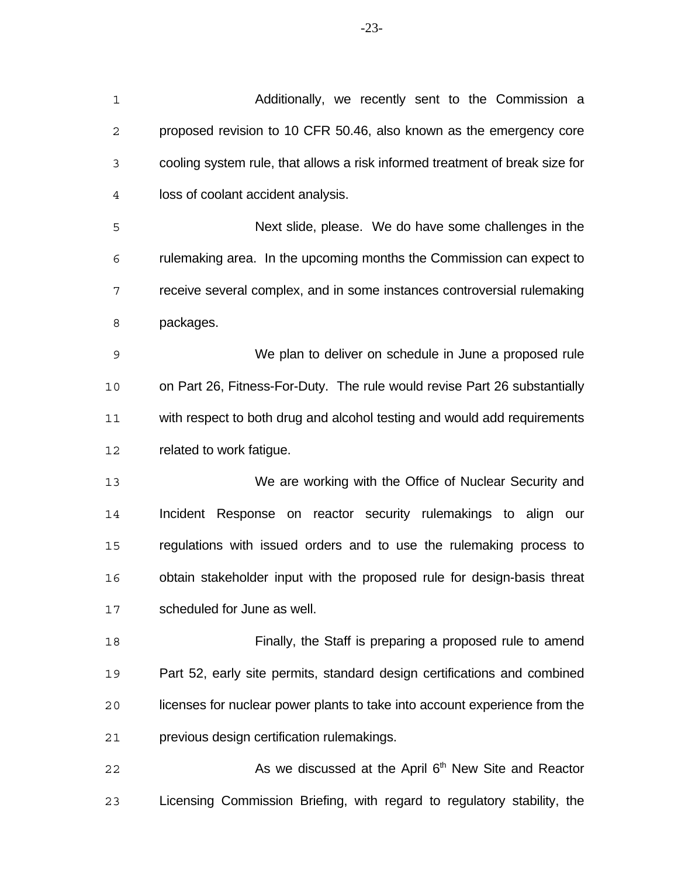Additionally, we recently sent to the Commission a proposed revision to 10 CFR 50.46, also known as the emergency core cooling system rule, that allows a risk informed treatment of break size for loss of coolant accident analysis.

Next slide, please. We do have some challenges in the rulemaking area. In the upcoming months the Commission can expect to receive several complex, and in some instances controversial rulemaking packages.

We plan to deliver on schedule in June a proposed rule on Part 26, Fitness-For-Duty. The rule would revise Part 26 substantially with respect to both drug and alcohol testing and would add requirements related to work fatigue.

We are working with the Office of Nuclear Security and Incident Response on reactor security rulemakings to align our regulations with issued orders and to use the rulemaking process to obtain stakeholder input with the proposed rule for design-basis threat scheduled for June as well.

Finally, the Staff is preparing a proposed rule to amend Part 52, early site permits, standard design certifications and combined licenses for nuclear power plants to take into account experience from the previous design certification rulemakings.

As we discussed at the April 6th New Site and Reactor Licensing Commission Briefing, with regard to regulatory stability, the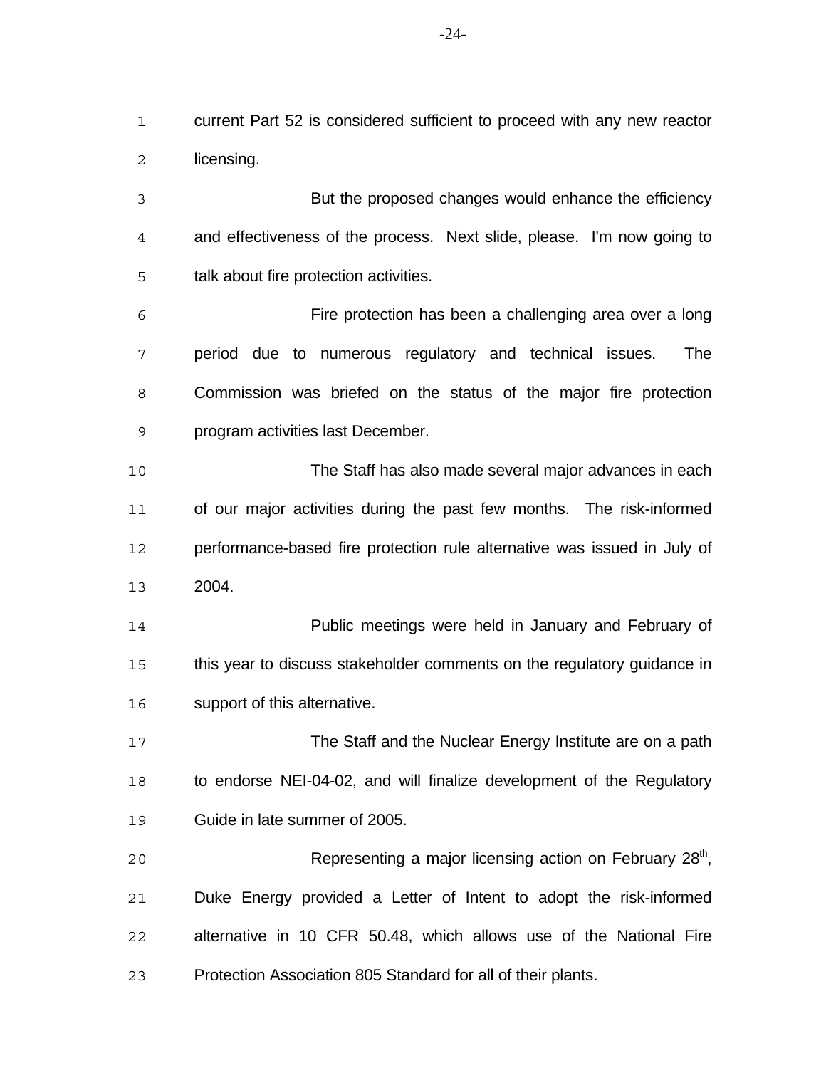current Part 52 is considered sufficient to proceed with any new reactor licensing.

But the proposed changes would enhance the efficiency and effectiveness of the process. Next slide, please. I'm now going to talk about fire protection activities.

Fire protection has been a challenging area over a long period due to numerous regulatory and technical issues. The Commission was briefed on the status of the major fire protection program activities last December.

The Staff has also made several major advances in each of our major activities during the past few months. The risk-informed performance-based fire protection rule alternative was issued in July of 2004.

Public meetings were held in January and February of this year to discuss stakeholder comments on the regulatory guidance in support of this alternative.

The Staff and the Nuclear Energy Institute are on a path to endorse NEI-04-02, and will finalize development of the Regulatory Guide in late summer of 2005.

Representing a major licensing action on February 28th, Duke Energy provided a Letter of Intent to adopt the risk-informed alternative in 10 CFR 50.48, which allows use of the National Fire Protection Association 805 Standard for all of their plants.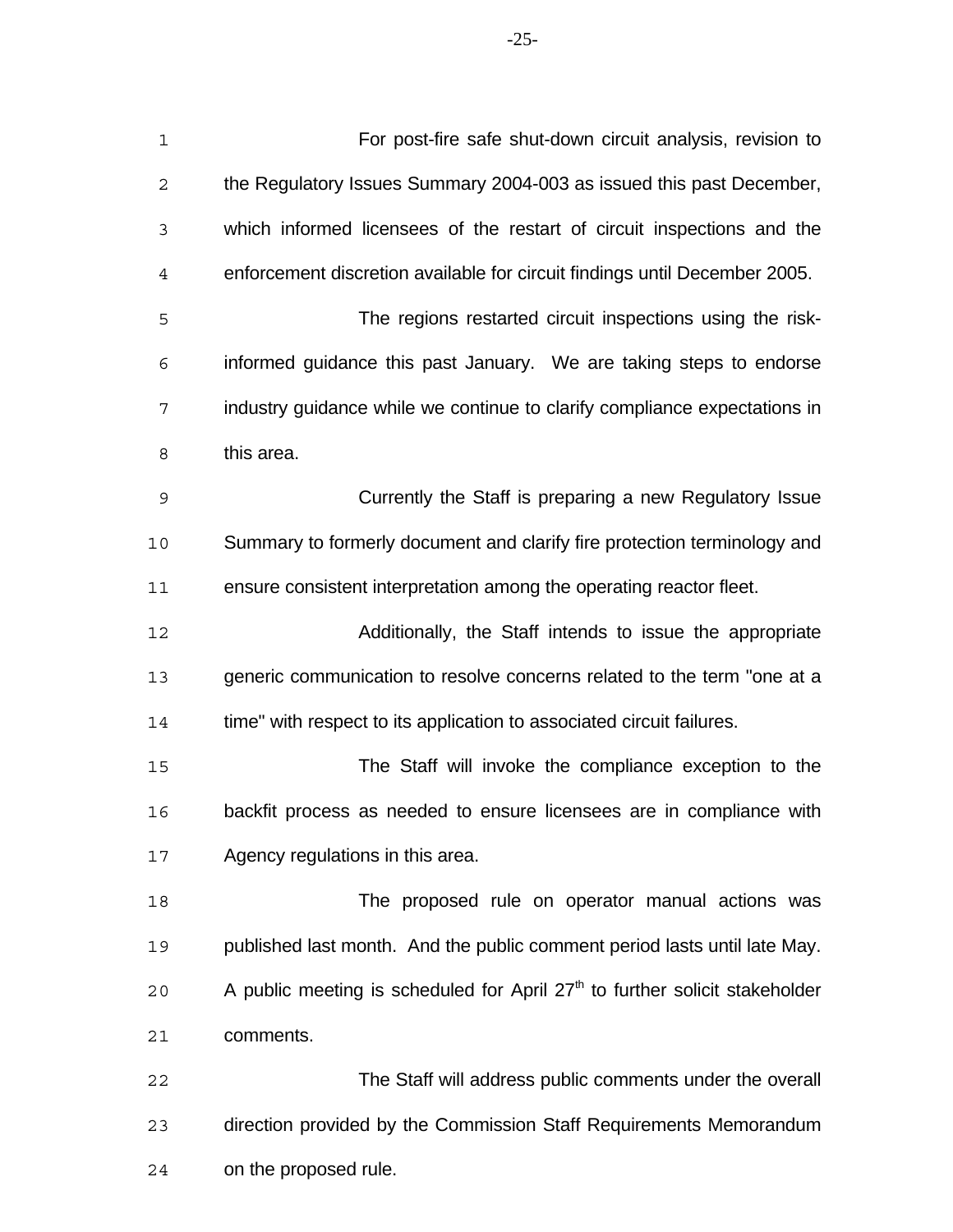For post-fire safe shut-down circuit analysis, revision to the Regulatory Issues Summary 2004-003 as issued this past December, which informed licensees of the restart of circuit inspections and the enforcement discretion available for circuit findings until December 2005.

The regions restarted circuit inspections using the risk-informed guidance this past January. We are taking steps to endorse industry guidance while we continue to clarify compliance expectations in this area.

Currently the Staff is preparing a new Regulatory Issue Summary to formerly document and clarify fire protection terminology and ensure consistent interpretation among the operating reactor fleet.

Additionally, the Staff intends to issue the appropriate generic communication to resolve concerns related to the term "one at a time" with respect to its application to associated circuit failures.

The Staff will invoke the compliance exception to the backfit process as needed to ensure licensees are in compliance with Agency regulations in this area.

The proposed rule on operator manual actions was published last month. And the public comment period lasts until late May. A public meeting is scheduled for April 27th to further solicit stakeholder comments.

The Staff will address public comments under the overall direction provided by the Commission Staff Requirements Memorandum on the proposed rule.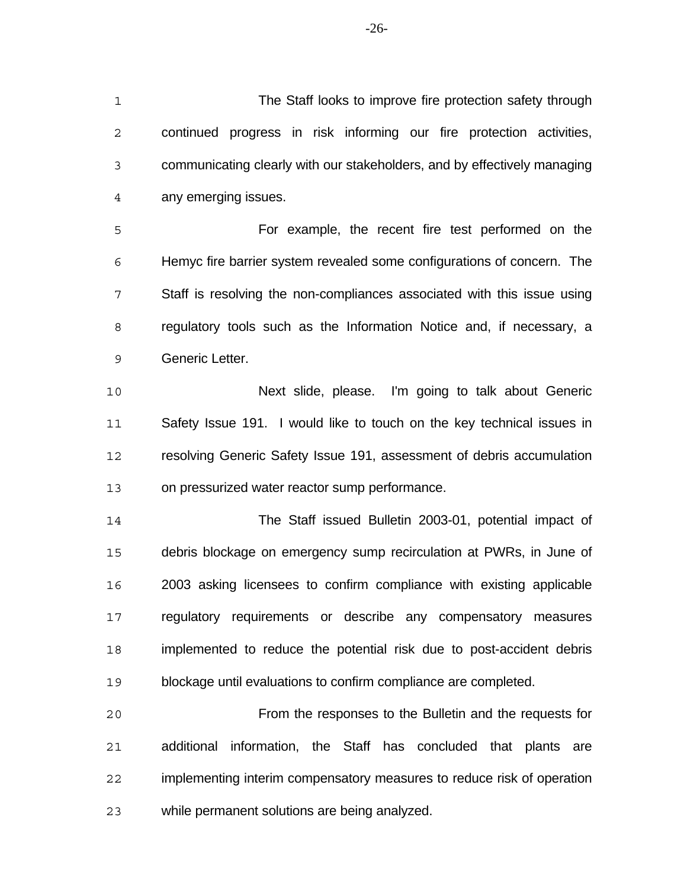The Staff looks to improve fire protection safety through continued progress in risk informing our fire protection activities, communicating clearly with our stakeholders, and by effectively managing any emerging issues.

For example, the recent fire test performed on the Hemyc fire barrier system revealed some configurations of concern. The Staff is resolving the non-compliances associated with this issue using regulatory tools such as the Information Notice and, if necessary, a Generic Letter.

Next slide, please. I'm going to talk about Generic Safety Issue 191. I would like to touch on the key technical issues in resolving Generic Safety Issue 191, assessment of debris accumulation on pressurized water reactor sump performance.

The Staff issued Bulletin 2003-01, potential impact of debris blockage on emergency sump recirculation at PWRs, in June of 2003 asking licensees to confirm compliance with existing applicable regulatory requirements or describe any compensatory measures implemented to reduce the potential risk due to post-accident debris blockage until evaluations to confirm compliance are completed.

From the responses to the Bulletin and the requests for additional information, the Staff has concluded that plants are implementing interim compensatory measures to reduce risk of operation while permanent solutions are being analyzed.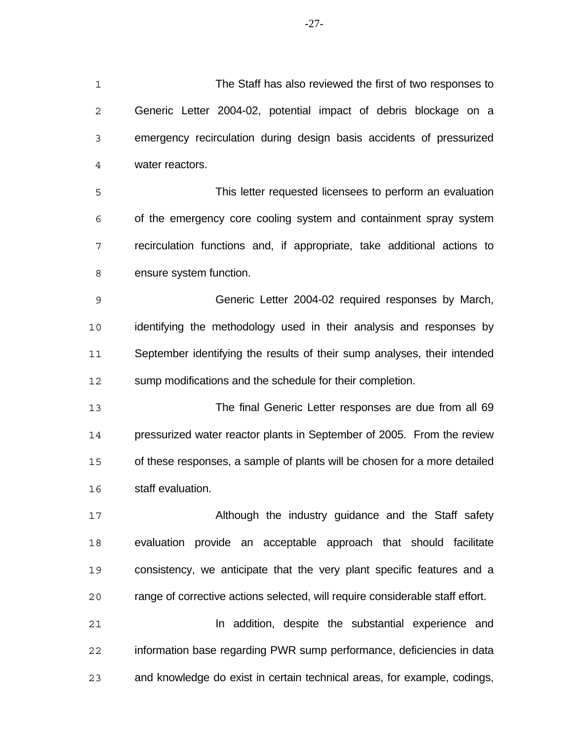The Staff has also reviewed the first of two responses to Generic Letter 2004-02, potential impact of debris blockage on a emergency recirculation during design basis accidents of pressurized water reactors.

This letter requested licensees to perform an evaluation of the emergency core cooling system and containment spray system recirculation functions and, if appropriate, take additional actions to ensure system function.

Generic Letter 2004-02 required responses by March, identifying the methodology used in their analysis and responses by September identifying the results of their sump analyses, their intended sump modifications and the schedule for their completion.

The final Generic Letter responses are due from all 69 pressurized water reactor plants in September of 2005. From the review of these responses, a sample of plants will be chosen for a more detailed staff evaluation.

Although the industry guidance and the Staff safety evaluation provide an acceptable approach that should facilitate consistency, we anticipate that the very plant specific features and a range of corrective actions selected, will require considerable staff effort.

In addition, despite the substantial experience and information base regarding PWR sump performance, deficiencies in data and knowledge do exist in certain technical areas, for example, codings,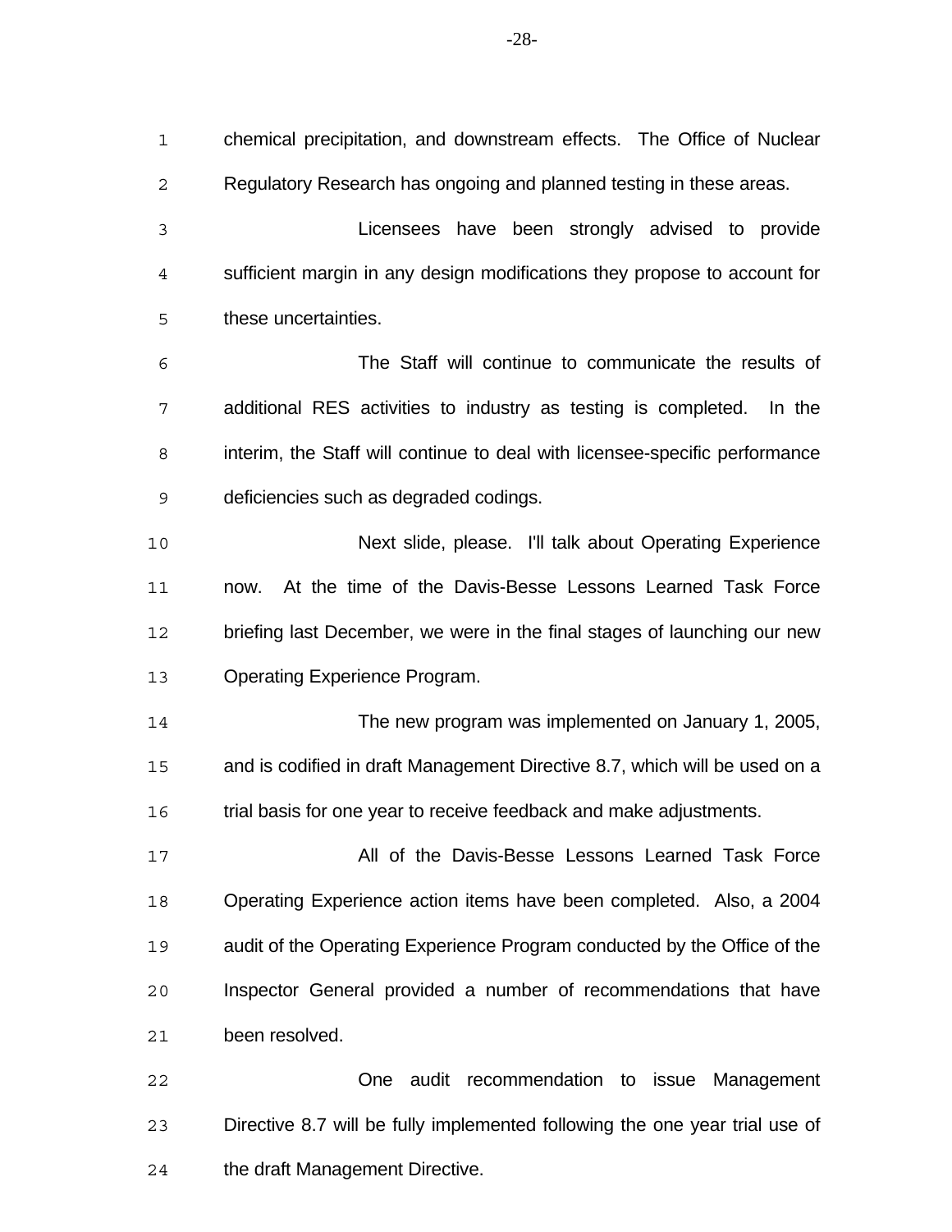chemical precipitation, and downstream effects. The Office of Nuclear Regulatory Research has ongoing and planned testing in these areas.

Licensees have been strongly advised to provide sufficient margin in any design modifications they propose to account for these uncertainties.

The Staff will continue to communicate the results of additional RES activities to industry as testing is completed. In the interim, the Staff will continue to deal with licensee-specific performance deficiencies such as degraded codings.

Next slide, please. I'll talk about Operating Experience now. At the time of the Davis-Besse Lessons Learned Task Force briefing last December, we were in the final stages of launching our new Operating Experience Program.

The new program was implemented on January 1, 2005, and is codified in draft Management Directive 8.7, which will be used on a trial basis for one year to receive feedback and make adjustments.

All of the Davis-Besse Lessons Learned Task Force Operating Experience action items have been completed. Also, a 2004 audit of the Operating Experience Program conducted by the Office of the Inspector General provided a number of recommendations that have been resolved.

One audit recommendation to issue Management Directive 8.7 will be fully implemented following the one year trial use of the draft Management Directive.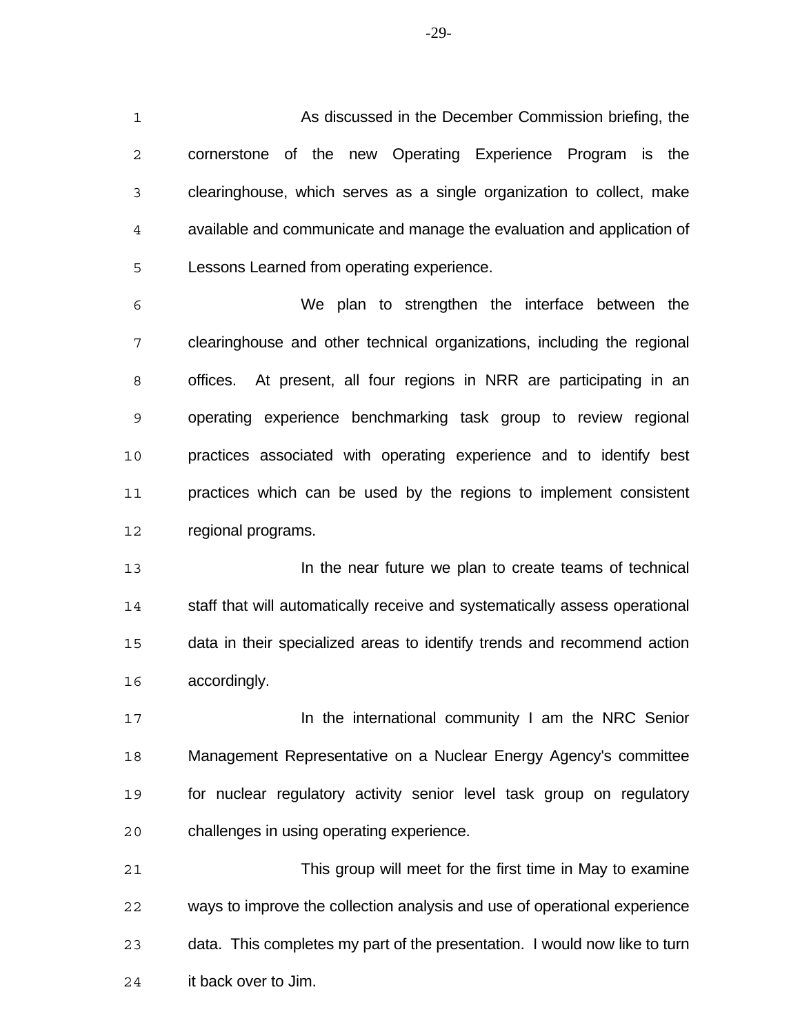As discussed in the December Commission briefing, the cornerstone of the new Operating Experience Program is the clearinghouse, which serves as a single organization to collect, make available and communicate and manage the evaluation and application of Lessons Learned from operating experience.

We plan to strengthen the interface between the clearinghouse and other technical organizations, including the regional offices. At present, all four regions in NRR are participating in an operating experience benchmarking task group to review regional practices associated with operating experience and to identify best practices which can be used by the regions to implement consistent regional programs.

In the near future we plan to create teams of technical staff that will automatically receive and systematically assess operational data in their specialized areas to identify trends and recommend action accordingly.

In the international community I am the NRC Senior Management Representative on a Nuclear Energy Agency's committee for nuclear regulatory activity senior level task group on regulatory challenges in using operating experience.

This group will meet for the first time in May to examine ways to improve the collection analysis and use of operational experience data. This completes my part of the presentation. I would now like to turn it back over to Jim.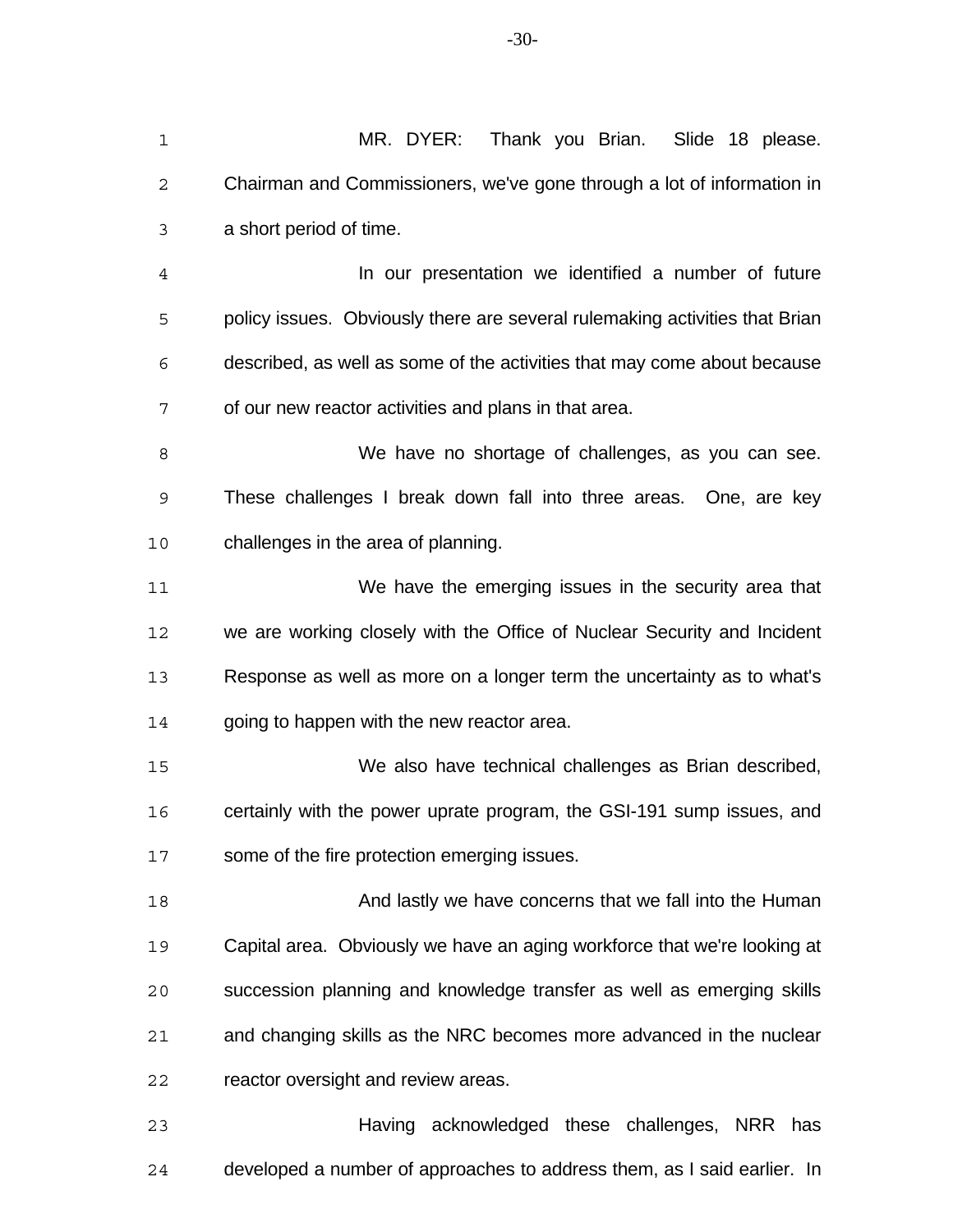MR. DYER: Thank you Brian. Slide 18 please. Chairman and Commissioners, we've gone through a lot of information in a short period of time.

In our presentation we identified a number of future policy issues. Obviously there are several rulemaking activities that Brian described, as well as some of the activities that may come about because of our new reactor activities and plans in that area.

We have no shortage of challenges, as you can see. These challenges I break down fall into three areas. One, are key challenges in the area of planning.

We have the emerging issues in the security area that we are working closely with the Office of Nuclear Security and Incident Response as well as more on a longer term the uncertainty as to what's going to happen with the new reactor area.

We also have technical challenges as Brian described, certainly with the power uprate program, the GSI-191 sump issues, and some of the fire protection emerging issues.

And lastly we have concerns that we fall into the Human Capital area. Obviously we have an aging workforce that we're looking at succession planning and knowledge transfer as well as emerging skills and changing skills as the NRC becomes more advanced in the nuclear reactor oversight and review areas.

Having acknowledged these challenges, NRR has developed a number of approaches to address them, as I said earlier. In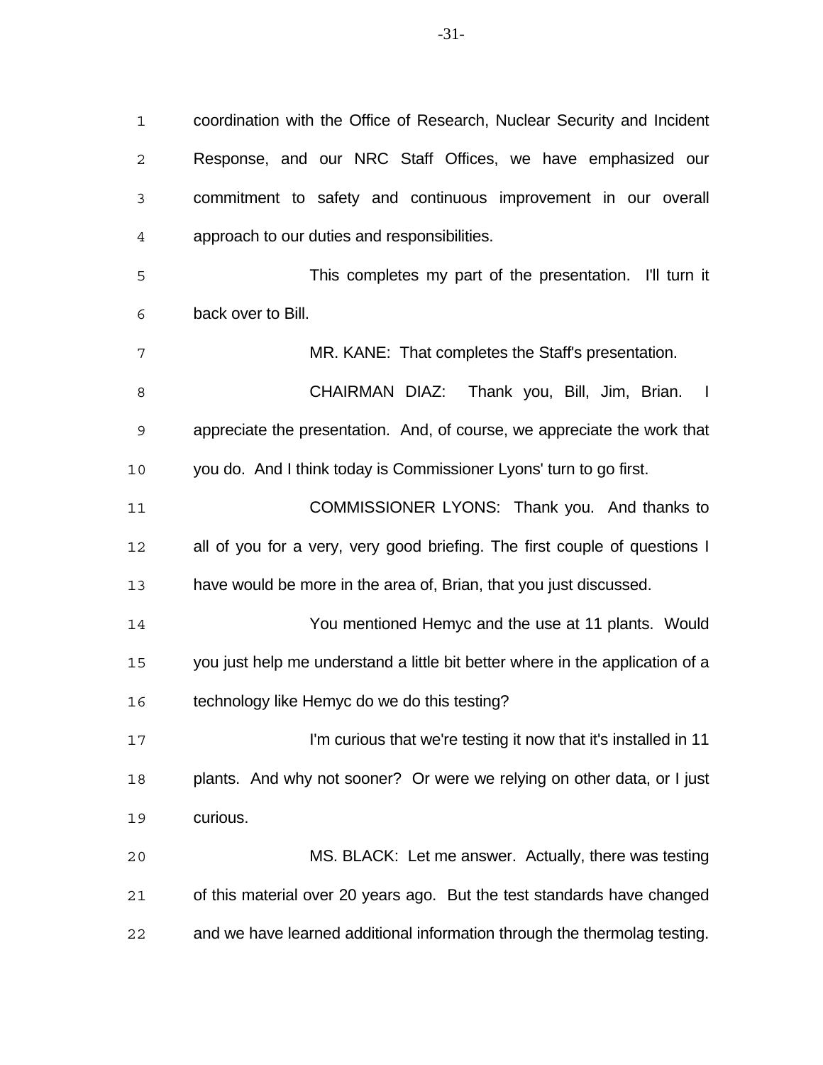coordination with the Office of Research, Nuclear Security and Incident Response, and our NRC Staff Offices, we have emphasized our commitment to safety and continuous improvement in our overall approach to our duties and responsibilities.

This completes my part of the presentation. I'll turn it back over to Bill.

MR. KANE: That completes the Staff's presentation.

CHAIRMAN DIAZ: Thank you, Bill, Jim, Brian. I appreciate the presentation. And, of course, we appreciate the work that you do. And I think today is Commissioner Lyons' turn to go first.

COMMISSIONER LYONS: Thank you. And thanks to all of you for a very, very good briefing. The first couple of questions I have would be more in the area of, Brian, that you just discussed.

You mentioned Hemyc and the use at 11 plants. Would you just help me understand a little bit better where in the application of a technology like Hemyc do we do this testing?

I'm curious that we're testing it now that it's installed in 11 plants. And why not sooner? Or were we relying on other data, or I just curious.

MS. BLACK: Let me answer. Actually, there was testing of this material over 20 years ago. But the test standards have changed and we have learned additional information through the thermolag testing.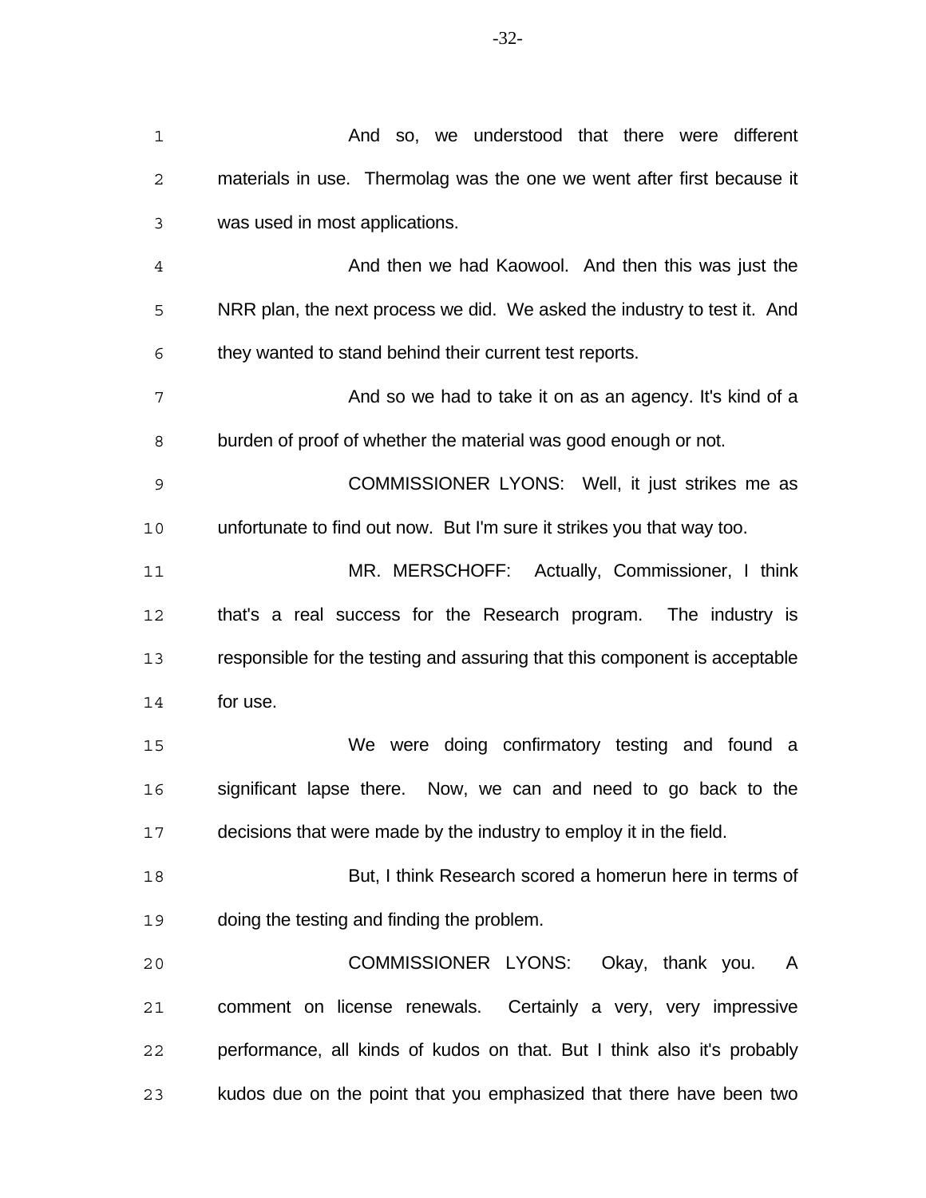And so, we understood that there were different materials in use. Thermolag was the one we went after first because it was used in most applications.

And then we had Kaowool. And then this was just the NRR plan, the next process we did. We asked the industry to test it. And they wanted to stand behind their current test reports.

And so we had to take it on as an agency. It's kind of a burden of proof of whether the material was good enough or not.

COMMISSIONER LYONS: Well, it just strikes me as unfortunate to find out now. But I'm sure it strikes you that way too.

MR. MERSCHOFF: Actually, Commissioner, I think that's a real success for the Research program. The industry is responsible for the testing and assuring that this component is acceptable for use.

We were doing confirmatory testing and found a significant lapse there. Now, we can and need to go back to the decisions that were made by the industry to employ it in the field.

But, I think Research scored a homerun here in terms of doing the testing and finding the problem.

COMMISSIONER LYONS: Okay, thank you. A comment on license renewals. Certainly a very, very impressive performance, all kinds of kudos on that. But I think also it's probably kudos due on the point that you emphasized that there have been two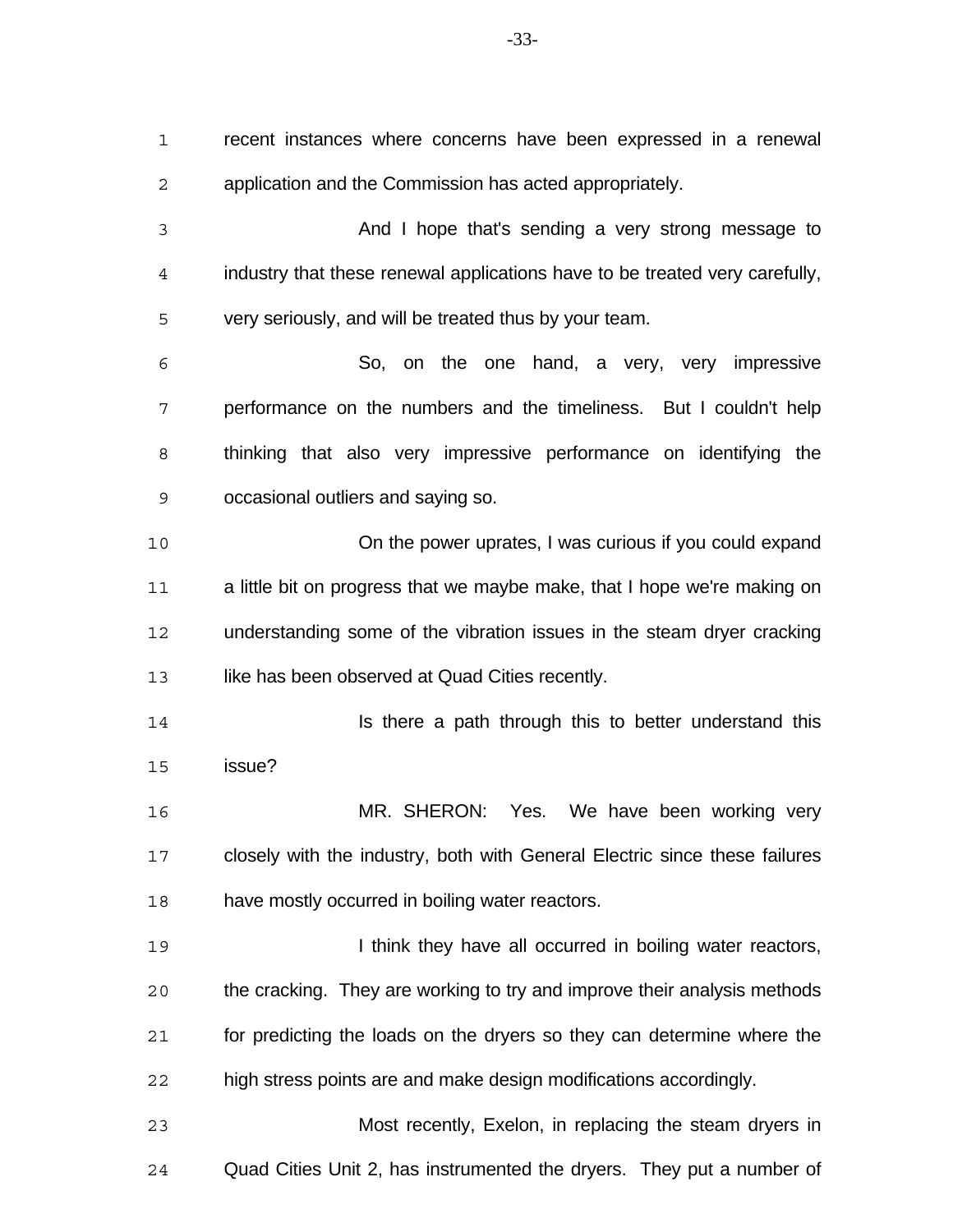recent instances where concerns have been expressed in a renewal application and the Commission has acted appropriately.

And I hope that's sending a very strong message to industry that these renewal applications have to be treated very carefully, very seriously, and will be treated thus by your team.

So, on the one hand, a very, very impressive performance on the numbers and the timeliness. But I couldn't help thinking that also very impressive performance on identifying the occasional outliers and saying so.

On the power uprates, I was curious if you could expand a little bit on progress that we maybe make, that I hope we're making on understanding some of the vibration issues in the steam dryer cracking like has been observed at Quad Cities recently.

Is there a path through this to better understand this issue?

MR. SHERON: Yes. We have been working very closely with the industry, both with General Electric since these failures have mostly occurred in boiling water reactors.

I think they have all occurred in boiling water reactors, the cracking. They are working to try and improve their analysis methods for predicting the loads on the dryers so they can determine where the high stress points are and make design modifications accordingly.

Most recently, Exelon, in replacing the steam dryers in Quad Cities Unit 2, has instrumented the dryers. They put a number of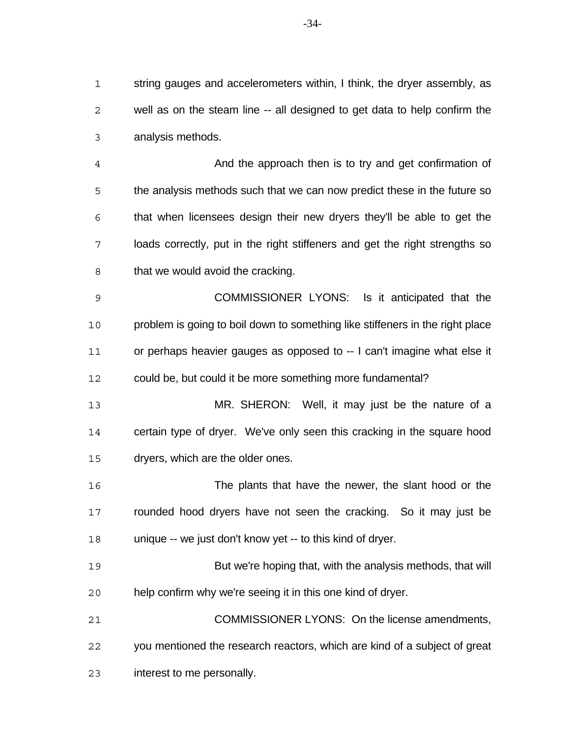string gauges and accelerometers within, I think, the dryer assembly, as well as on the steam line -- all designed to get data to help confirm the analysis methods.

And the approach then is to try and get confirmation of the analysis methods such that we can now predict these in the future so that when licensees design their new dryers they'll be able to get the loads correctly, put in the right stiffeners and get the right strengths so that we would avoid the cracking.

COMMISSIONER LYONS: Is it anticipated that the problem is going to boil down to something like stiffeners in the right place or perhaps heavier gauges as opposed to -- I can't imagine what else it could be, but could it be more something more fundamental?

MR. SHERON: Well, it may just be the nature of a certain type of dryer. We've only seen this cracking in the square hood dryers, which are the older ones.

The plants that have the newer, the slant hood or the rounded hood dryers have not seen the cracking. So it may just be unique -- we just don't know yet -- to this kind of dryer.

But we're hoping that, with the analysis methods, that will help confirm why we're seeing it in this one kind of dryer.

COMMISSIONER LYONS: On the license amendments, you mentioned the research reactors, which are kind of a subject of great interest to me personally.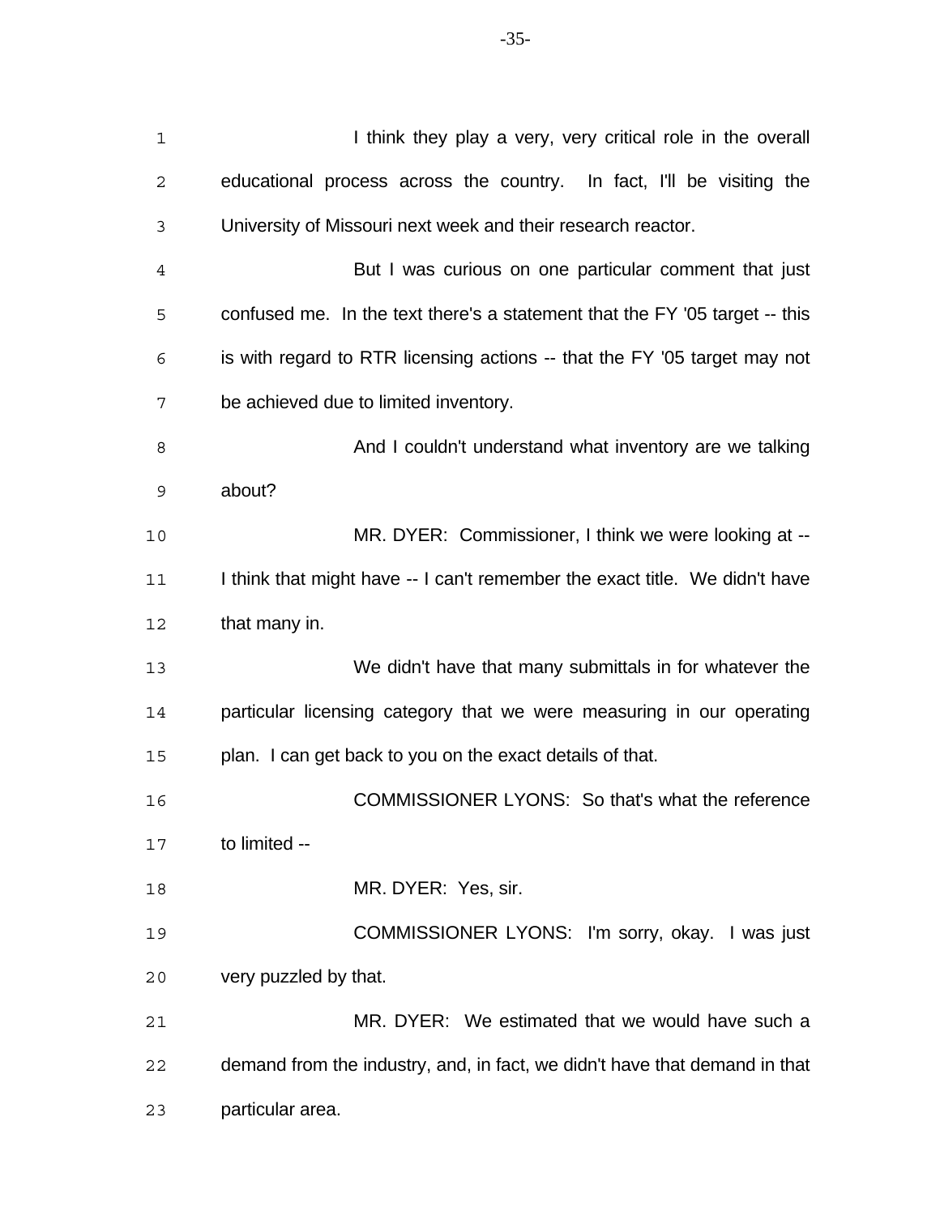I think they play a very, very critical role in the overall educational process across the country. In fact, I'll be visiting the University of Missouri next week and their research reactor.

But I was curious on one particular comment that just confused me. In the text there's a statement that the FY '05 target -- this is with regard to RTR licensing actions -- that the FY '05 target may not be achieved due to limited inventory.

And I couldn't understand what inventory are we talking about?

MR. DYER: Commissioner, I think we were looking at -- I think that might have -- I can't remember the exact title. We didn't have that many in.

We didn't have that many submittals in for whatever the particular licensing category that we were measuring in our operating plan. I can get back to you on the exact details of that.

COMMISSIONER LYONS: So that's what the reference to limited --

MR. DYER: Yes, sir.

COMMISSIONER LYONS: I'm sorry, okay. I was just very puzzled by that.

MR. DYER: We estimated that we would have such a demand from the industry, and, in fact, we didn't have that demand in that particular area.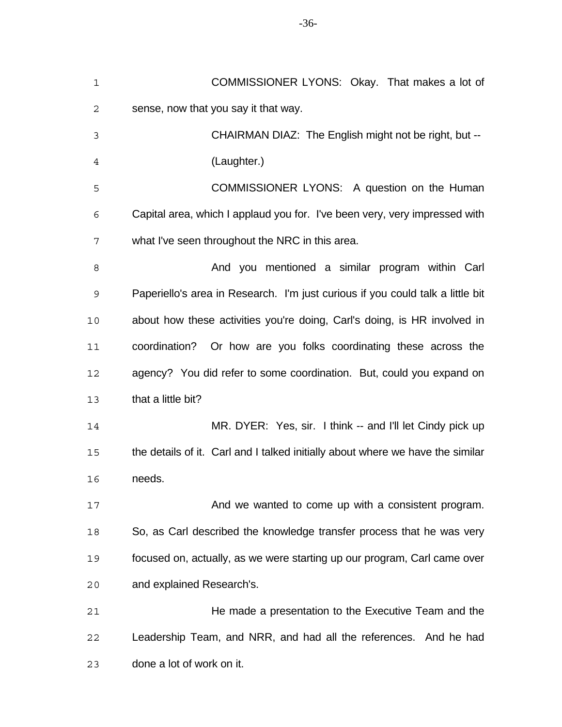COMMISSIONER LYONS: Okay. That makes a lot of sense, now that you say it that way.

CHAIRMAN DIAZ: The English might not be right, but --

(Laughter.)

COMMISSIONER LYONS: A question on the Human Capital area, which I applaud you for. I've been very, very impressed with what I've seen throughout the NRC in this area.

And you mentioned a similar program within Carl Paperiello's area in Research. I'm just curious if you could talk a little bit about how these activities you're doing, Carl's doing, is HR involved in coordination? Or how are you folks coordinating these across the agency? You did refer to some coordination. But, could you expand on that a little bit?

MR. DYER: Yes, sir. I think -- and I'll let Cindy pick up the details of it. Carl and I talked initially about where we have the similar needs.

And we wanted to come up with a consistent program. So, as Carl described the knowledge transfer process that he was very focused on, actually, as we were starting up our program, Carl came over and explained Research's.

He made a presentation to the Executive Team and the Leadership Team, and NRR, and had all the references. And he had done a lot of work on it.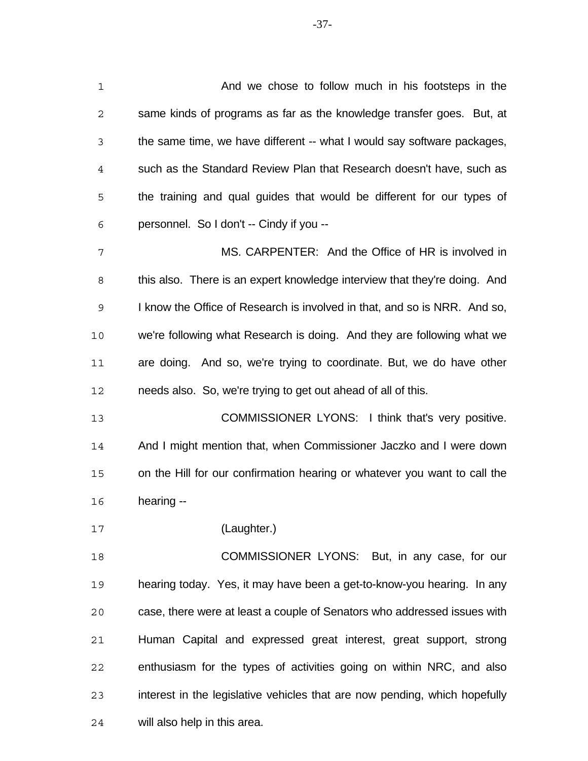And we chose to follow much in his footsteps in the same kinds of programs as far as the knowledge transfer goes. But, at the same time, we have different -- what I would say software packages, such as the Standard Review Plan that Research doesn't have, such as the training and qual guides that would be different for our types of personnel. So I don't -- Cindy if you --

MS. CARPENTER: And the Office of HR is involved in this also. There is an expert knowledge interview that they're doing. And I know the Office of Research is involved in that, and so is NRR. And so, we're following what Research is doing. And they are following what we are doing. And so, we're trying to coordinate. But, we do have other needs also. So, we're trying to get out ahead of all of this.

COMMISSIONER LYONS: I think that's very positive. And I might mention that, when Commissioner Jaczko and I were down on the Hill for our confirmation hearing or whatever you want to call the hearing --

(Laughter.)

COMMISSIONER LYONS: But, in any case, for our hearing today. Yes, it may have been a get-to-know-you hearing. In any case, there were at least a couple of Senators who addressed issues with Human Capital and expressed great interest, great support, strong enthusiasm for the types of activities going on within NRC, and also interest in the legislative vehicles that are now pending, which hopefully will also help in this area.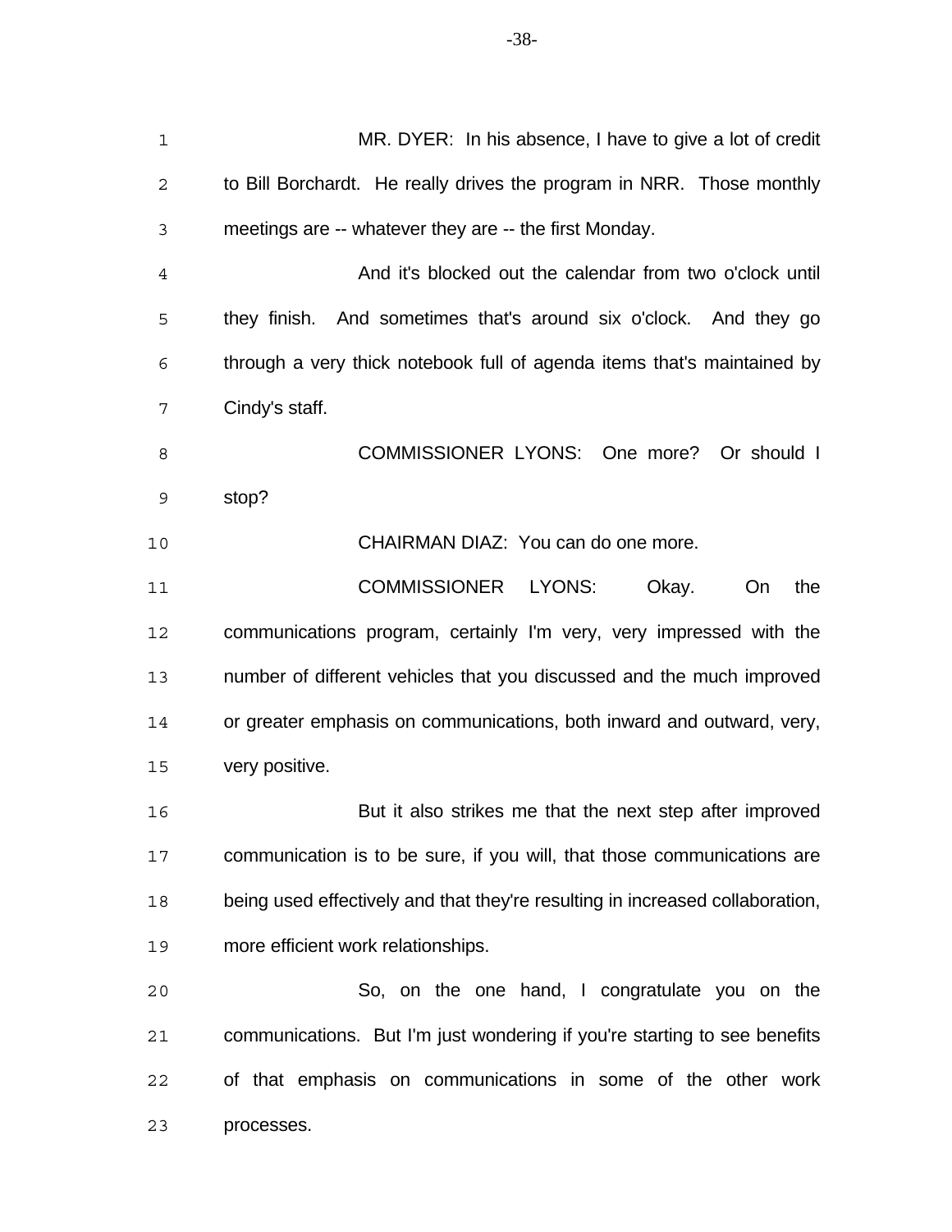MR. DYER: In his absence, I have to give a lot of credit to Bill Borchardt. He really drives the program in NRR. Those monthly meetings are -- whatever they are -- the first Monday.

And it's blocked out the calendar from two o'clock until they finish. And sometimes that's around six o'clock. And they go through a very thick notebook full of agenda items that's maintained by Cindy's staff.

COMMISSIONER LYONS: One more? Or should I stop?

CHAIRMAN DIAZ: You can do one more.

COMMISSIONER LYONS: Okay. On the communications program, certainly I'm very, very impressed with the number of different vehicles that you discussed and the much improved or greater emphasis on communications, both inward and outward, very, very positive.

But it also strikes me that the next step after improved communication is to be sure, if you will, that those communications are being used effectively and that they're resulting in increased collaboration, more efficient work relationships.

So, on the one hand, I congratulate you on the communications. But I'm just wondering if you're starting to see benefits of that emphasis on communications in some of the other work processes.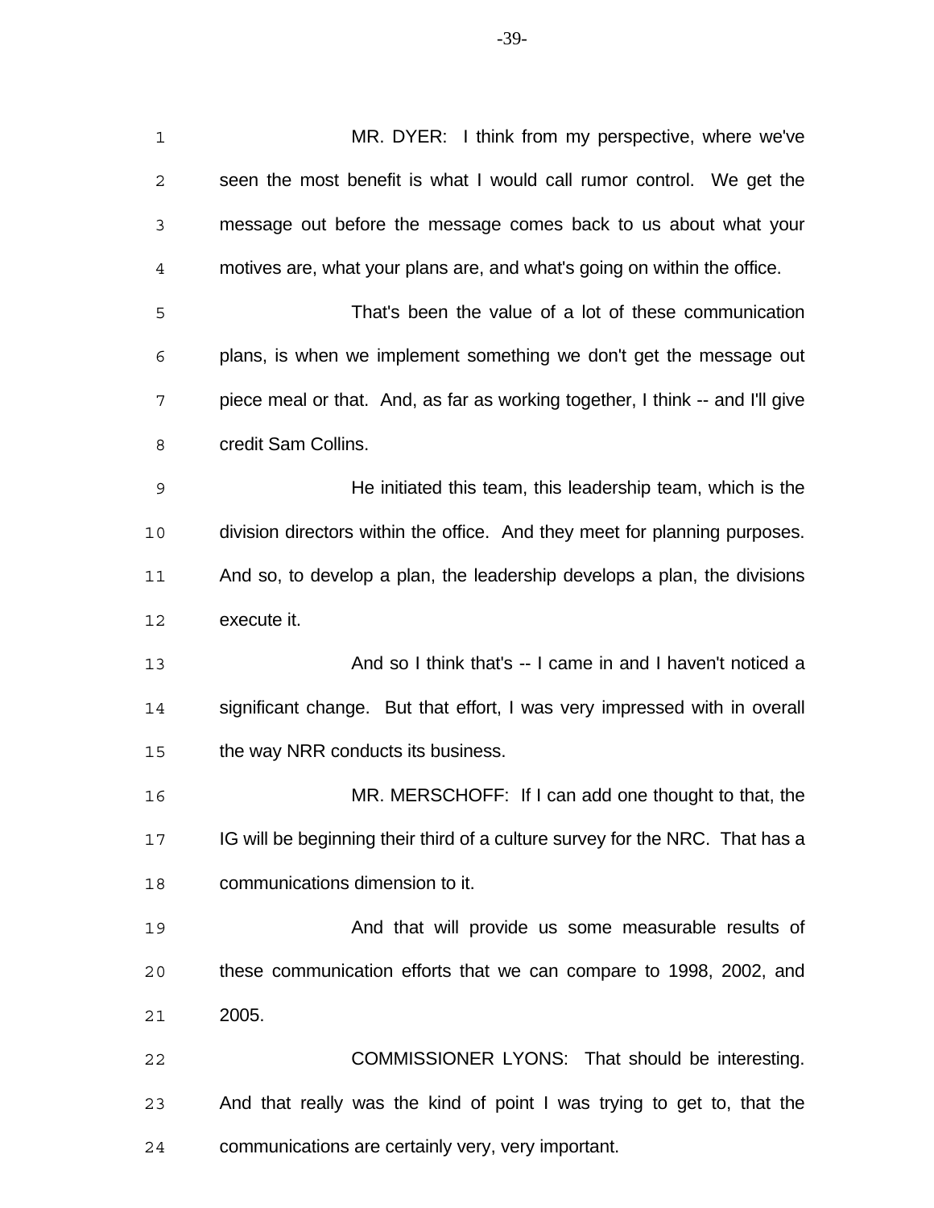MR. DYER: I think from my perspective, where we've seen the most benefit is what I would call rumor control. We get the message out before the message comes back to us about what your motives are, what your plans are, and what's going on within the office.

That's been the value of a lot of these communication plans, is when we implement something we don't get the message out piece meal or that. And, as far as working together, I think -- and I'll give credit Sam Collins.

He initiated this team, this leadership team, which is the division directors within the office. And they meet for planning purposes. And so, to develop a plan, the leadership develops a plan, the divisions execute it.

And so I think that's -- I came in and I haven't noticed a significant change. But that effort, I was very impressed with in overall the way NRR conducts its business.

MR. MERSCHOFF: If I can add one thought to that, the IG will be beginning their third of a culture survey for the NRC. That has a communications dimension to it.

And that will provide us some measurable results of these communication efforts that we can compare to 1998, 2002, and 2005.

COMMISSIONER LYONS: That should be interesting. And that really was the kind of point I was trying to get to, that the communications are certainly very, very important.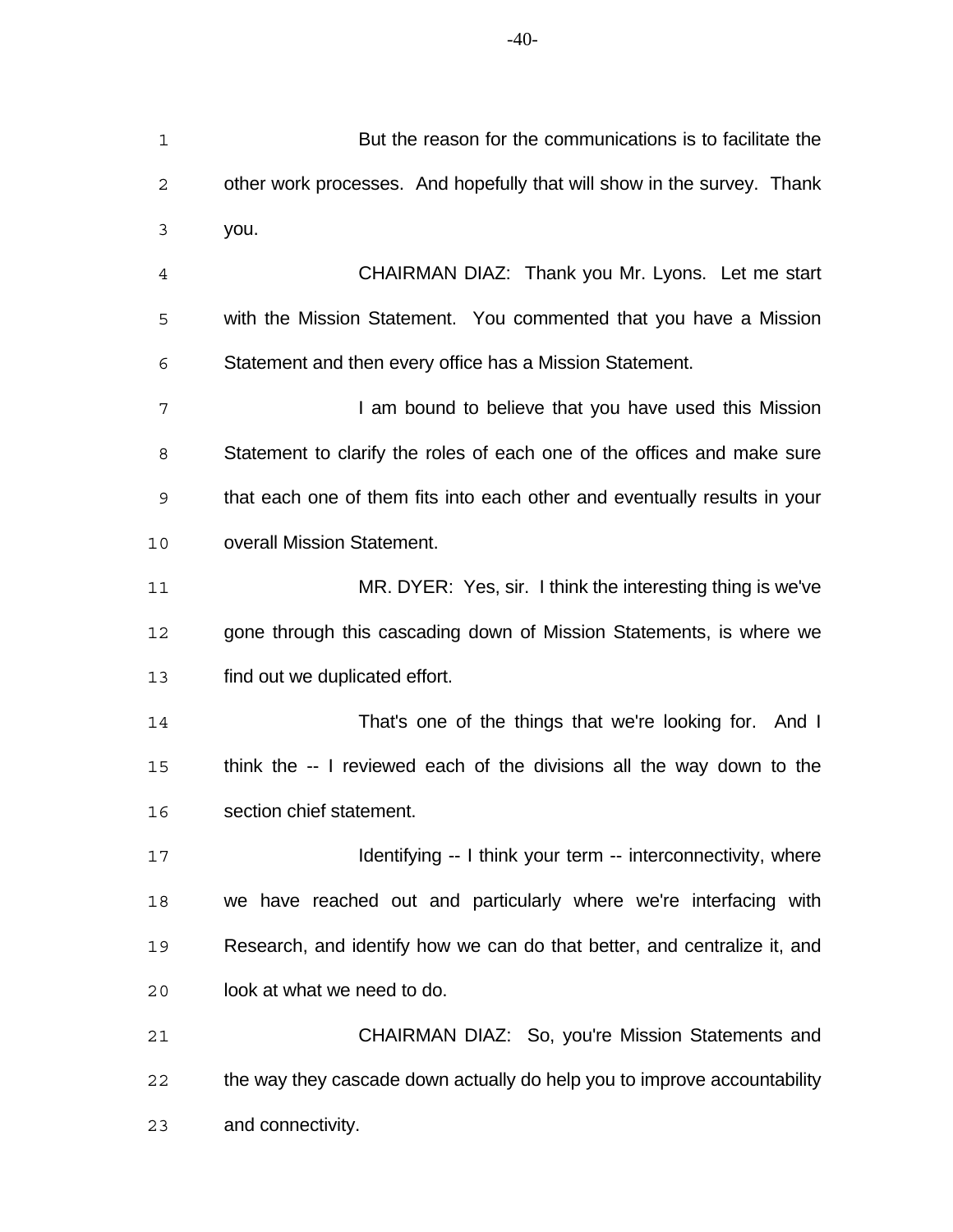But the reason for the communications is to facilitate the other work processes. And hopefully that will show in the survey. Thank you.

CHAIRMAN DIAZ: Thank you Mr. Lyons. Let me start with the Mission Statement. You commented that you have a Mission Statement and then every office has a Mission Statement.

I am bound to believe that you have used this Mission Statement to clarify the roles of each one of the offices and make sure that each one of them fits into each other and eventually results in your overall Mission Statement.

MR. DYER: Yes, sir. I think the interesting thing is we've gone through this cascading down of Mission Statements, is where we find out we duplicated effort.

That's one of the things that we're looking for. And I think the -- I reviewed each of the divisions all the way down to the section chief statement.

Identifying -- I think your term -- interconnectivity, where we have reached out and particularly where we're interfacing with Research, and identify how we can do that better, and centralize it, and look at what we need to do.

CHAIRMAN DIAZ: So, you're Mission Statements and the way they cascade down actually do help you to improve accountability and connectivity.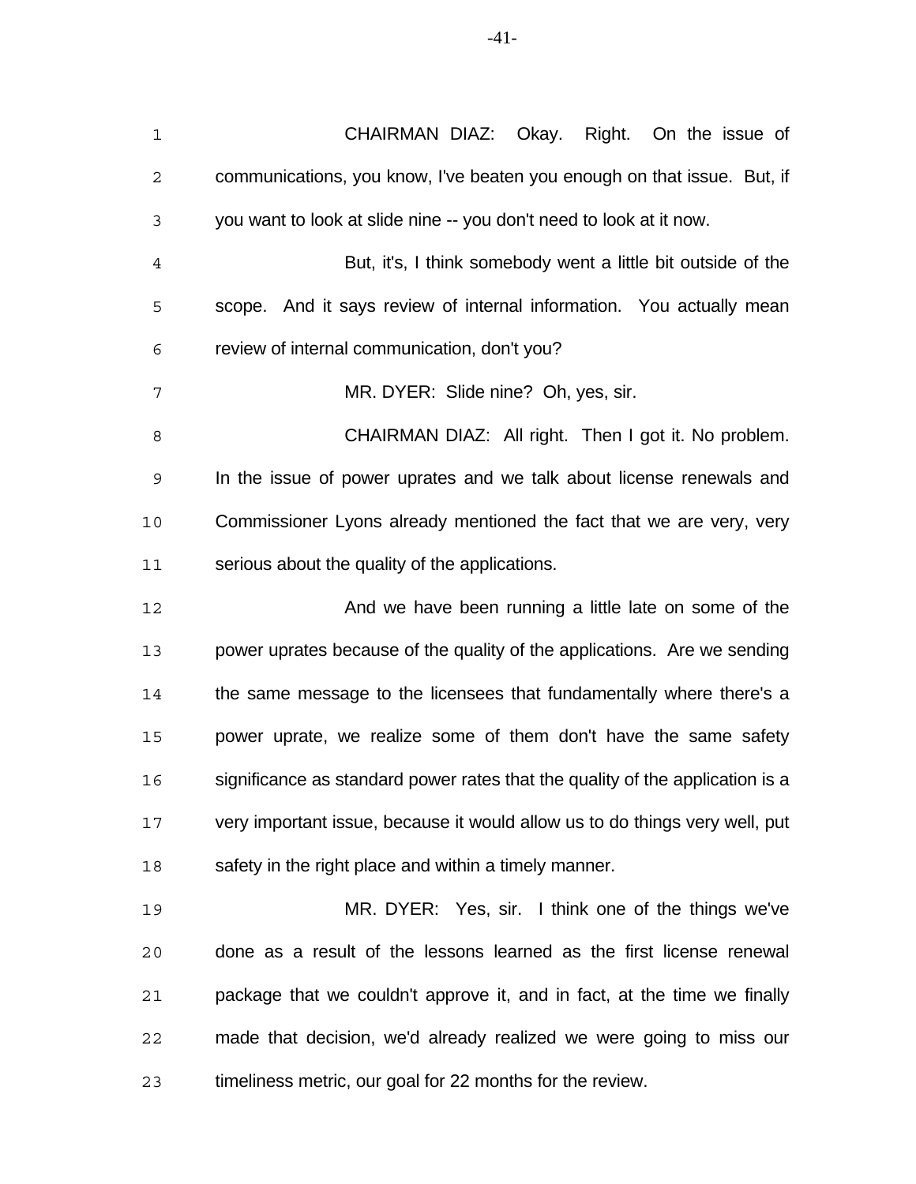CHAIRMAN DIAZ: Okay. Right. On the issue of communications, you know, I've beaten you enough on that issue. But, if you want to look at slide nine -- you don't need to look at it now.

But, it's, I think somebody went a little bit outside of the scope. And it says review of internal information. You actually mean review of internal communication, don't you?

MR. DYER: Slide nine? Oh, yes, sir.

CHAIRMAN DIAZ: All right. Then I got it. No problem. In the issue of power uprates and we talk about license renewals and Commissioner Lyons already mentioned the fact that we are very, very serious about the quality of the applications.

And we have been running a little late on some of the power uprates because of the quality of the applications. Are we sending the same message to the licensees that fundamentally where there's a power uprate, we realize some of them don't have the same safety significance as standard power rates that the quality of the application is a very important issue, because it would allow us to do things very well, put safety in the right place and within a timely manner.

MR. DYER: Yes, sir. I think one of the things we've done as a result of the lessons learned as the first license renewal package that we couldn't approve it, and in fact, at the time we finally made that decision, we'd already realized we were going to miss our timeliness metric, our goal for 22 months for the review.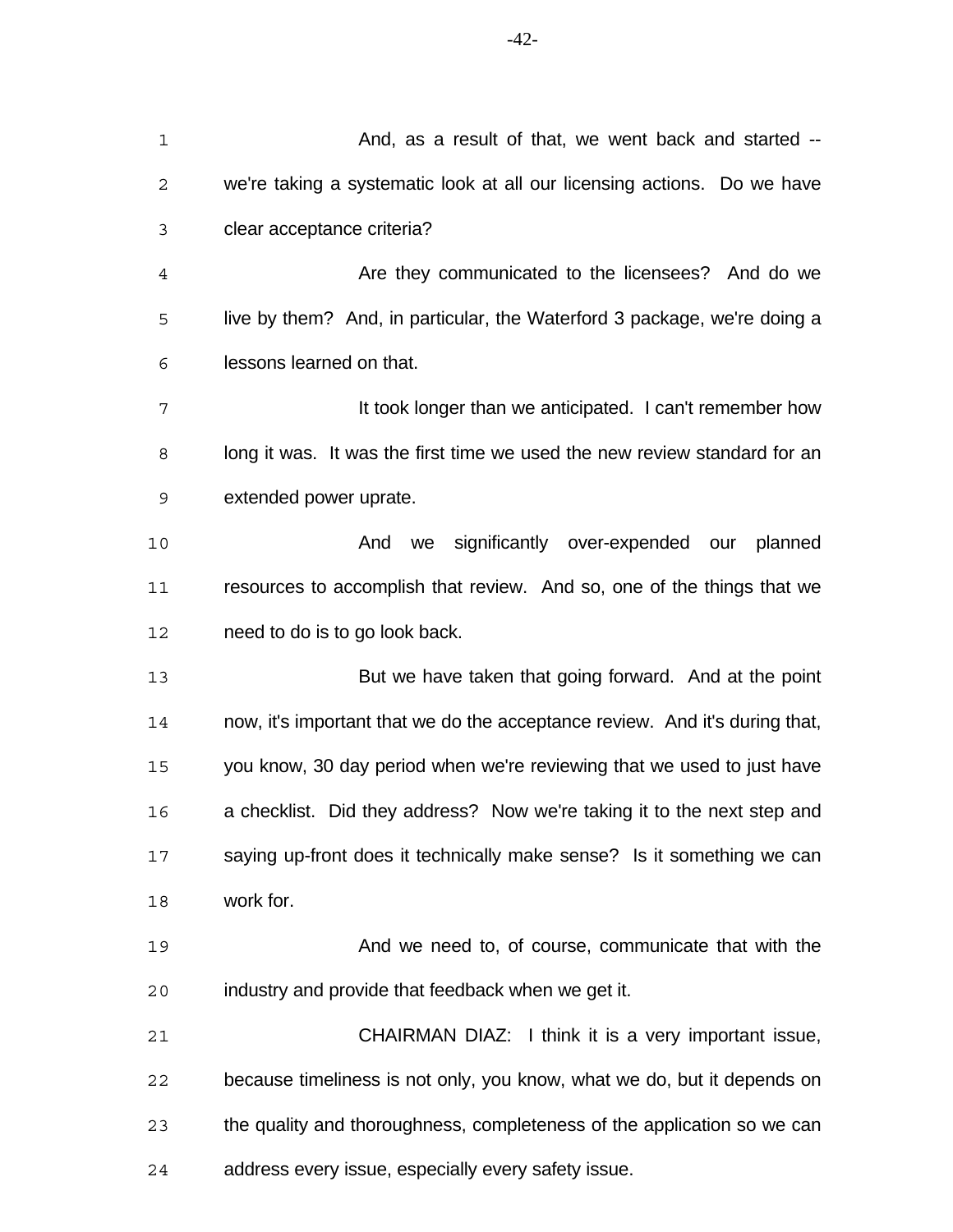And, as a result of that, we went back and started -- we're taking a systematic look at all our licensing actions. Do we have clear acceptance criteria?

Are they communicated to the licensees? And do we live by them? And, in particular, the Waterford 3 package, we're doing a lessons learned on that.

It took longer than we anticipated. I can't remember how long it was. It was the first time we used the new review standard for an extended power uprate.

And we significantly over-expended our planned resources to accomplish that review. And so, one of the things that we need to do is to go look back.

But we have taken that going forward. And at the point now, it's important that we do the acceptance review. And it's during that, you know, 30 day period when we're reviewing that we used to just have a checklist. Did they address? Now we're taking it to the next step and saying up-front does it technically make sense? Is it something we can work for.

And we need to, of course, communicate that with the industry and provide that feedback when we get it.

CHAIRMAN DIAZ: I think it is a very important issue, because timeliness is not only, you know, what we do, but it depends on the quality and thoroughness, completeness of the application so we can address every issue, especially every safety issue.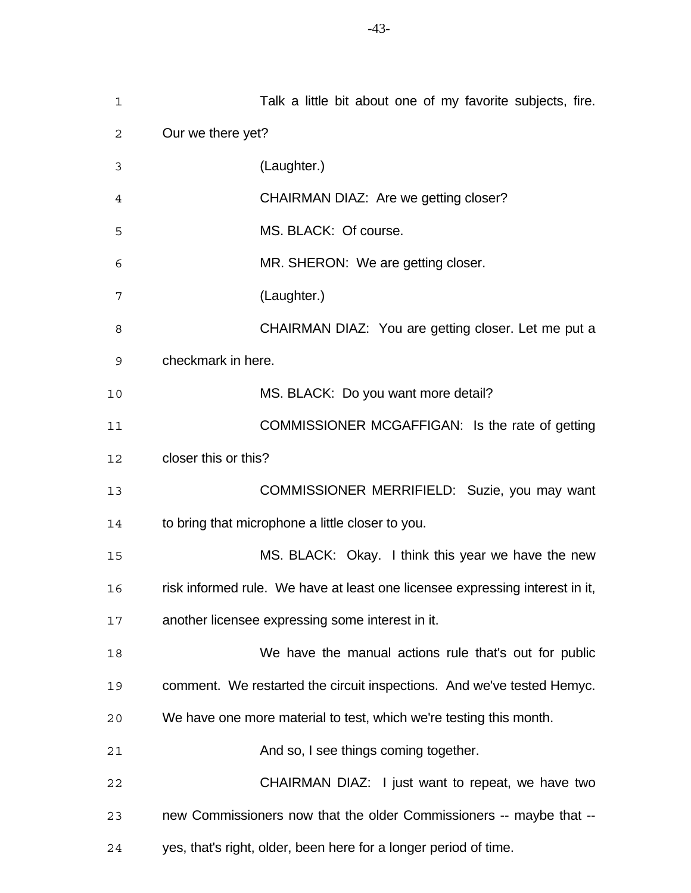Talk a little bit about one of my favorite subjects, fire. Our we there yet?

(Laughter.)

CHAIRMAN DIAZ: Are we getting closer?

MS. BLACK: Of course.

MR. SHERON: We are getting closer.

(Laughter.)

CHAIRMAN DIAZ: You are getting closer. Let me put a checkmark in here.

MS. BLACK: Do you want more detail?

COMMISSIONER MCGAFFIGAN: Is the rate of getting closer this or this?

COMMISSIONER MERRIFIELD: Suzie, you may want to bring that microphone a little closer to you.

MS. BLACK: Okay. I think this year we have the new risk informed rule. We have at least one licensee expressing interest in it, another licensee expressing some interest in it.

We have the manual actions rule that's out for public comment. We restarted the circuit inspections. And we've tested Hemyc. We have one more material to test, which we're testing this month.

And so, I see things coming together.

CHAIRMAN DIAZ: I just want to repeat, we have two new Commissioners now that the older Commissioners -- maybe that -- yes, that's right, older, been here for a longer period of time.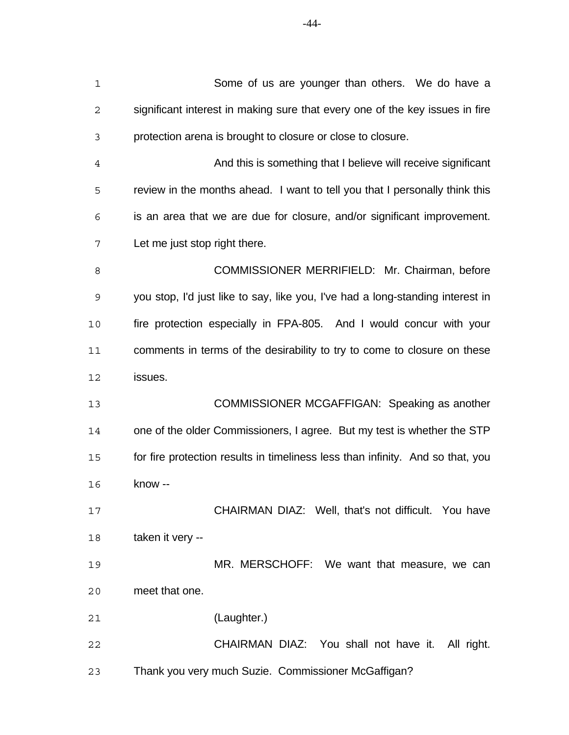Some of us are younger than others. We do have a significant interest in making sure that every one of the key issues in fire protection arena is brought to closure or close to closure.

And this is something that I believe will receive significant review in the months ahead. I want to tell you that I personally think this is an area that we are due for closure, and/or significant improvement. Let me just stop right there.

COMMISSIONER MERRIFIELD: Mr. Chairman, before you stop, I'd just like to say, like you, I've had a long-standing interest in fire protection especially in FPA-805. And I would concur with your comments in terms of the desirability to try to come to closure on these issues.

COMMISSIONER MCGAFFIGAN: Speaking as another one of the older Commissioners, I agree. But my test is whether the STP for fire protection results in timeliness less than infinity. And so that, you know --

CHAIRMAN DIAZ: Well, that's not difficult. You have taken it very --

MR. MERSCHOFF: We want that measure, we can meet that one.

(Laughter.)

CHAIRMAN DIAZ: You shall not have it. All right. Thank you very much Suzie. Commissioner McGaffigan?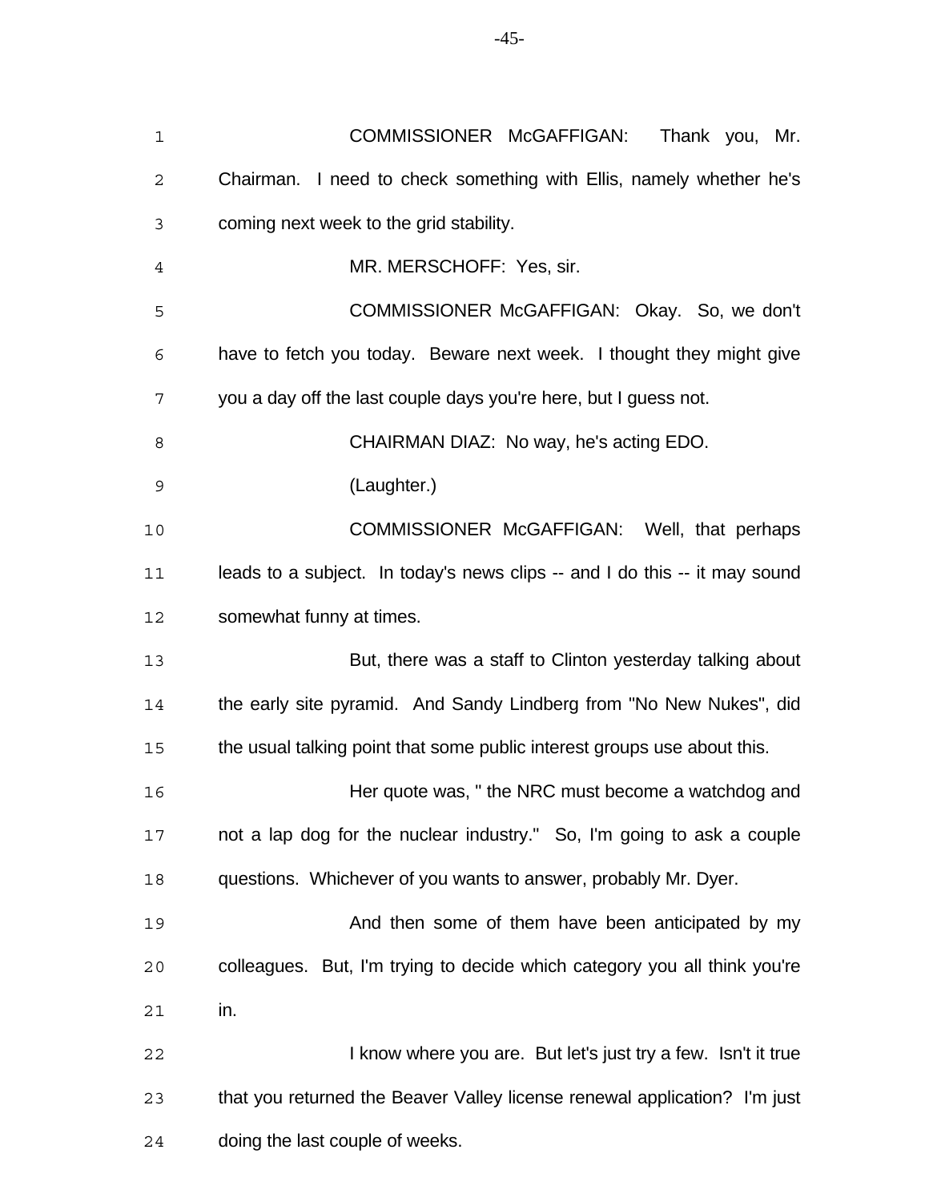COMMISSIONER McGAFFIGAN: Thank you, Mr. Chairman. I need to check something with Ellis, namely whether he's coming next week to the grid stability.

MR. MERSCHOFF: Yes, sir.

COMMISSIONER McGAFFIGAN: Okay. So, we don't have to fetch you today. Beware next week. I thought they might give you a day off the last couple days you're here, but I guess not.

CHAIRMAN DIAZ: No way, he's acting EDO.

(Laughter.)

COMMISSIONER McGAFFIGAN: Well, that perhaps leads to a subject. In today's news clips -- and I do this -- it may sound somewhat funny at times.

But, there was a staff to Clinton yesterday talking about the early site pyramid. And Sandy Lindberg from "No New Nukes", did the usual talking point that some public interest groups use about this.

Her quote was, " the NRC must become a watchdog and not a lap dog for the nuclear industry." So, I'm going to ask a couple questions. Whichever of you wants to answer, probably Mr. Dyer.

And then some of them have been anticipated by my colleagues. But, I'm trying to decide which category you all think you're in.

I know where you are. But let's just try a few. Isn't it true that you returned the Beaver Valley license renewal application? I'm just doing the last couple of weeks.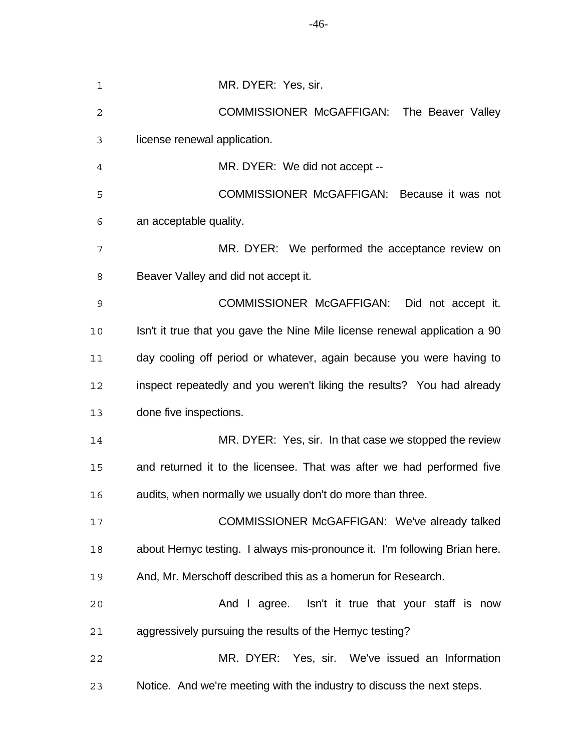MR. DYER: Yes, sir.

COMMISSIONER McGAFFIGAN: The Beaver Valley license renewal application.

MR. DYER: We did not accept --

COMMISSIONER McGAFFIGAN: Because it was not an acceptable quality.

MR. DYER: We performed the acceptance review on Beaver Valley and did not accept it.

COMMISSIONER McGAFFIGAN: Did not accept it. Isn't it true that you gave the Nine Mile license renewal application a 90 day cooling off period or whatever, again because you were having to inspect repeatedly and you weren't liking the results? You had already done five inspections.

MR. DYER: Yes, sir. In that case we stopped the review and returned it to the licensee. That was after we had performed five audits, when normally we usually don't do more than three.

COMMISSIONER McGAFFIGAN: We've already talked about Hemyc testing. I always mis-pronounce it. I'm following Brian here. And, Mr. Merschoff described this as a homerun for Research.

And I agree. Isn't it true that your staff is now aggressively pursuing the results of the Hemyc testing?

MR. DYER: Yes, sir. We've issued an Information Notice. And we're meeting with the industry to discuss the next steps.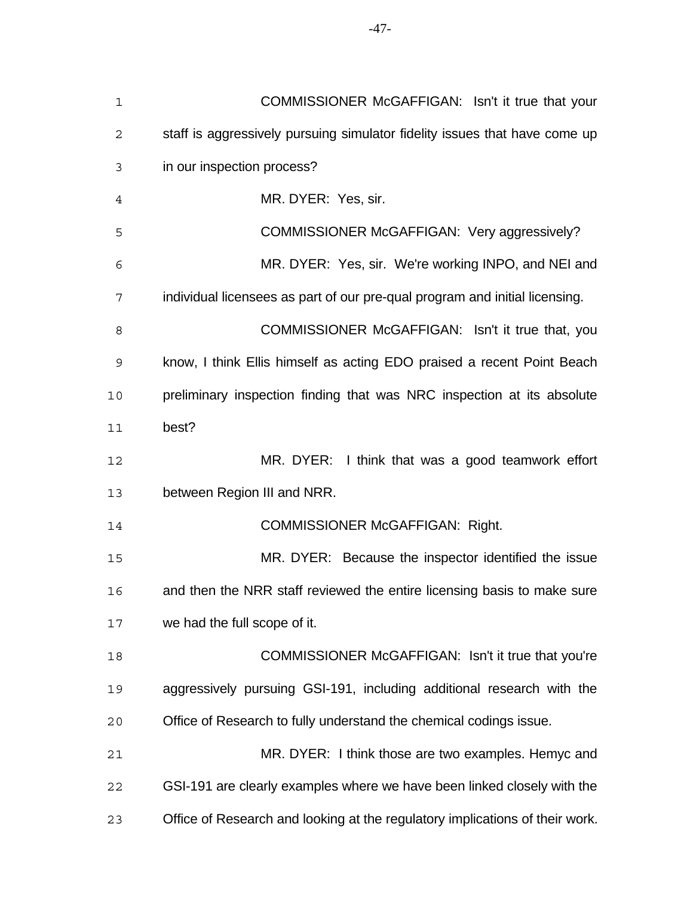COMMISSIONER McGAFFIGAN: Isn't it true that your staff is aggressively pursuing simulator fidelity issues that have come up in our inspection process?

MR. DYER: Yes, sir.

COMMISSIONER McGAFFIGAN: Very aggressively?

MR. DYER: Yes, sir. We're working INPO, and NEI and individual licensees as part of our pre-qual program and initial licensing.

COMMISSIONER McGAFFIGAN: Isn't it true that, you know, I think Ellis himself as acting EDO praised a recent Point Beach preliminary inspection finding that was NRC inspection at its absolute best?

MR. DYER: I think that was a good teamwork effort between Region III and NRR.

COMMISSIONER McGAFFIGAN: Right.

MR. DYER: Because the inspector identified the issue and then the NRR staff reviewed the entire licensing basis to make sure we had the full scope of it.

COMMISSIONER McGAFFIGAN: Isn't it true that you're aggressively pursuing GSI-191, including additional research with the Office of Research to fully understand the chemical codings issue.

MR. DYER: I think those are two examples. Hemyc and GSI-191 are clearly examples where we have been linked closely with the Office of Research and looking at the regulatory implications of their work.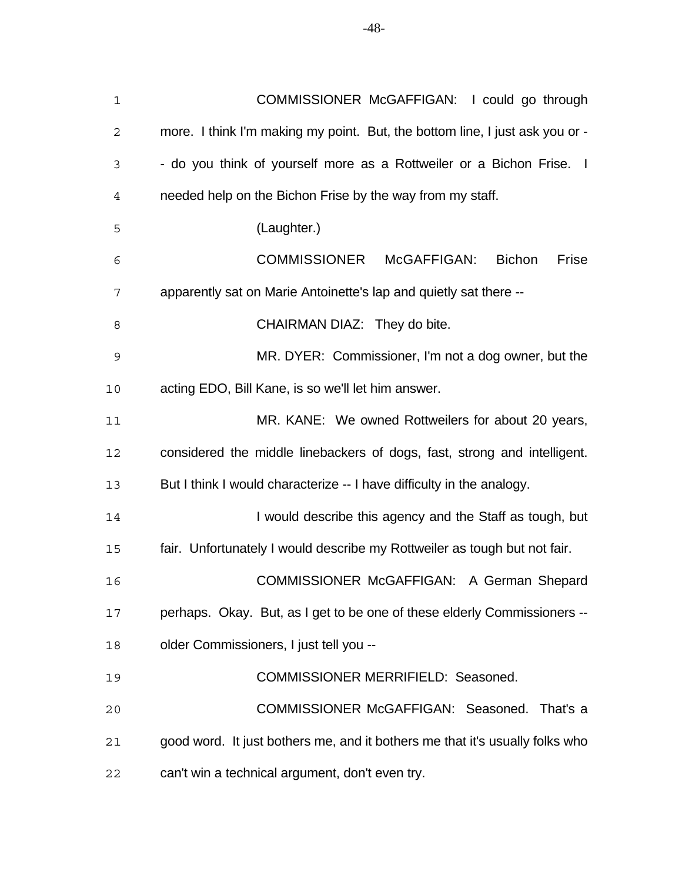COMMISSIONER McGAFFIGAN: I could go through more. I think I'm making my point. But, the bottom line, I just ask you or -- do you think of yourself more as a Rottweiler or a Bichon Frise. I needed help on the Bichon Frise by the way from my staff.

(Laughter.)

COMMISSIONER McGAFFIGAN: Bichon Frise apparently sat on Marie Antoinette's lap and quietly sat there --

CHAIRMAN DIAZ: They do bite.

MR. DYER: Commissioner, I'm not a dog owner, but the acting EDO, Bill Kane, is so we'll let him answer.

MR. KANE: We owned Rottweilers for about 20 years, considered the middle linebackers of dogs, fast, strong and intelligent. But I think I would characterize -- I have difficulty in the analogy.

I would describe this agency and the Staff as tough, but fair. Unfortunately I would describe my Rottweiler as tough but not fair.

COMMISSIONER McGAFFIGAN: A German Shepard perhaps. Okay. But, as I get to be one of these elderly Commissioners -- older Commissioners, I just tell you --

COMMISSIONER MERRIFIELD: Seasoned.

COMMISSIONER McGAFFIGAN: Seasoned. That's a good word. It just bothers me, and it bothers me that it's usually folks who can't win a technical argument, don't even try.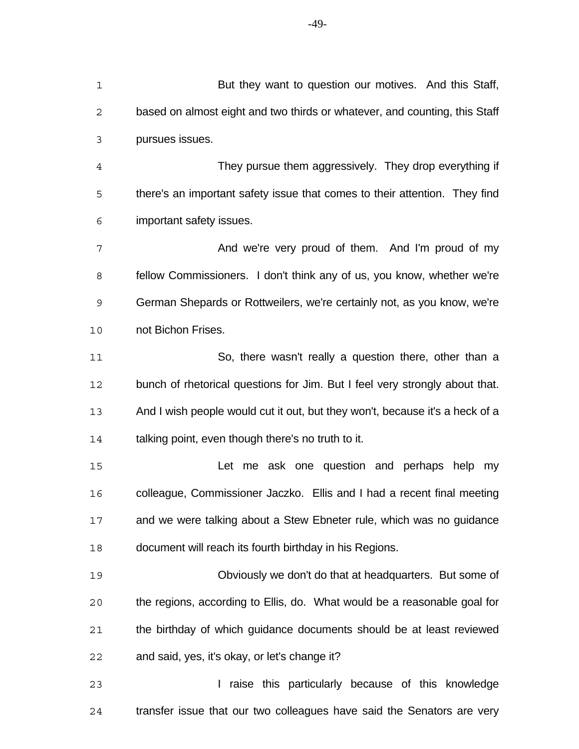But they want to question our motives. And this Staff, based on almost eight and two thirds or whatever, and counting, this Staff pursues issues.

They pursue them aggressively. They drop everything if there's an important safety issue that comes to their attention. They find important safety issues.

And we're very proud of them. And I'm proud of my fellow Commissioners. I don't think any of us, you know, whether we're German Shepards or Rottweilers, we're certainly not, as you know, we're not Bichon Frises.

So, there wasn't really a question there, other than a bunch of rhetorical questions for Jim. But I feel very strongly about that. And I wish people would cut it out, but they won't, because it's a heck of a talking point, even though there's no truth to it.

Let me ask one question and perhaps help my colleague, Commissioner Jaczko. Ellis and I had a recent final meeting and we were talking about a Stew Ebneter rule, which was no guidance document will reach its fourth birthday in his Regions.

Obviously we don't do that at headquarters. But some of the regions, according to Ellis, do. What would be a reasonable goal for the birthday of which guidance documents should be at least reviewed and said, yes, it's okay, or let's change it?

I raise this particularly because of this knowledge transfer issue that our two colleagues have said the Senators are very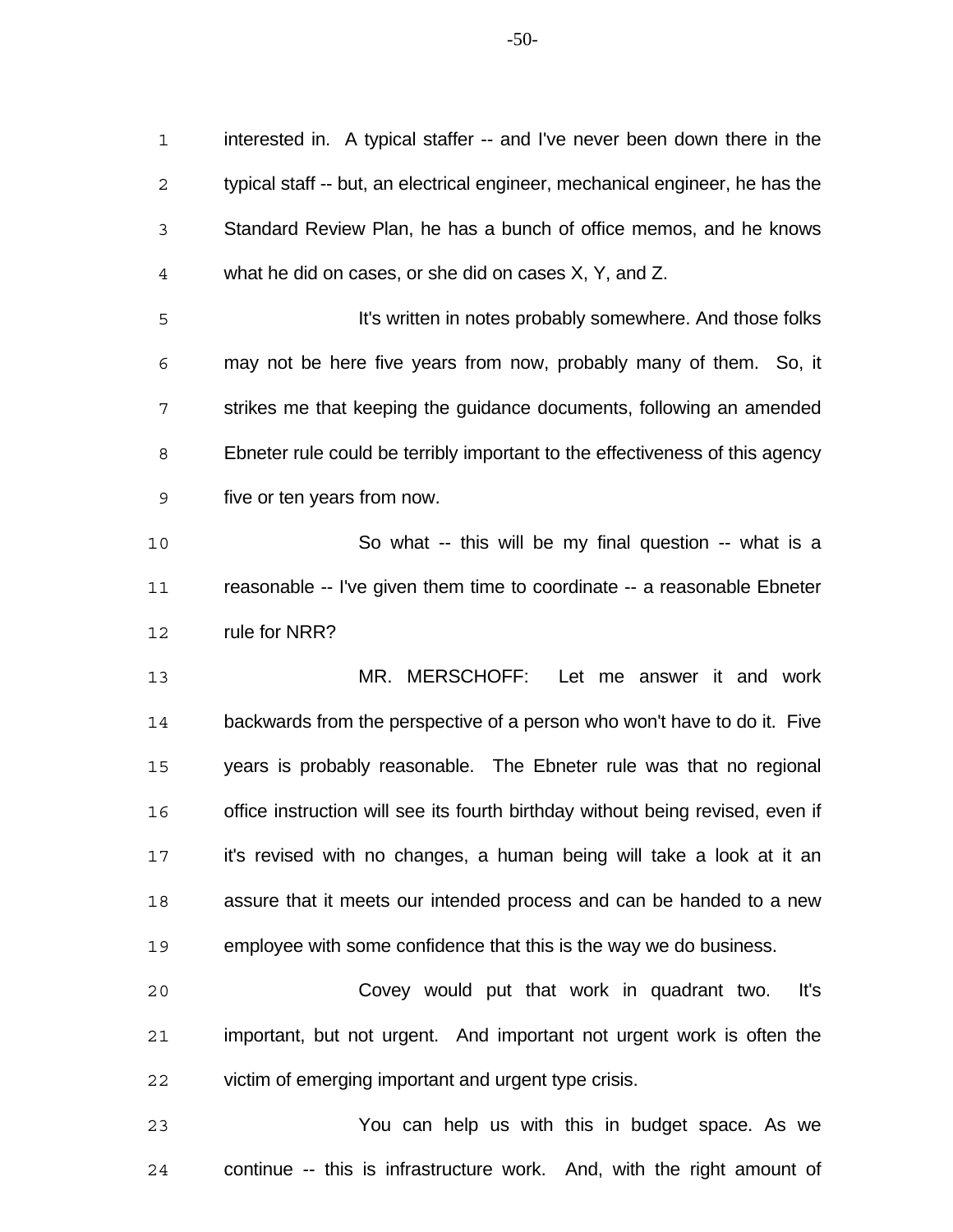interested in. A typical staffer -- and I've never been down there in the typical staff -- but, an electrical engineer, mechanical engineer, he has the Standard Review Plan, he has a bunch of office memos, and he knows what he did on cases, or she did on cases X, Y, and Z.

It's written in notes probably somewhere. And those folks may not be here five years from now, probably many of them. So, it strikes me that keeping the guidance documents, following an amended Ebneter rule could be terribly important to the effectiveness of this agency five or ten years from now.

So what -- this will be my final question -- what is a reasonable -- I've given them time to coordinate -- a reasonable Ebneter rule for NRR?

MR. MERSCHOFF: Let me answer it and work backwards from the perspective of a person who won't have to do it. Five years is probably reasonable. The Ebneter rule was that no regional office instruction will see its fourth birthday without being revised, even if it's revised with no changes, a human being will take a look at it an assure that it meets our intended process and can be handed to a new employee with some confidence that this is the way we do business.

Covey would put that work in quadrant two. It's important, but not urgent. And important not urgent work is often the victim of emerging important and urgent type crisis.

You can help us with this in budget space. As we continue -- this is infrastructure work. And, with the right amount of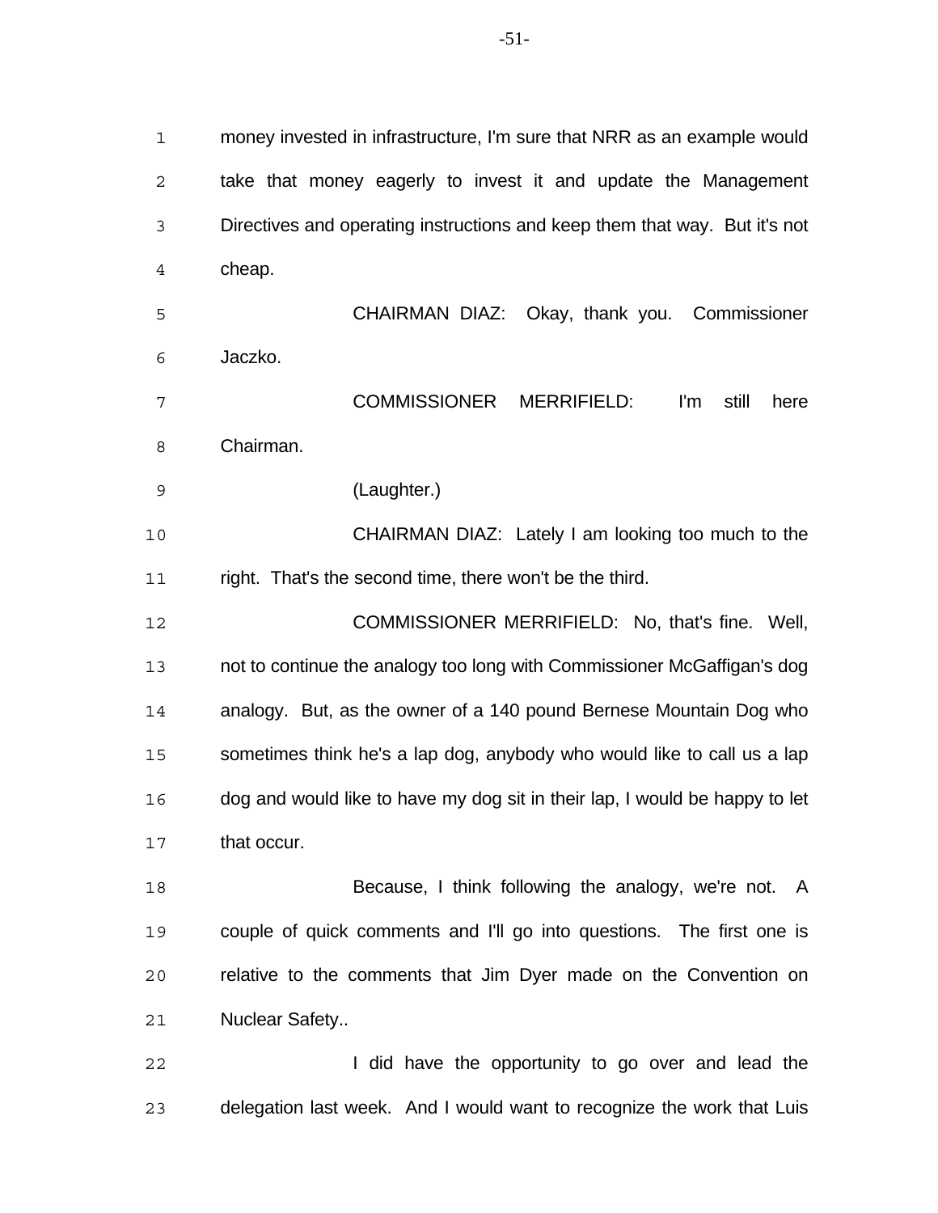money invested in infrastructure, I'm sure that NRR as an example would take that money eagerly to invest it and update the Management Directives and operating instructions and keep them that way. But it's not cheap.

CHAIRMAN DIAZ: Okay, thank you. Commissioner Jaczko.

COMMISSIONER MERRIFIELD: I'm still here Chairman.

(Laughter.)

CHAIRMAN DIAZ: Lately I am looking too much to the right. That's the second time, there won't be the third.

COMMISSIONER MERRIFIELD: No, that's fine. Well, not to continue the analogy too long with Commissioner McGaffigan's dog analogy. But, as the owner of a 140 pound Bernese Mountain Dog who sometimes think he's a lap dog, anybody who would like to call us a lap dog and would like to have my dog sit in their lap, I would be happy to let that occur.

Because, I think following the analogy, we're not. A couple of quick comments and I'll go into questions. The first one is relative to the comments that Jim Dyer made on the Convention on Nuclear Safety..

I did have the opportunity to go over and lead the delegation last week. And I would want to recognize the work that Luis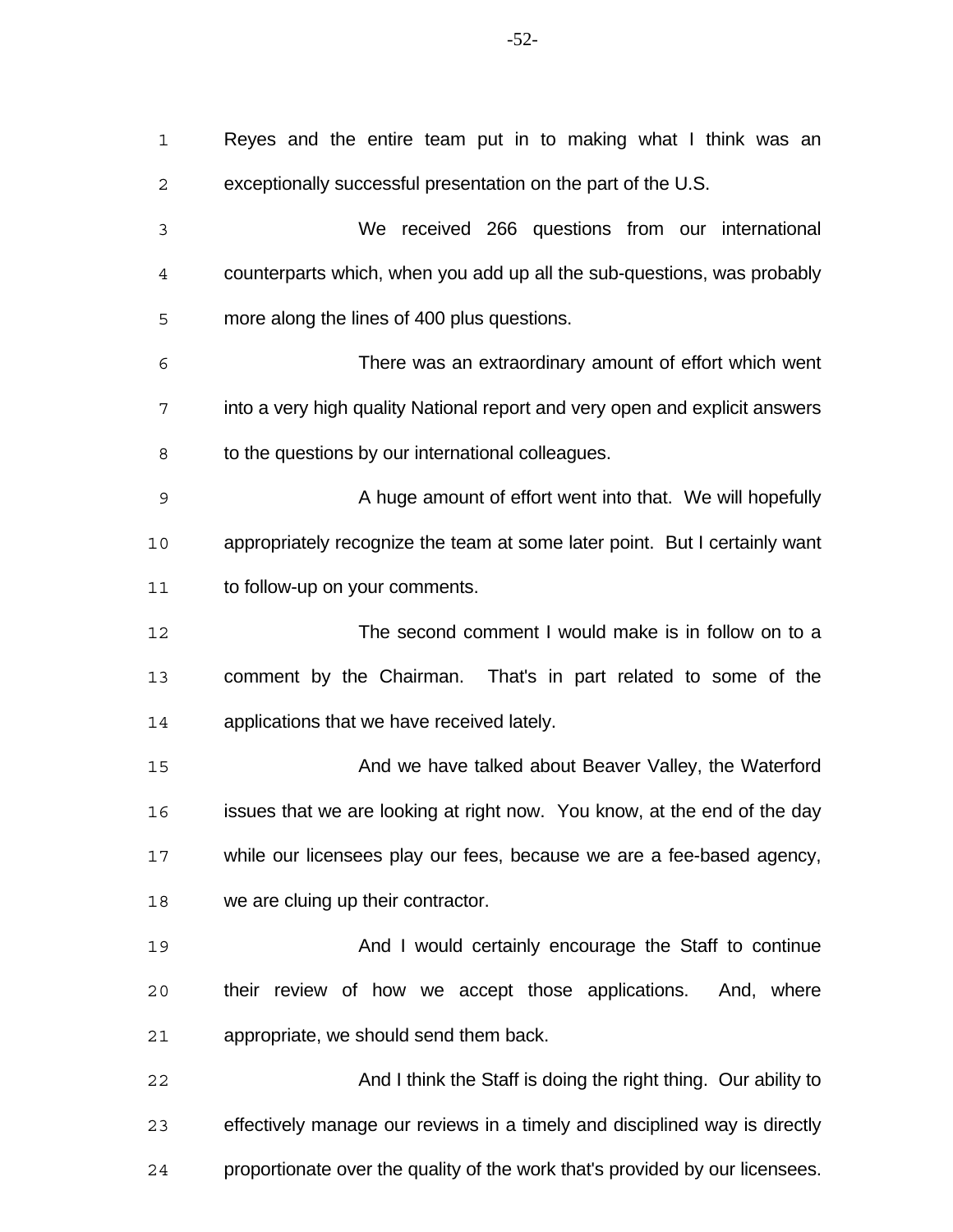Reyes and the entire team put in to making what I think was an exceptionally successful presentation on the part of the U.S.

We received 266 questions from our international counterparts which, when you add up all the sub-questions, was probably more along the lines of 400 plus questions.

There was an extraordinary amount of effort which went into a very high quality National report and very open and explicit answers to the questions by our international colleagues.

A huge amount of effort went into that. We will hopefully appropriately recognize the team at some later point. But I certainly want to follow-up on your comments.

The second comment I would make is in follow on to a comment by the Chairman. That's in part related to some of the applications that we have received lately.

And we have talked about Beaver Valley, the Waterford issues that we are looking at right now. You know, at the end of the day while our licensees play our fees, because we are a fee-based agency, we are cluing up their contractor.

And I would certainly encourage the Staff to continue their review of how we accept those applications. And, where appropriate, we should send them back.

And I think the Staff is doing the right thing. Our ability to effectively manage our reviews in a timely and disciplined way is directly proportionate over the quality of the work that's provided by our licensees.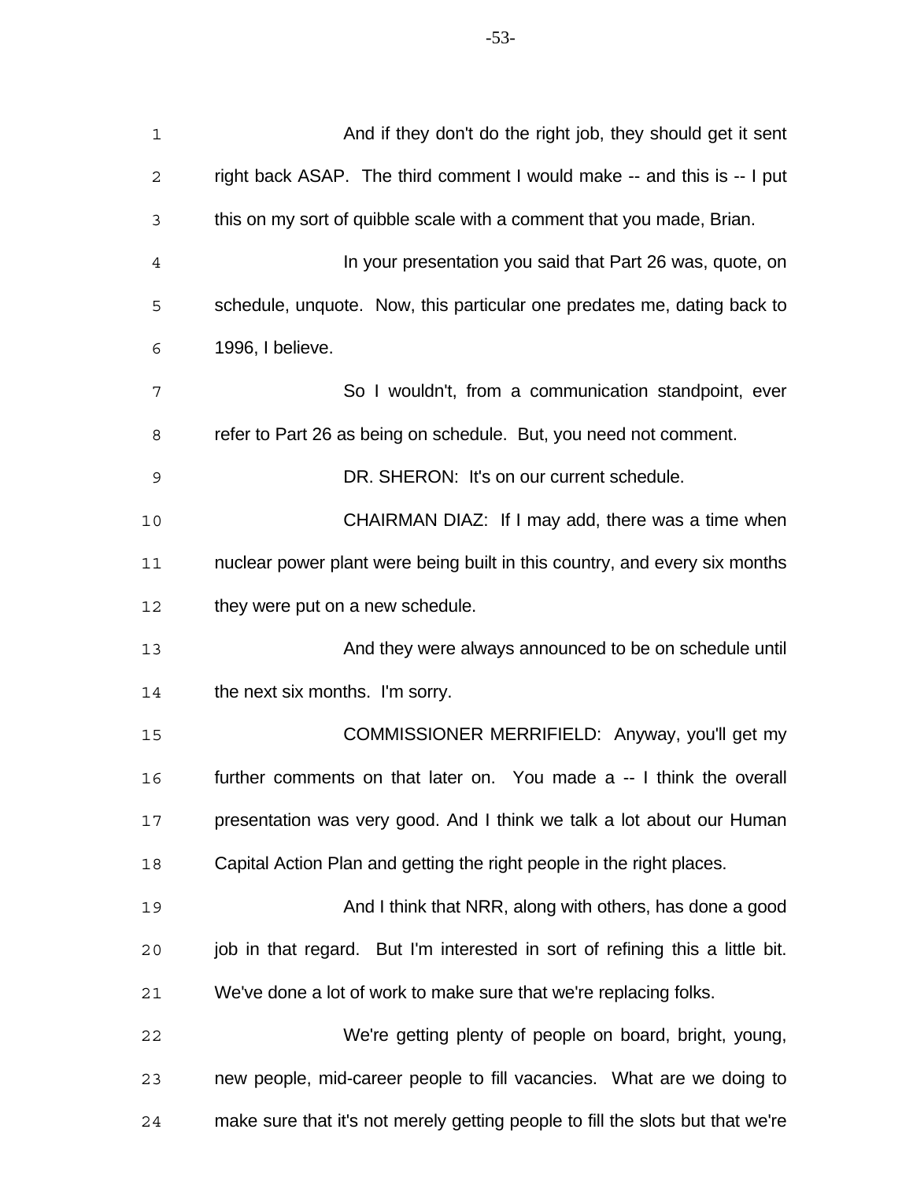And if they don't do the right job, they should get it sent right back ASAP. The third comment I would make -- and this is -- I put this on my sort of quibble scale with a comment that you made, Brian.

In your presentation you said that Part 26 was, quote, on schedule, unquote. Now, this particular one predates me, dating back to 1996, I believe.

So I wouldn't, from a communication standpoint, ever refer to Part 26 as being on schedule. But, you need not comment.

DR. SHERON: It's on our current schedule.

CHAIRMAN DIAZ: If I may add, there was a time when nuclear power plant were being built in this country, and every six months they were put on a new schedule.

And they were always announced to be on schedule until the next six months. I'm sorry.

COMMISSIONER MERRIFIELD: Anyway, you'll get my further comments on that later on. You made a -- I think the overall presentation was very good. And I think we talk a lot about our Human Capital Action Plan and getting the right people in the right places.

And I think that NRR, along with others, has done a good job in that regard. But I'm interested in sort of refining this a little bit. We've done a lot of work to make sure that we're replacing folks.

We're getting plenty of people on board, bright, young, new people, mid-career people to fill vacancies. What are we doing to make sure that it's not merely getting people to fill the slots but that we're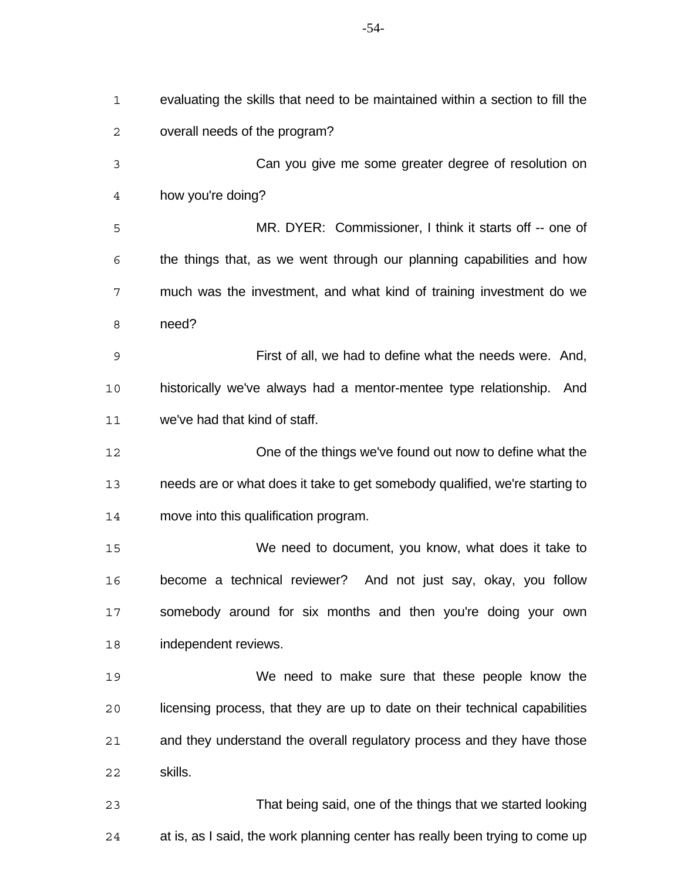evaluating the skills that need to be maintained within a section to fill the overall needs of the program?

Can you give me some greater degree of resolution on how you're doing?

MR. DYER: Commissioner, I think it starts off -- one of the things that, as we went through our planning capabilities and how much was the investment, and what kind of training investment do we need?

First of all, we had to define what the needs were. And, historically we've always had a mentor-mentee type relationship. And we've had that kind of staff.

One of the things we've found out now to define what the needs are or what does it take to get somebody qualified, we're starting to move into this qualification program.

We need to document, you know, what does it take to become a technical reviewer? And not just say, okay, you follow somebody around for six months and then you're doing your own independent reviews.

We need to make sure that these people know the licensing process, that they are up to date on their technical capabilities and they understand the overall regulatory process and they have those skills.

That being said, one of the things that we started looking at is, as I said, the work planning center has really been trying to come up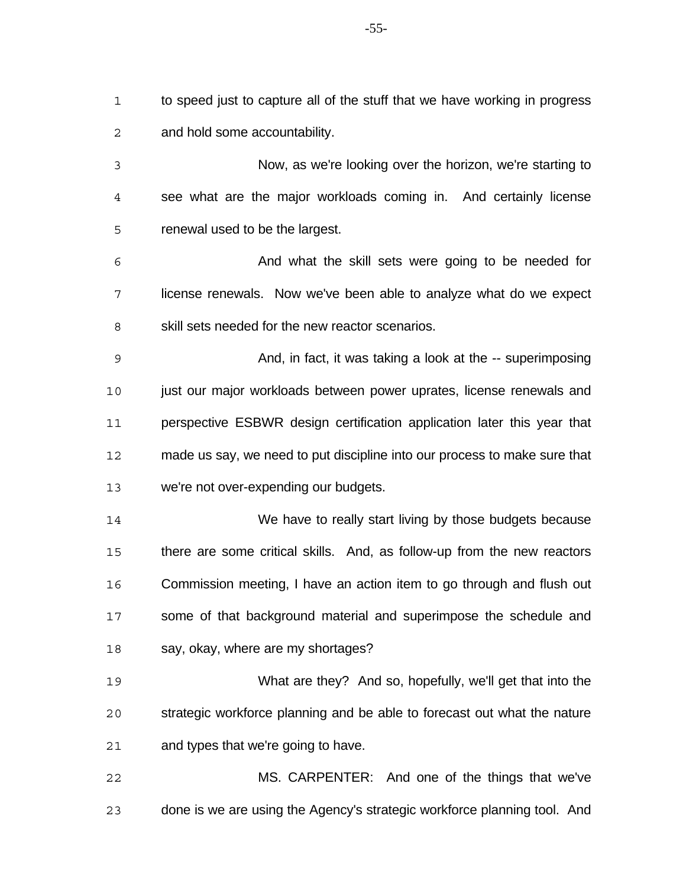to speed just to capture all of the stuff that we have working in progress and hold some accountability.

Now, as we're looking over the horizon, we're starting to see what are the major workloads coming in. And certainly license renewal used to be the largest.

And what the skill sets were going to be needed for license renewals. Now we've been able to analyze what do we expect skill sets needed for the new reactor scenarios.

And, in fact, it was taking a look at the -- superimposing just our major workloads between power uprates, license renewals and perspective ESBWR design certification application later this year that made us say, we need to put discipline into our process to make sure that we're not over-expending our budgets.

We have to really start living by those budgets because there are some critical skills. And, as follow-up from the new reactors Commission meeting, I have an action item to go through and flush out some of that background material and superimpose the schedule and say, okay, where are my shortages?

What are they? And so, hopefully, we'll get that into the strategic workforce planning and be able to forecast out what the nature and types that we're going to have.

MS. CARPENTER: And one of the things that we've done is we are using the Agency's strategic workforce planning tool. And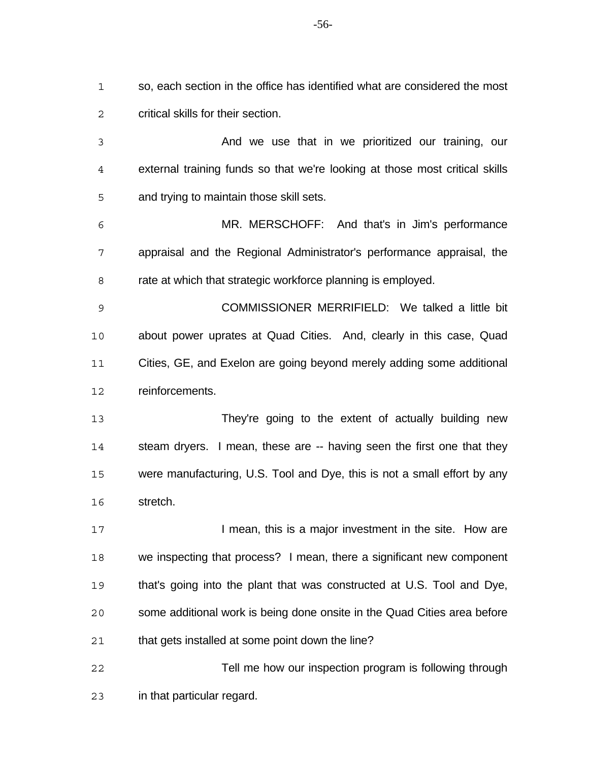so, each section in the office has identified what are considered the most critical skills for their section.

And we use that in we prioritized our training, our external training funds so that we're looking at those most critical skills and trying to maintain those skill sets.

MR. MERSCHOFF: And that's in Jim's performance appraisal and the Regional Administrator's performance appraisal, the rate at which that strategic workforce planning is employed.

COMMISSIONER MERRIFIELD: We talked a little bit about power uprates at Quad Cities. And, clearly in this case, Quad Cities, GE, and Exelon are going beyond merely adding some additional reinforcements.

They're going to the extent of actually building new steam dryers. I mean, these are -- having seen the first one that they were manufacturing, U.S. Tool and Dye, this is not a small effort by any stretch.

I mean, this is a major investment in the site. How are we inspecting that process? I mean, there a significant new component that's going into the plant that was constructed at U.S. Tool and Dye, some additional work is being done onsite in the Quad Cities area before that gets installed at some point down the line?

Tell me how our inspection program is following through in that particular regard.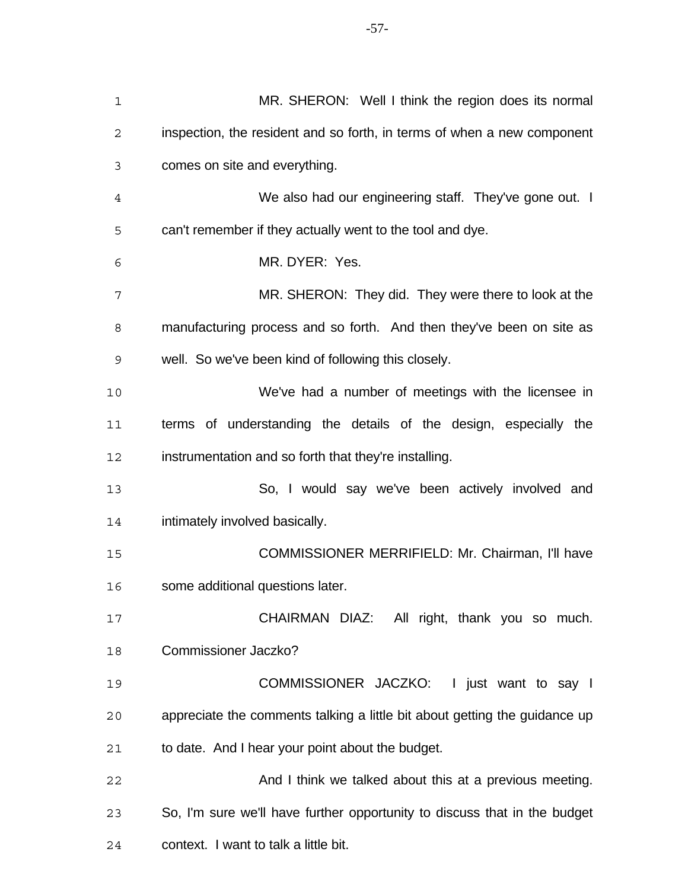MR. SHERON: Well I think the region does its normal inspection, the resident and so forth, in terms of when a new component comes on site and everything.

We also had our engineering staff. They've gone out. I can't remember if they actually went to the tool and dye.

MR. DYER: Yes.

MR. SHERON: They did. They were there to look at the manufacturing process and so forth. And then they've been on site as well. So we've been kind of following this closely.

We've had a number of meetings with the licensee in terms of understanding the details of the design, especially the instrumentation and so forth that they're installing.

So, I would say we've been actively involved and intimately involved basically.

COMMISSIONER MERRIFIELD: Mr. Chairman, I'll have some additional questions later.

CHAIRMAN DIAZ: All right, thank you so much. Commissioner Jaczko?

COMMISSIONER JACZKO: I just want to say I appreciate the comments talking a little bit about getting the guidance up to date. And I hear your point about the budget.

And I think we talked about this at a previous meeting. So, I'm sure we'll have further opportunity to discuss that in the budget context. I want to talk a little bit.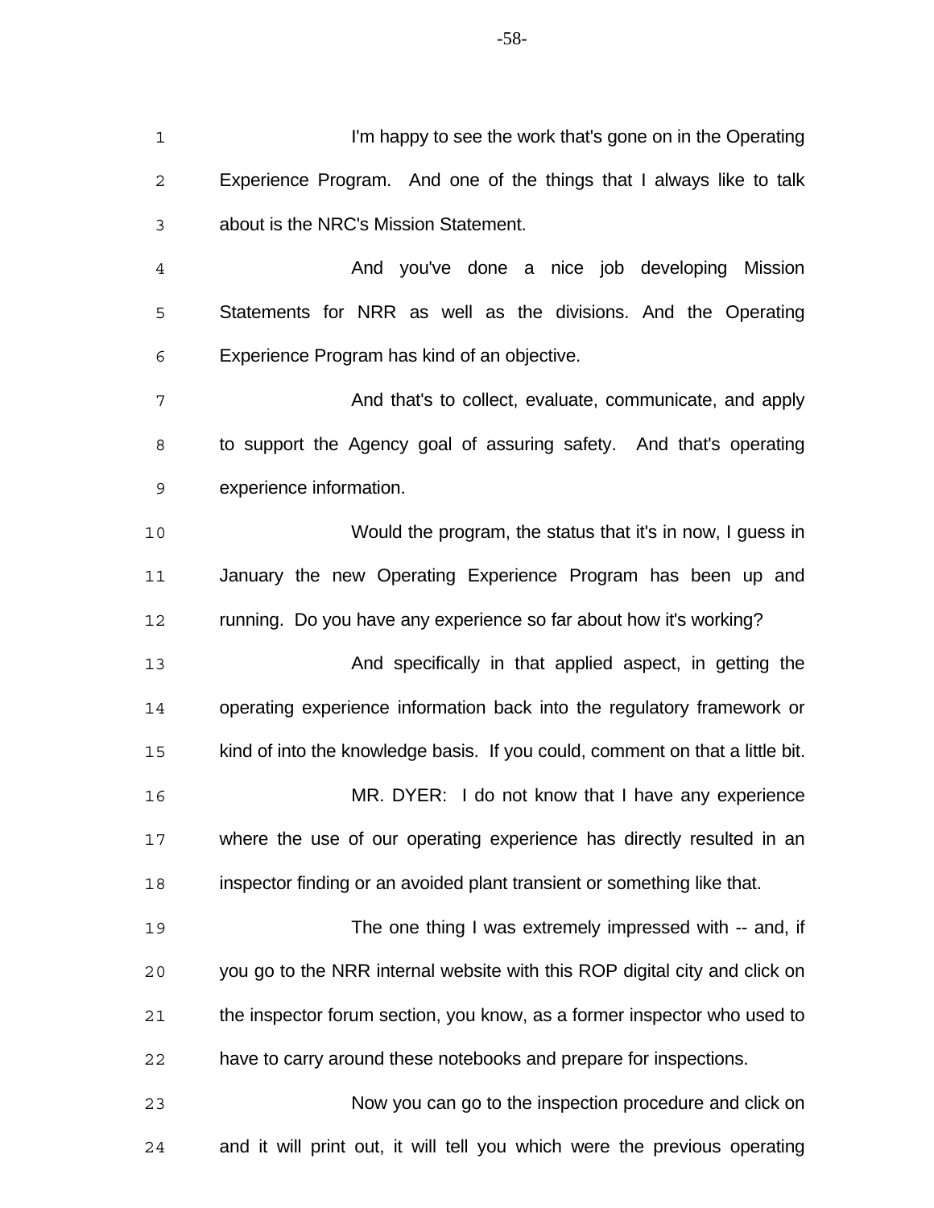I'm happy to see the work that's gone on in the Operating Experience Program. And one of the things that I always like to talk about is the NRC's Mission Statement.

And you've done a nice job developing Mission Statements for NRR as well as the divisions. And the Operating Experience Program has kind of an objective.

And that's to collect, evaluate, communicate, and apply to support the Agency goal of assuring safety. And that's operating experience information.

Would the program, the status that it's in now, I guess in January the new Operating Experience Program has been up and running. Do you have any experience so far about how it's working?

And specifically in that applied aspect, in getting the operating experience information back into the regulatory framework or kind of into the knowledge basis. If you could, comment on that a little bit.

MR. DYER: I do not know that I have any experience where the use of our operating experience has directly resulted in an inspector finding or an avoided plant transient or something like that.

The one thing I was extremely impressed with -- and, if you go to the NRR internal website with this ROP digital city and click on the inspector forum section, you know, as a former inspector who used to have to carry around these notebooks and prepare for inspections.

Now you can go to the inspection procedure and click on and it will print out, it will tell you which were the previous operating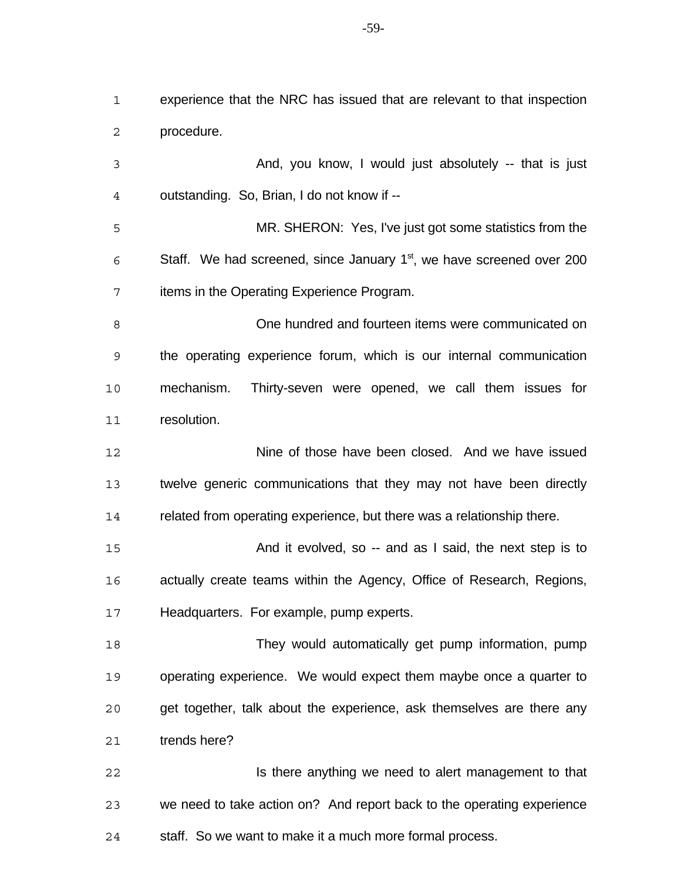experience that the NRC has issued that are relevant to that inspection procedure.

And, you know, I would just absolutely -- that is just outstanding. So, Brian, I do not know if --

MR. SHERON: Yes, I've just got some statistics from the Staff. We had screened, since January 1st, we have screened over 200 items in the Operating Experience Program.

One hundred and fourteen items were communicated on the operating experience forum, which is our internal communication mechanism. Thirty-seven were opened, we call them issues for resolution.

Nine of those have been closed. And we have issued twelve generic communications that they may not have been directly related from operating experience, but there was a relationship there.

And it evolved, so -- and as I said, the next step is to actually create teams within the Agency, Office of Research, Regions, Headquarters. For example, pump experts.

They would automatically get pump information, pump operating experience. We would expect them maybe once a quarter to get together, talk about the experience, ask themselves are there any trends here?

Is there anything we need to alert management to that we need to take action on? And report back to the operating experience staff. So we want to make it a much more formal process.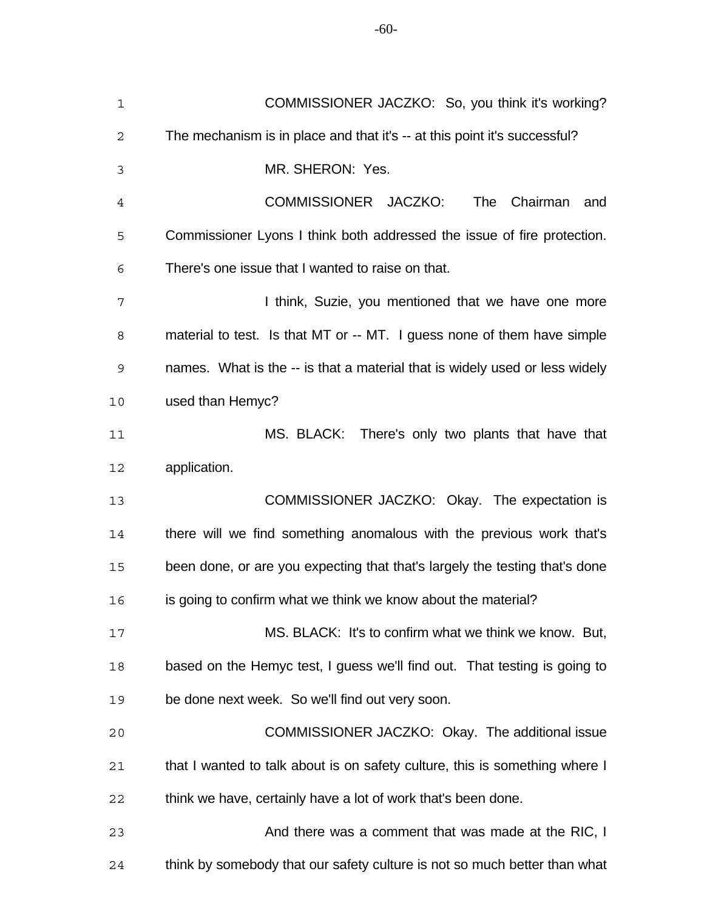COMMISSIONER JACZKO: So, you think it's working? The mechanism is in place and that it's -- at this point it's successful?

MR. SHERON: Yes.

COMMISSIONER JACZKO: The Chairman and Commissioner Lyons I think both addressed the issue of fire protection. There's one issue that I wanted to raise on that.

I think, Suzie, you mentioned that we have one more material to test. Is that MT or -- MT. I guess none of them have simple names. What is the -- is that a material that is widely used or less widely used than Hemyc?

MS. BLACK: There's only two plants that have that application.

COMMISSIONER JACZKO: Okay. The expectation is there will we find something anomalous with the previous work that's been done, or are you expecting that that's largely the testing that's done is going to confirm what we think we know about the material?

MS. BLACK: It's to confirm what we think we know. But, based on the Hemyc test, I guess we'll find out. That testing is going to be done next week. So we'll find out very soon.

COMMISSIONER JACZKO: Okay. The additional issue that I wanted to talk about is on safety culture, this is something where I think we have, certainly have a lot of work that's been done.

And there was a comment that was made at the RIC, I think by somebody that our safety culture is not so much better than what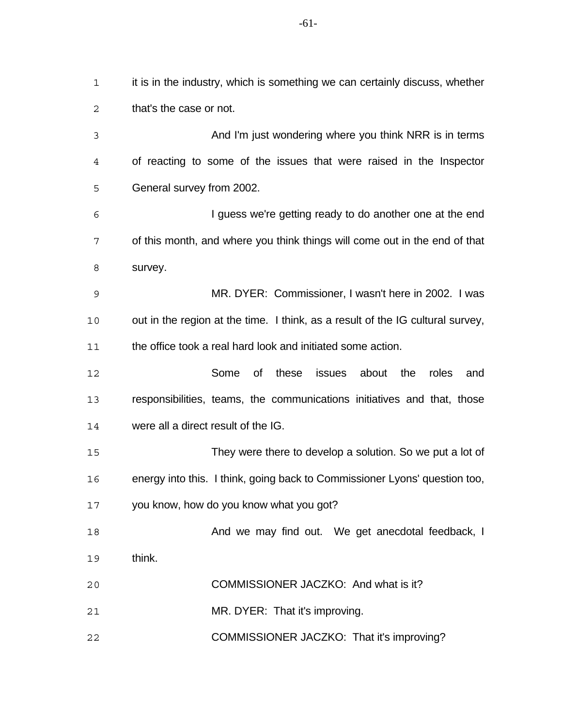it is in the industry, which is something we can certainly discuss, whether that's the case or not.

And I'm just wondering where you think NRR is in terms of reacting to some of the issues that were raised in the Inspector General survey from 2002.

I guess we're getting ready to do another one at the end of this month, and where you think things will come out in the end of that survey.

MR. DYER: Commissioner, I wasn't here in 2002. I was out in the region at the time. I think, as a result of the IG cultural survey, the office took a real hard look and initiated some action.

Some of these issues about the roles and responsibilities, teams, the communications initiatives and that, those were all a direct result of the IG.

They were there to develop a solution. So we put a lot of energy into this. I think, going back to Commissioner Lyons' question too, you know, how do you know what you got?

And we may find out. We get anecdotal feedback, I think.

COMMISSIONER JACZKO: And what is it?

MR. DYER: That it's improving.

COMMISSIONER JACZKO: That it's improving?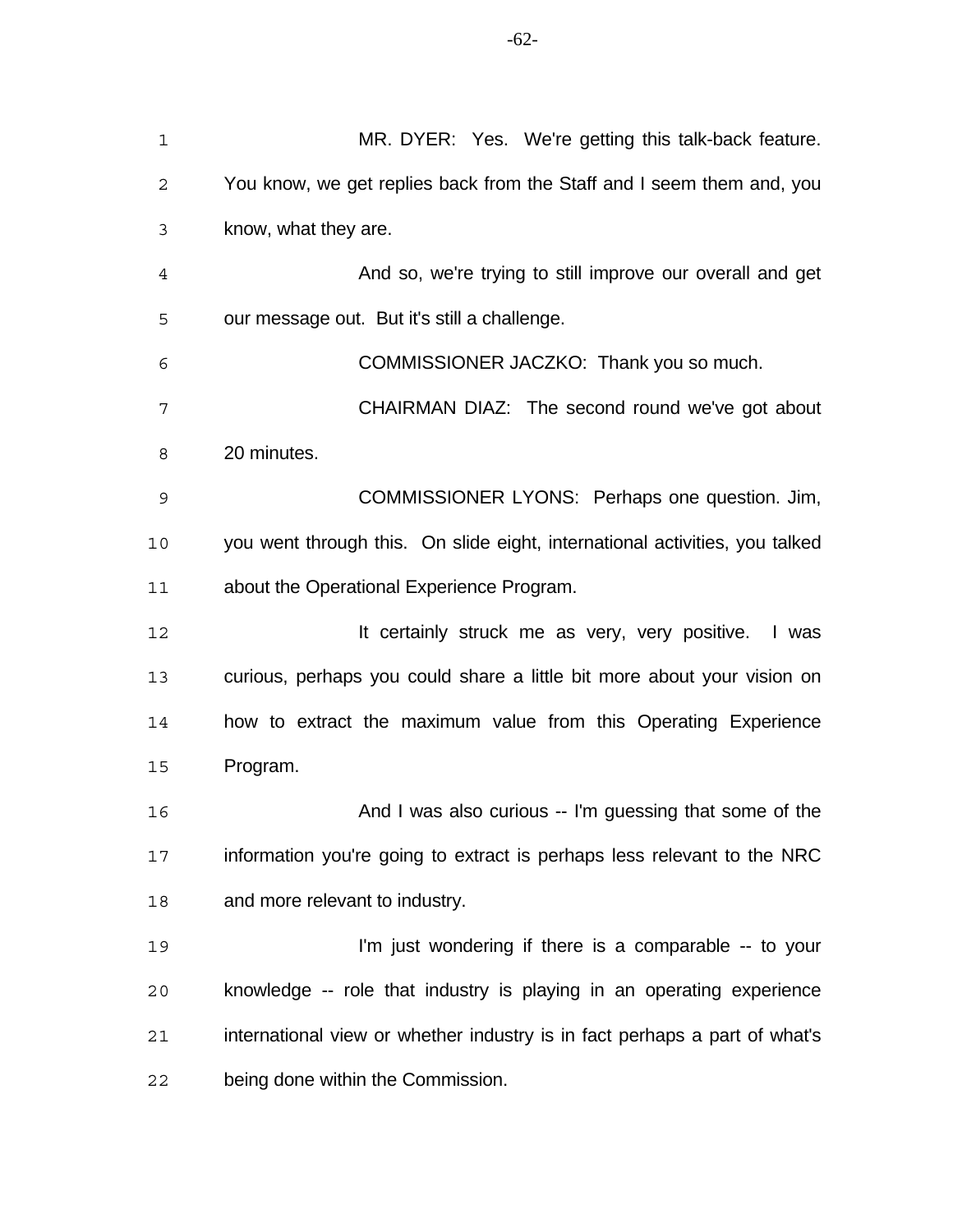MR. DYER: Yes. We're getting this talk-back feature. You know, we get replies back from the Staff and I seem them and, you know, what they are.

And so, we're trying to still improve our overall and get our message out. But it's still a challenge.

COMMISSIONER JACZKO: Thank you so much.

CHAIRMAN DIAZ: The second round we've got about 20 minutes.

COMMISSIONER LYONS: Perhaps one question. Jim, you went through this. On slide eight, international activities, you talked about the Operational Experience Program.

It certainly struck me as very, very positive. I was curious, perhaps you could share a little bit more about your vision on how to extract the maximum value from this Operating Experience Program.

And I was also curious -- I'm guessing that some of the information you're going to extract is perhaps less relevant to the NRC and more relevant to industry.

I'm just wondering if there is a comparable -- to your knowledge -- role that industry is playing in an operating experience international view or whether industry is in fact perhaps a part of what's being done within the Commission.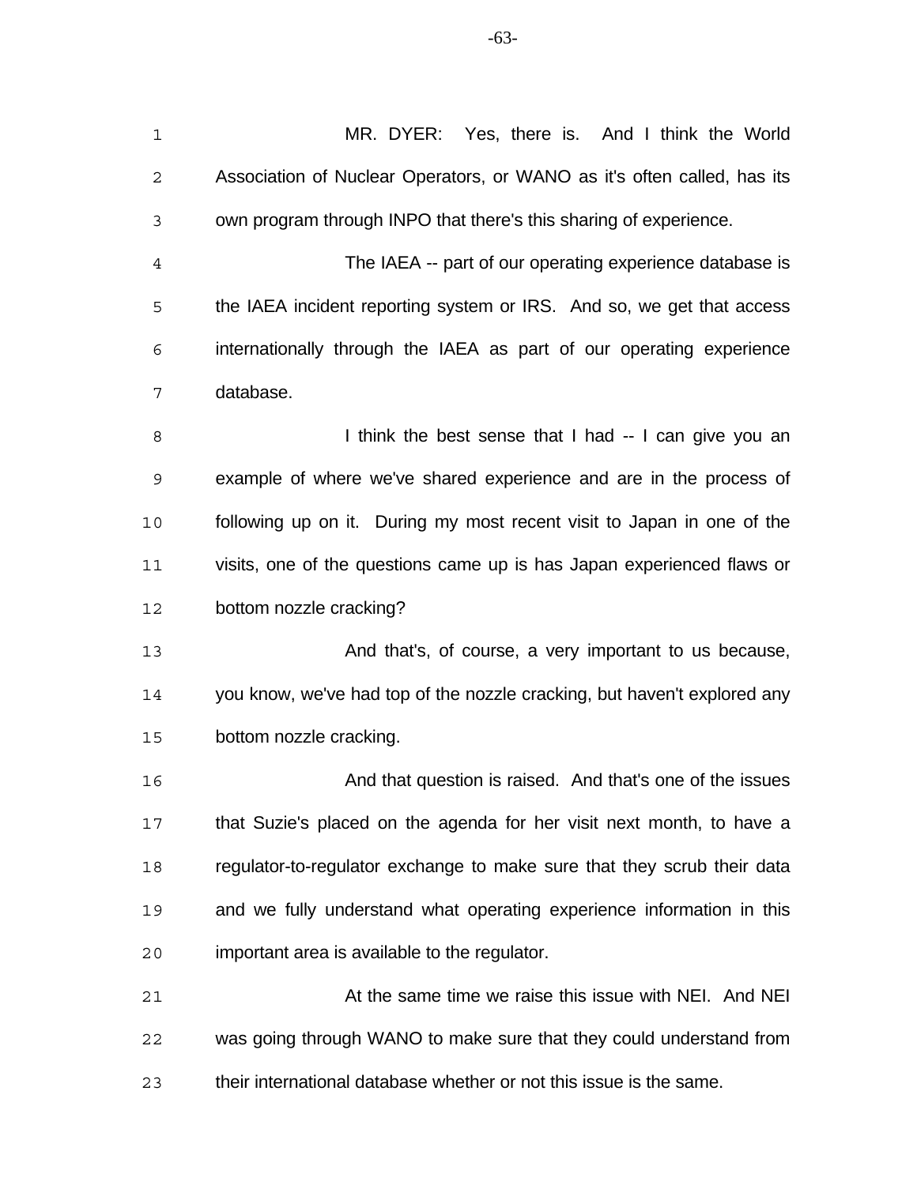MR. DYER: Yes, there is. And I think the World Association of Nuclear Operators, or WANO as it's often called, has its own program through INPO that there's this sharing of experience.

The IAEA -- part of our operating experience database is the IAEA incident reporting system or IRS. And so, we get that access internationally through the IAEA as part of our operating experience database.

I think the best sense that I had -- I can give you an example of where we've shared experience and are in the process of following up on it. During my most recent visit to Japan in one of the visits, one of the questions came up is has Japan experienced flaws or bottom nozzle cracking?

And that's, of course, a very important to us because, you know, we've had top of the nozzle cracking, but haven't explored any bottom nozzle cracking.

And that question is raised. And that's one of the issues that Suzie's placed on the agenda for her visit next month, to have a regulator-to-regulator exchange to make sure that they scrub their data and we fully understand what operating experience information in this important area is available to the regulator.

At the same time we raise this issue with NEI. And NEI was going through WANO to make sure that they could understand from their international database whether or not this issue is the same.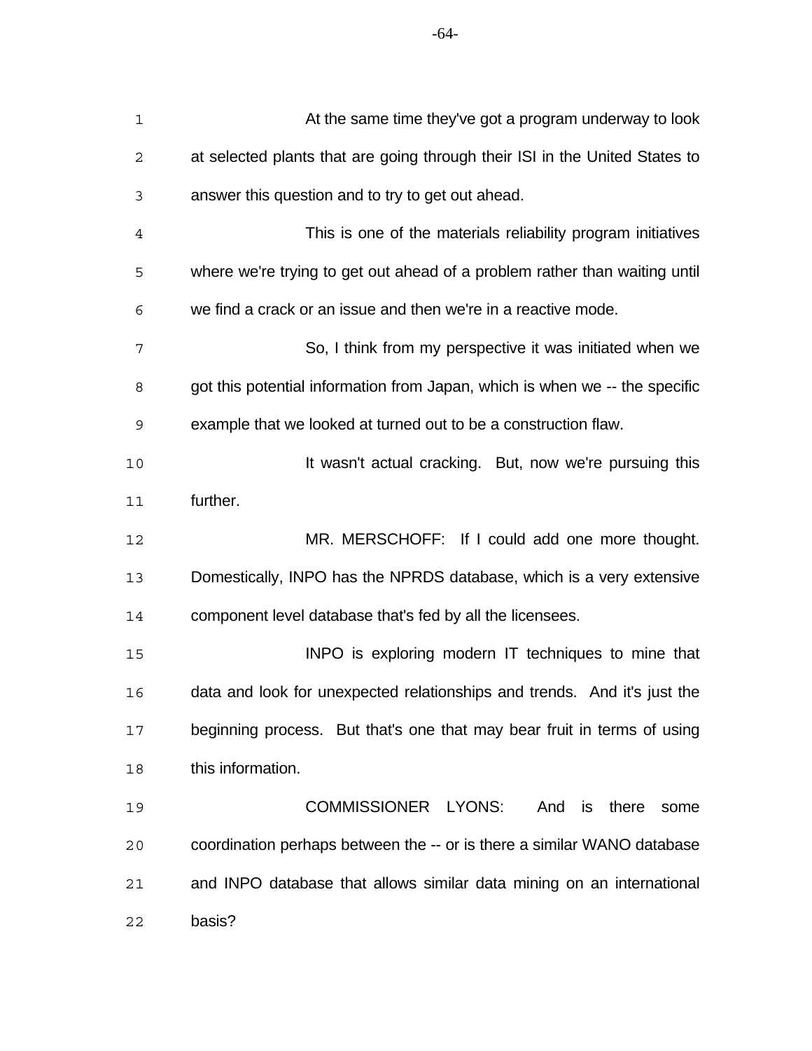At the same time they've got a program underway to look at selected plants that are going through their ISI in the United States to answer this question and to try to get out ahead.

This is one of the materials reliability program initiatives where we're trying to get out ahead of a problem rather than waiting until we find a crack or an issue and then we're in a reactive mode.

So, I think from my perspective it was initiated when we got this potential information from Japan, which is when we -- the specific example that we looked at turned out to be a construction flaw.

It wasn't actual cracking. But, now we're pursuing this further.

MR. MERSCHOFF: If I could add one more thought. Domestically, INPO has the NPRDS database, which is a very extensive component level database that's fed by all the licensees.

INPO is exploring modern IT techniques to mine that data and look for unexpected relationships and trends. And it's just the beginning process. But that's one that may bear fruit in terms of using this information.

COMMISSIONER LYONS: And is there some coordination perhaps between the -- or is there a similar WANO database and INPO database that allows similar data mining on an international basis?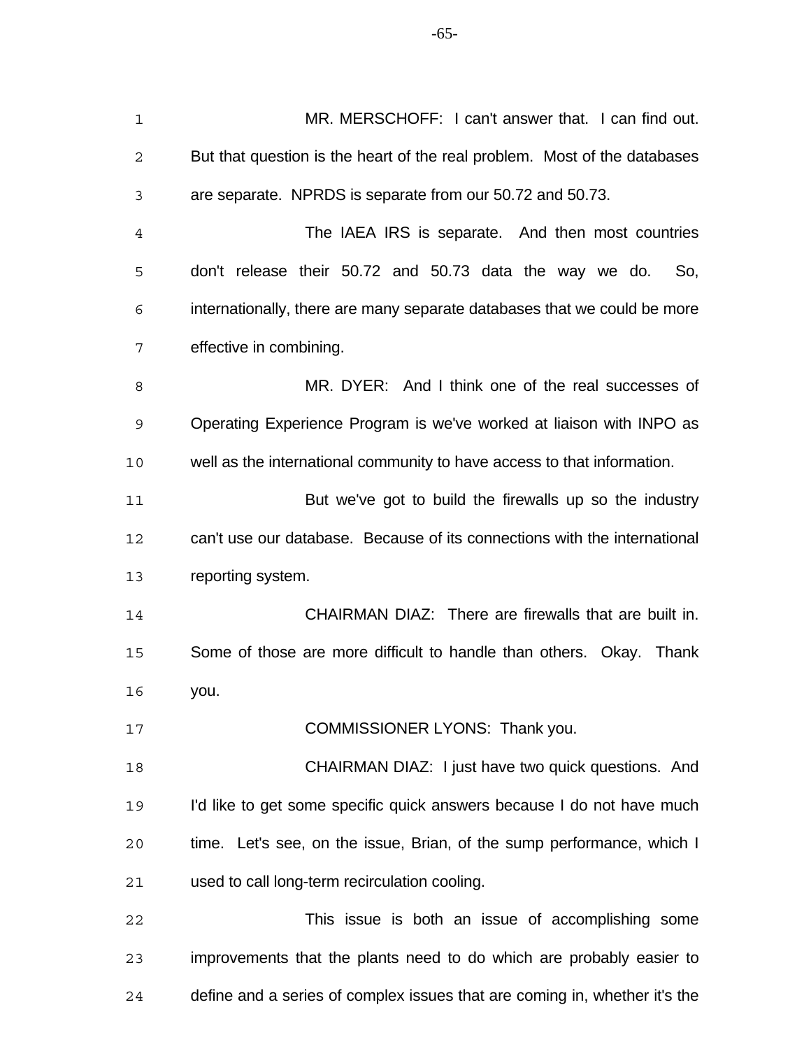MR. MERSCHOFF: I can't answer that. I can find out. But that question is the heart of the real problem. Most of the databases are separate. NPRDS is separate from our 50.72 and 50.73.

The IAEA IRS is separate. And then most countries don't release their 50.72 and 50.73 data the way we do. So, internationally, there are many separate databases that we could be more effective in combining.

MR. DYER: And I think one of the real successes of Operating Experience Program is we've worked at liaison with INPO as well as the international community to have access to that information.

But we've got to build the firewalls up so the industry can't use our database. Because of its connections with the international reporting system.

CHAIRMAN DIAZ: There are firewalls that are built in. Some of those are more difficult to handle than others. Okay. Thank you.

COMMISSIONER LYONS: Thank you.

CHAIRMAN DIAZ: I just have two quick questions. And I'd like to get some specific quick answers because I do not have much time. Let's see, on the issue, Brian, of the sump performance, which I used to call long-term recirculation cooling.

This issue is both an issue of accomplishing some improvements that the plants need to do which are probably easier to define and a series of complex issues that are coming in, whether it's the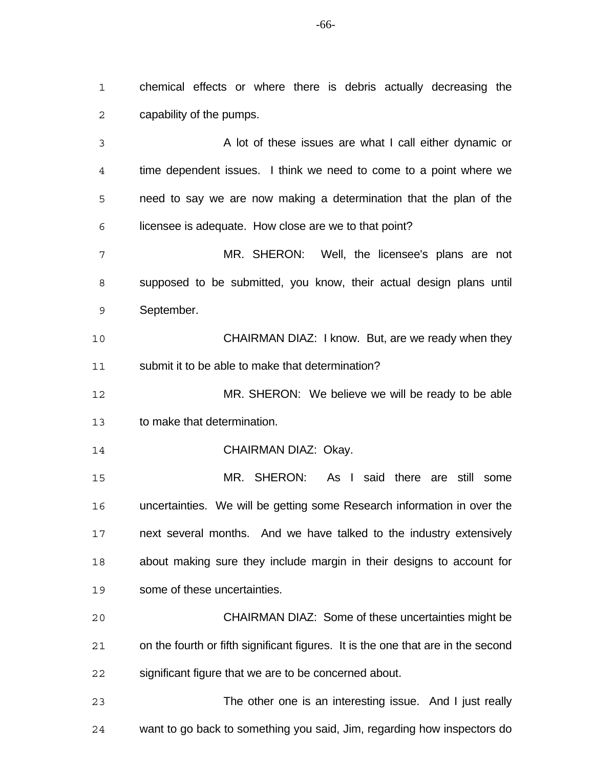chemical effects or where there is debris actually decreasing the capability of the pumps.

A lot of these issues are what I call either dynamic or time dependent issues. I think we need to come to a point where we need to say we are now making a determination that the plan of the licensee is adequate. How close are we to that point?

MR. SHERON: Well, the licensee's plans are not supposed to be submitted, you know, their actual design plans until September.

CHAIRMAN DIAZ: I know. But, are we ready when they submit it to be able to make that determination?

MR. SHERON: We believe we will be ready to be able to make that determination.

CHAIRMAN DIAZ: Okay.

MR. SHERON: As I said there are still some uncertainties. We will be getting some Research information in over the next several months. And we have talked to the industry extensively about making sure they include margin in their designs to account for some of these uncertainties.

CHAIRMAN DIAZ: Some of these uncertainties might be on the fourth or fifth significant figures. It is the one that are in the second significant figure that we are to be concerned about.

The other one is an interesting issue. And I just really want to go back to something you said, Jim, regarding how inspectors do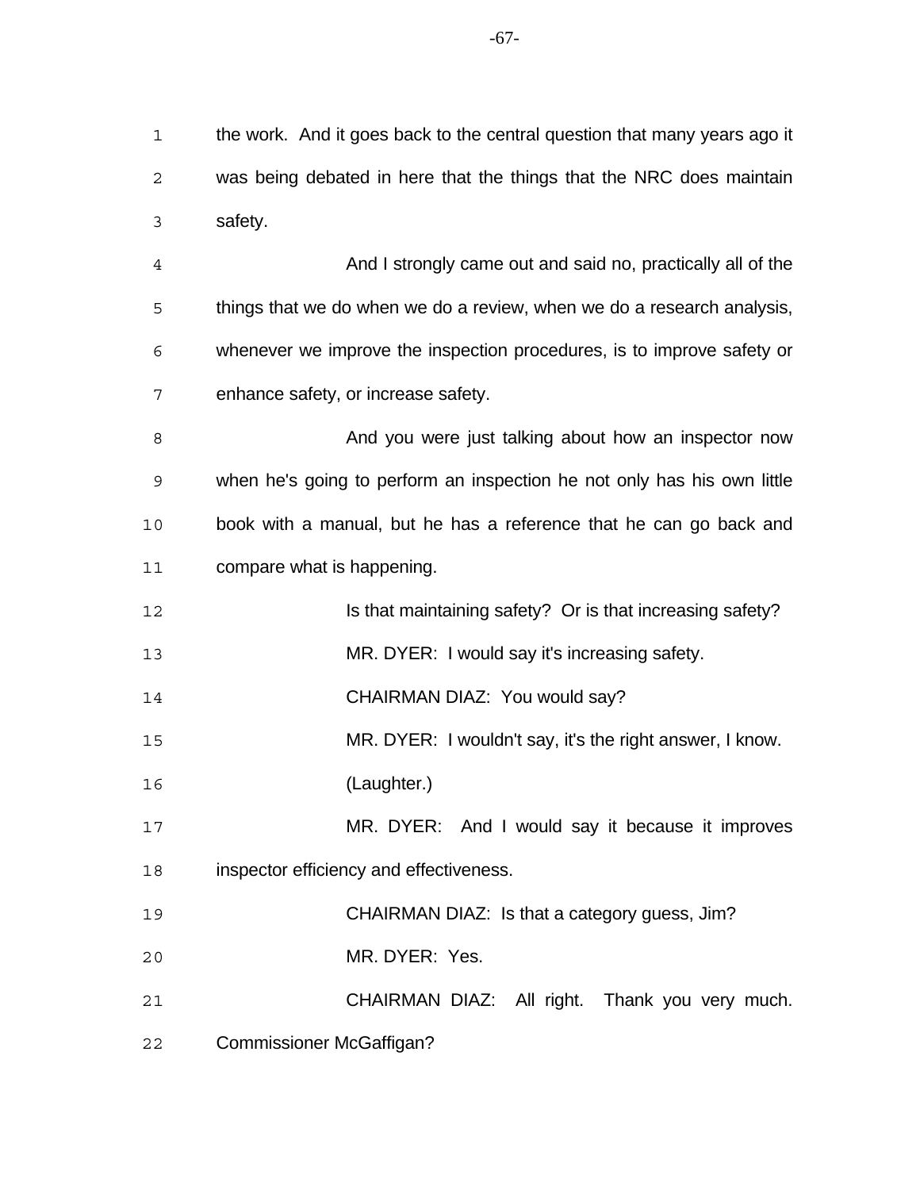the work. And it goes back to the central question that many years ago it was being debated in here that the things that the NRC does maintain safety.

And I strongly came out and said no, practically all of the things that we do when we do a review, when we do a research analysis, whenever we improve the inspection procedures, is to improve safety or enhance safety, or increase safety.

And you were just talking about how an inspector now when he's going to perform an inspection he not only has his own little book with a manual, but he has a reference that he can go back and compare what is happening.

Is that maintaining safety? Or is that increasing safety?

MR. DYER: I would say it's increasing safety.

CHAIRMAN DIAZ: You would say?

MR. DYER: I wouldn't say, it's the right answer, I know.

(Laughter.)

MR. DYER: And I would say it because it improves inspector efficiency and effectiveness.

CHAIRMAN DIAZ: Is that a category guess, Jim?

MR. DYER: Yes.

CHAIRMAN DIAZ: All right. Thank you very much. Commissioner McGaffigan?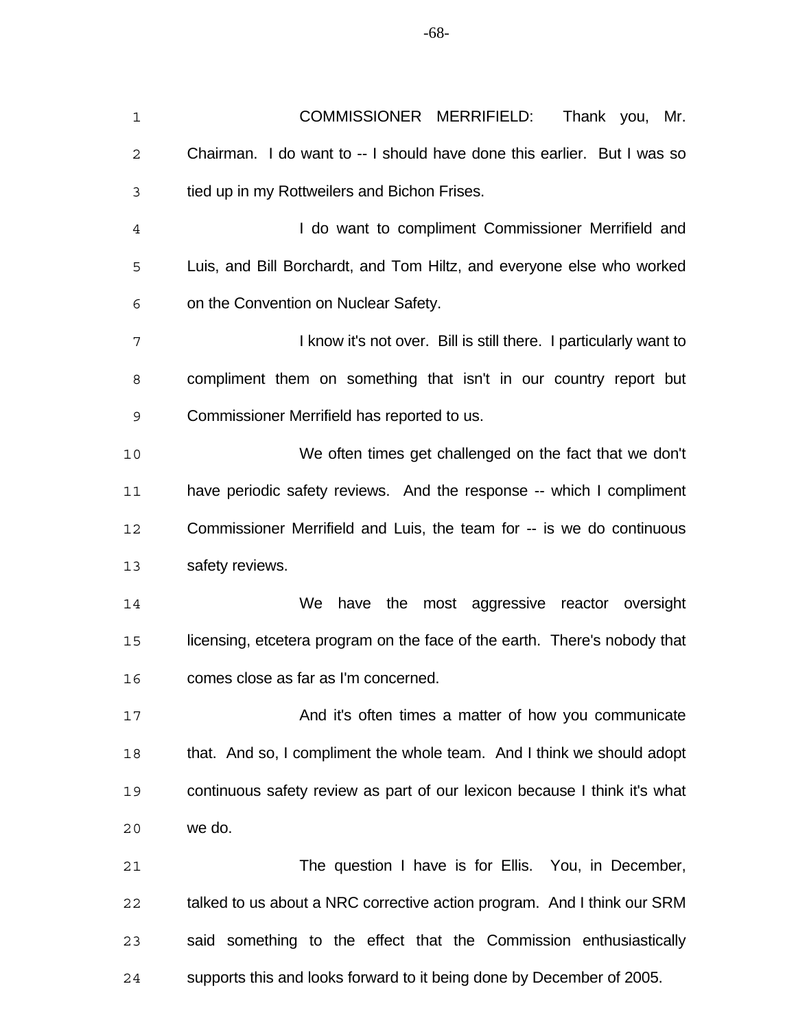COMMISSIONER MERRIFIELD: Thank you, Mr. Chairman. I do want to -- I should have done this earlier. But I was so tied up in my Rottweilers and Bichon Frises.

I do want to compliment Commissioner Merrifield and Luis, and Bill Borchardt, and Tom Hiltz, and everyone else who worked on the Convention on Nuclear Safety.

I know it's not over. Bill is still there. I particularly want to compliment them on something that isn't in our country report but Commissioner Merrifield has reported to us.

We often times get challenged on the fact that we don't have periodic safety reviews. And the response -- which I compliment Commissioner Merrifield and Luis, the team for -- is we do continuous safety reviews.

We have the most aggressive reactor oversight licensing, etcetera program on the face of the earth. There's nobody that comes close as far as I'm concerned.

And it's often times a matter of how you communicate that. And so, I compliment the whole team. And I think we should adopt continuous safety review as part of our lexicon because I think it's what we do.

The question I have is for Ellis. You, in December, talked to us about a NRC corrective action program. And I think our SRM said something to the effect that the Commission enthusiastically supports this and looks forward to it being done by December of 2005.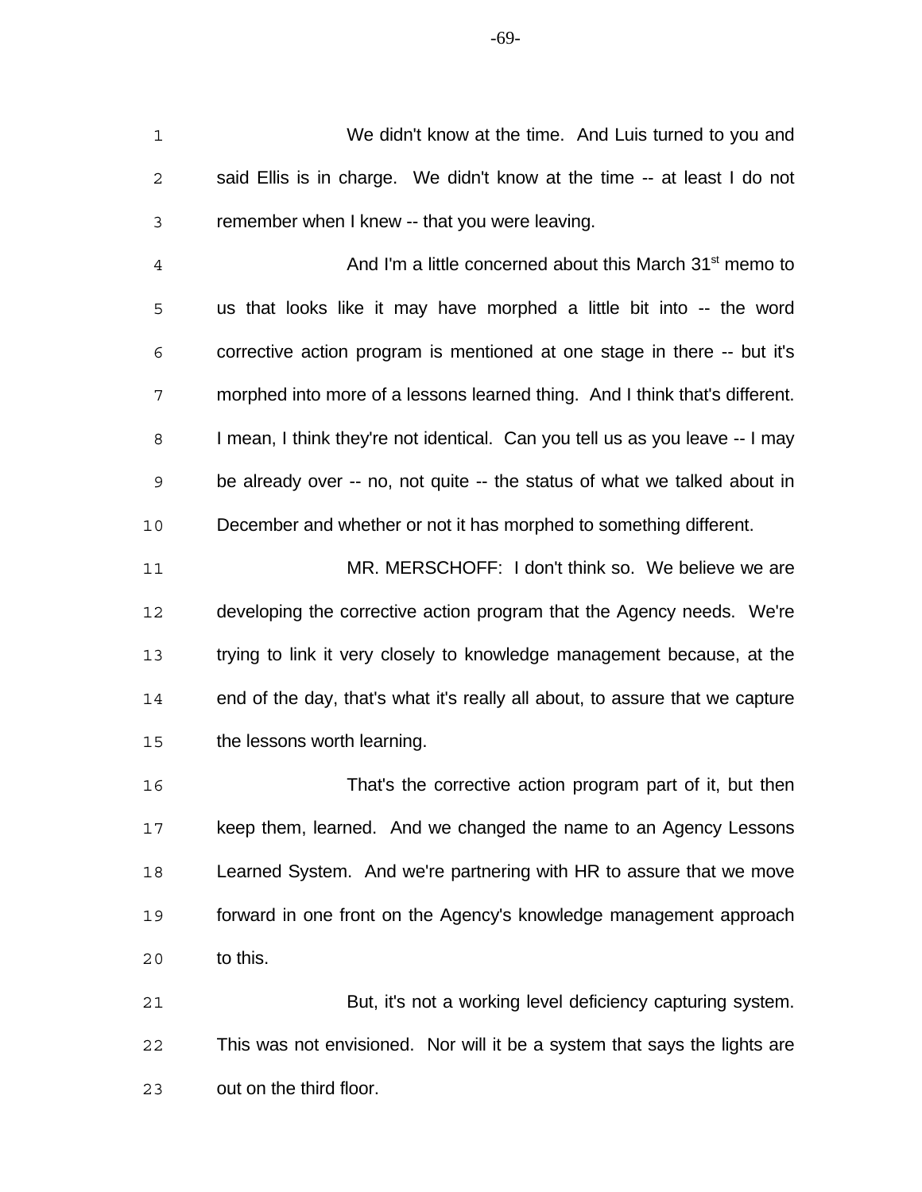We didn't know at the time. And Luis turned to you and said Ellis is in charge. We didn't know at the time -- at least I do not remember when I knew -- that you were leaving.

And I'm a little concerned about this March 31st memo to us that looks like it may have morphed a little bit into -- the word corrective action program is mentioned at one stage in there -- but it's morphed into more of a lessons learned thing. And I think that's different. I mean, I think they're not identical. Can you tell us as you leave -- I may be already over -- no, not quite -- the status of what we talked about in December and whether or not it has morphed to something different.

MR. MERSCHOFF: I don't think so. We believe we are developing the corrective action program that the Agency needs. We're trying to link it very closely to knowledge management because, at the end of the day, that's what it's really all about, to assure that we capture the lessons worth learning.

That's the corrective action program part of it, but then keep them, learned. And we changed the name to an Agency Lessons Learned System. And we're partnering with HR to assure that we move forward in one front on the Agency's knowledge management approach to this.

But, it's not a working level deficiency capturing system. This was not envisioned. Nor will it be a system that says the lights are out on the third floor.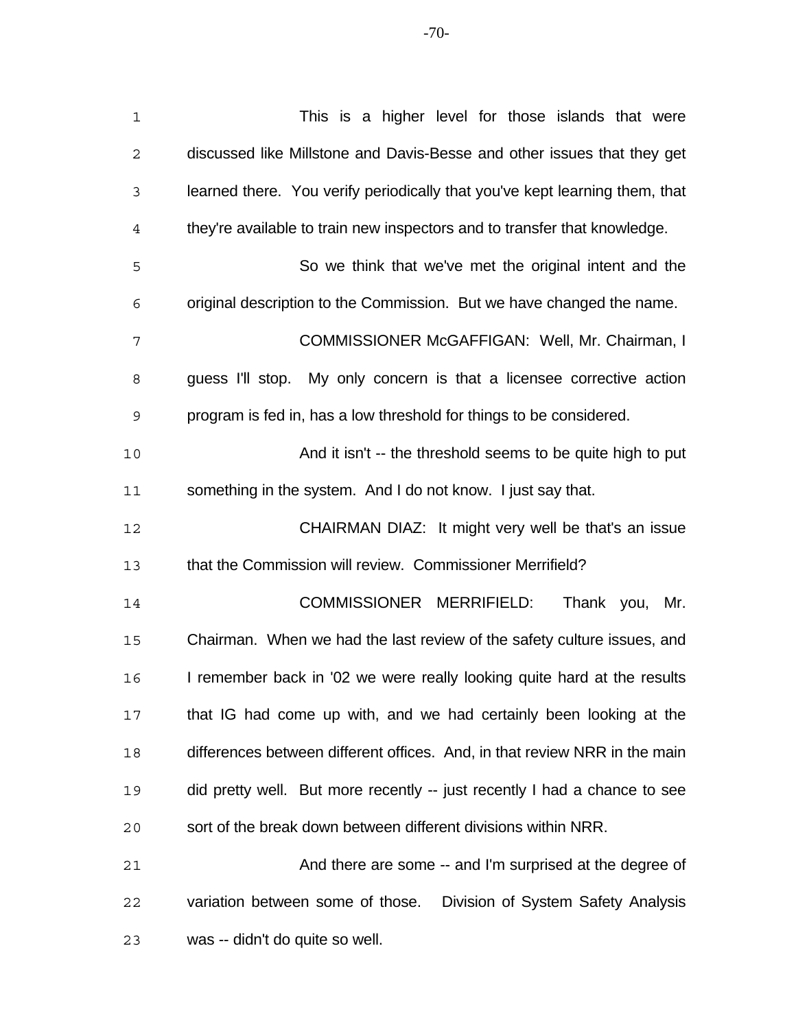This is a higher level for those islands that were discussed like Millstone and Davis-Besse and other issues that they get learned there. You verify periodically that you've kept learning them, that they're available to train new inspectors and to transfer that knowledge.

So we think that we've met the original intent and the original description to the Commission. But we have changed the name.

COMMISSIONER McGAFFIGAN: Well, Mr. Chairman, I guess I'll stop. My only concern is that a licensee corrective action program is fed in, has a low threshold for things to be considered.

And it isn't -- the threshold seems to be quite high to put something in the system. And I do not know. I just say that.

CHAIRMAN DIAZ: It might very well be that's an issue that the Commission will review. Commissioner Merrifield?

COMMISSIONER MERRIFIELD: Thank you, Mr. Chairman. When we had the last review of the safety culture issues, and I remember back in '02 we were really looking quite hard at the results that IG had come up with, and we had certainly been looking at the differences between different offices. And, in that review NRR in the main did pretty well. But more recently -- just recently I had a chance to see sort of the break down between different divisions within NRR.

And there are some -- and I'm surprised at the degree of variation between some of those. Division of System Safety Analysis was -- didn't do quite so well.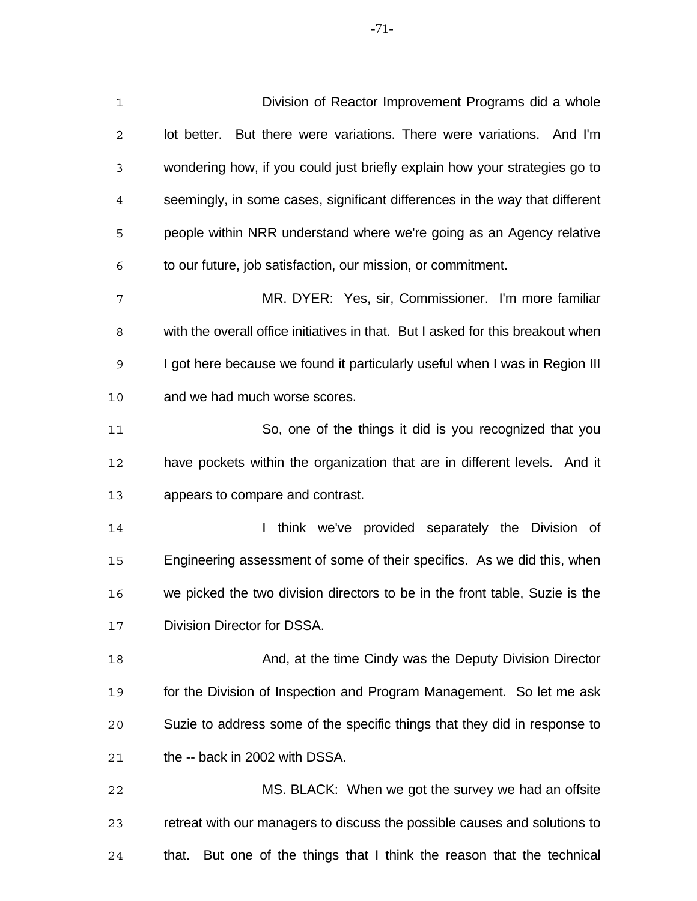Division of Reactor Improvement Programs did a whole lot better. But there were variations. There were variations. And I'm wondering how, if you could just briefly explain how your strategies go to seemingly, in some cases, significant differences in the way that different people within NRR understand where we're going as an Agency relative to our future, job satisfaction, our mission, or commitment.

MR. DYER: Yes, sir, Commissioner. I'm more familiar with the overall office initiatives in that. But I asked for this breakout when I got here because we found it particularly useful when I was in Region III and we had much worse scores.

So, one of the things it did is you recognized that you have pockets within the organization that are in different levels. And it appears to compare and contrast.

I think we've provided separately the Division of Engineering assessment of some of their specifics. As we did this, when we picked the two division directors to be in the front table, Suzie is the Division Director for DSSA.

And, at the time Cindy was the Deputy Division Director for the Division of Inspection and Program Management. So let me ask Suzie to address some of the specific things that they did in response to the -- back in 2002 with DSSA.

MS. BLACK: When we got the survey we had an offsite retreat with our managers to discuss the possible causes and solutions to that. But one of the things that I think the reason that the technical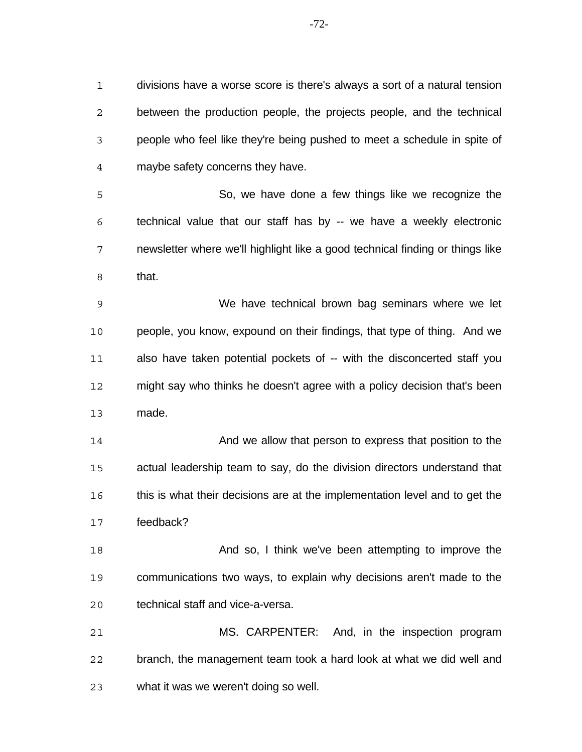divisions have a worse score is there's always a sort of a natural tension between the production people, the projects people, and the technical people who feel like they're being pushed to meet a schedule in spite of maybe safety concerns they have.

So, we have done a few things like we recognize the technical value that our staff has by -- we have a weekly electronic newsletter where we'll highlight like a good technical finding or things like that.

We have technical brown bag seminars where we let people, you know, expound on their findings, that type of thing. And we also have taken potential pockets of -- with the disconcerted staff you might say who thinks he doesn't agree with a policy decision that's been made.

And we allow that person to express that position to the actual leadership team to say, do the division directors understand that this is what their decisions are at the implementation level and to get the feedback?

And so, I think we've been attempting to improve the communications two ways, to explain why decisions aren't made to the technical staff and vice-a-versa.

MS. CARPENTER: And, in the inspection program branch, the management team took a hard look at what we did well and what it was we weren't doing so well.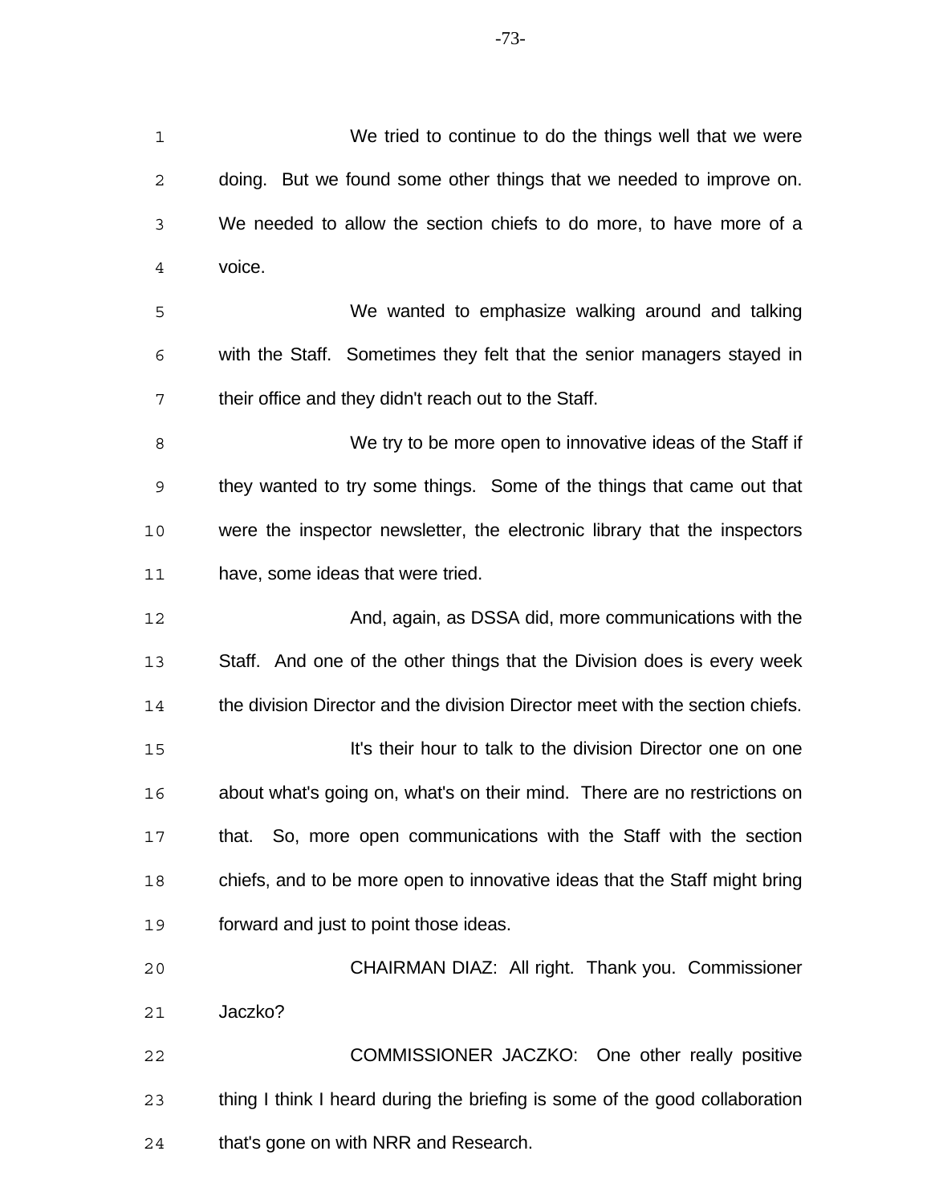We tried to continue to do the things well that we were doing. But we found some other things that we needed to improve on. We needed to allow the section chiefs to do more, to have more of a voice.

We wanted to emphasize walking around and talking with the Staff. Sometimes they felt that the senior managers stayed in their office and they didn't reach out to the Staff.

We try to be more open to innovative ideas of the Staff if they wanted to try some things. Some of the things that came out that were the inspector newsletter, the electronic library that the inspectors have, some ideas that were tried.

And, again, as DSSA did, more communications with the Staff. And one of the other things that the Division does is every week the division Director and the division Director meet with the section chiefs.

It's their hour to talk to the division Director one on one about what's going on, what's on their mind. There are no restrictions on that. So, more open communications with the Staff with the section chiefs, and to be more open to innovative ideas that the Staff might bring forward and just to point those ideas.

CHAIRMAN DIAZ: All right. Thank you. Commissioner Jaczko?

COMMISSIONER JACZKO: One other really positive thing I think I heard during the briefing is some of the good collaboration that's gone on with NRR and Research.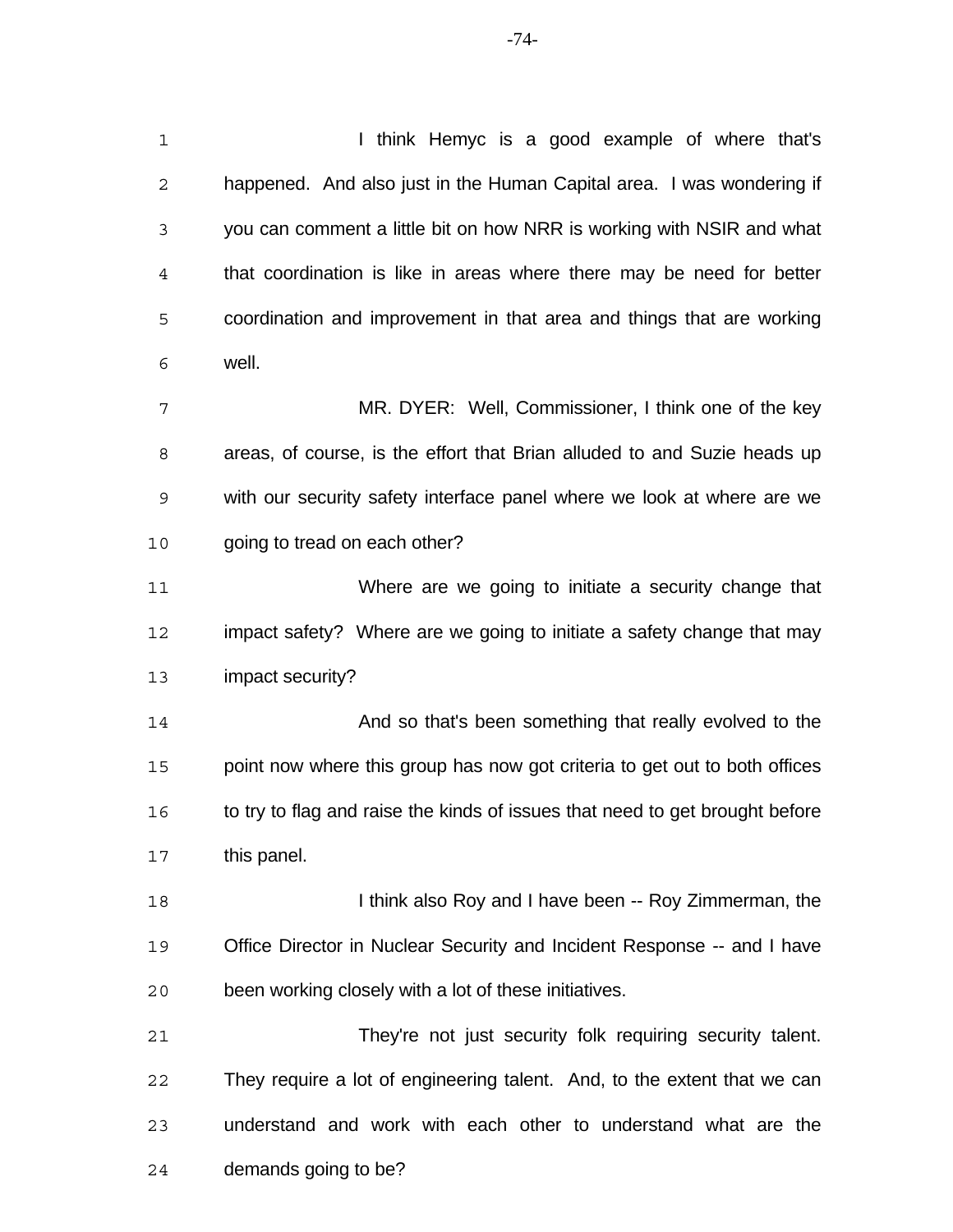I think Hemyc is a good example of where that's happened. And also just in the Human Capital area. I was wondering if you can comment a little bit on how NRR is working with NSIR and what that coordination is like in areas where there may be need for better coordination and improvement in that area and things that are working well.

MR. DYER: Well, Commissioner, I think one of the key areas, of course, is the effort that Brian alluded to and Suzie heads up with our security safety interface panel where we look at where are we going to tread on each other?

Where are we going to initiate a security change that impact safety? Where are we going to initiate a safety change that may impact security?

And so that's been something that really evolved to the point now where this group has now got criteria to get out to both offices to try to flag and raise the kinds of issues that need to get brought before this panel.

I think also Roy and I have been -- Roy Zimmerman, the Office Director in Nuclear Security and Incident Response -- and I have been working closely with a lot of these initiatives.

They're not just security folk requiring security talent. They require a lot of engineering talent. And, to the extent that we can understand and work with each other to understand what are the demands going to be?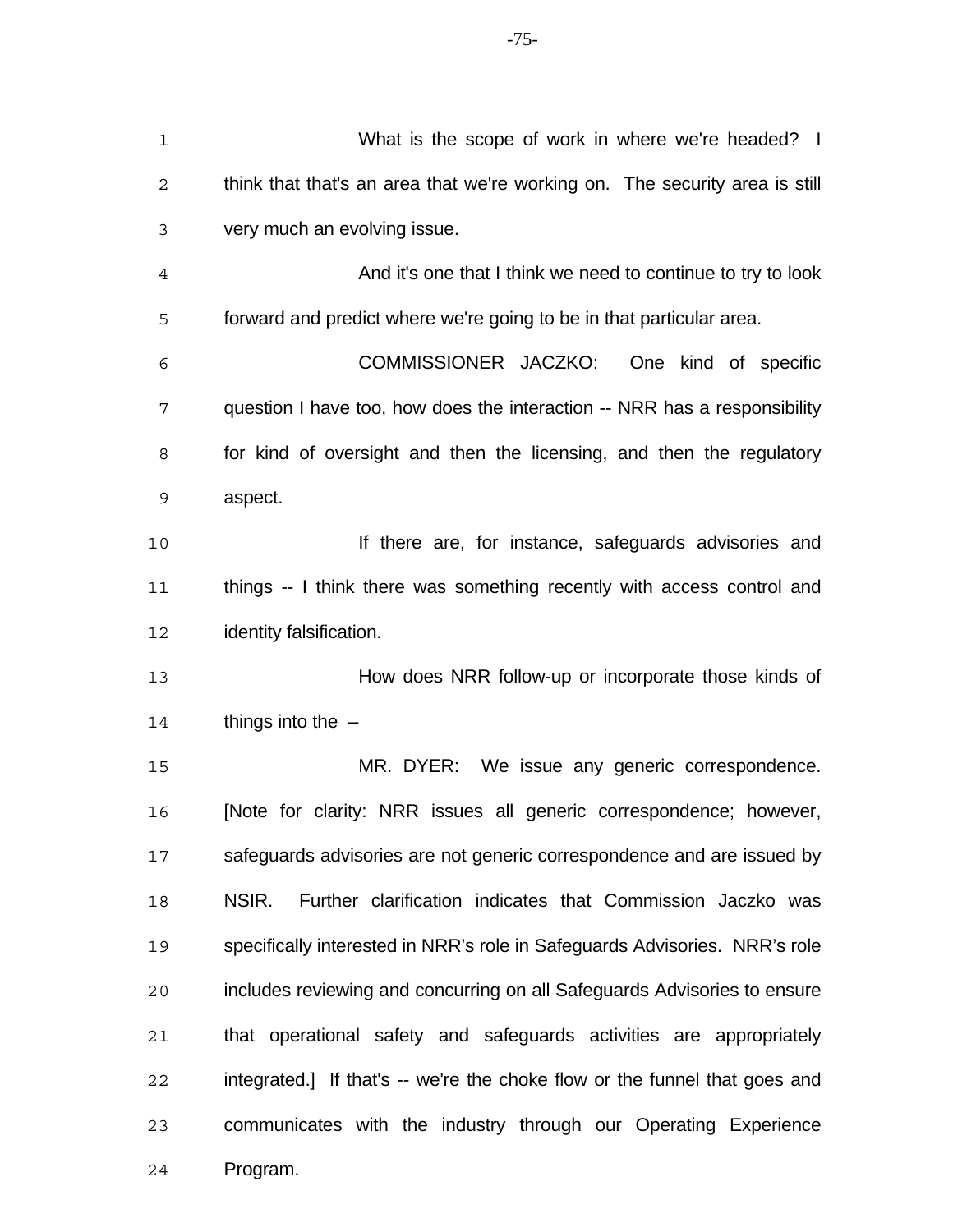What is the scope of work in where we're headed? I think that that's an area that we're working on. The security area is still very much an evolving issue.

And it's one that I think we need to continue to try to look forward and predict where we're going to be in that particular area.

COMMISSIONER JACZKO: One kind of specific question I have too, how does the interaction -- NRR has a responsibility for kind of oversight and then the licensing, and then the regulatory aspect.

If there are, for instance, safeguards advisories and things -- I think there was something recently with access control and identity falsification.

How does NRR follow-up or incorporate those kinds of things into the –

MR. DYER: We issue any generic correspondence. [Note for clarity: NRR issues all generic correspondence; however, safeguards advisories are not generic correspondence and are issued by NSIR. Further clarification indicates that Commission Jaczko was specifically interested in NRR's role in Safeguards Advisories. NRR's role includes reviewing and concurring on all Safeguards Advisories to ensure that operational safety and safeguards activities are appropriately integrated.] If that's -- we're the choke flow or the funnel that goes and communicates with the industry through our Operating Experience Program.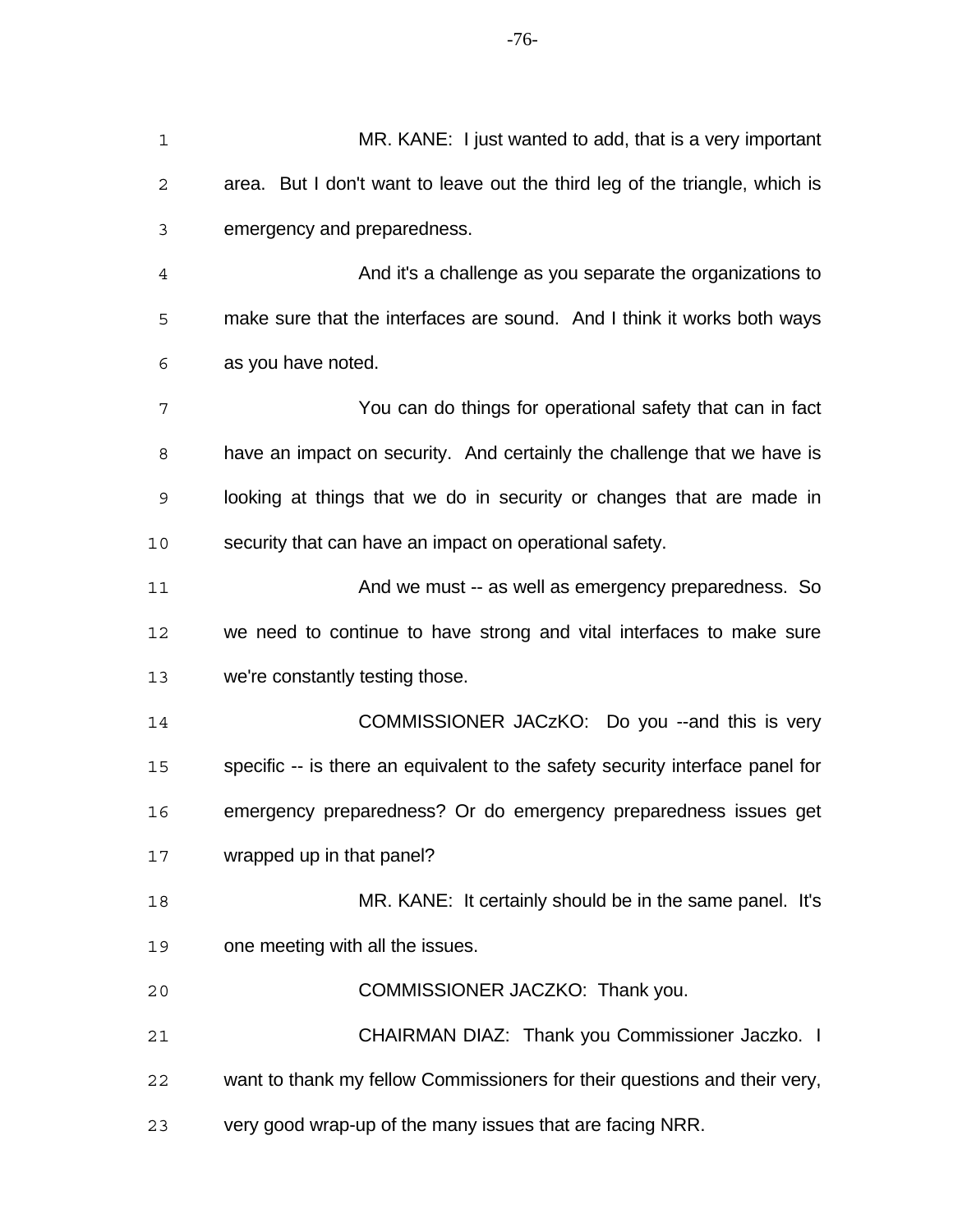MR. KANE: I just wanted to add, that is a very important area. But I don't want to leave out the third leg of the triangle, which is emergency and preparedness.

And it's a challenge as you separate the organizations to make sure that the interfaces are sound. And I think it works both ways as you have noted.

You can do things for operational safety that can in fact have an impact on security. And certainly the challenge that we have is looking at things that we do in security or changes that are made in security that can have an impact on operational safety.

And we must -- as well as emergency preparedness. So we need to continue to have strong and vital interfaces to make sure we're constantly testing those.

COMMISSIONER JACzKO: Do you --and this is very specific -- is there an equivalent to the safety security interface panel for emergency preparedness? Or do emergency preparedness issues get wrapped up in that panel?

MR. KANE: It certainly should be in the same panel. It's one meeting with all the issues.

COMMISSIONER JACZKO: Thank you.

CHAIRMAN DIAZ: Thank you Commissioner Jaczko. I want to thank my fellow Commissioners for their questions and their very, very good wrap-up of the many issues that are facing NRR.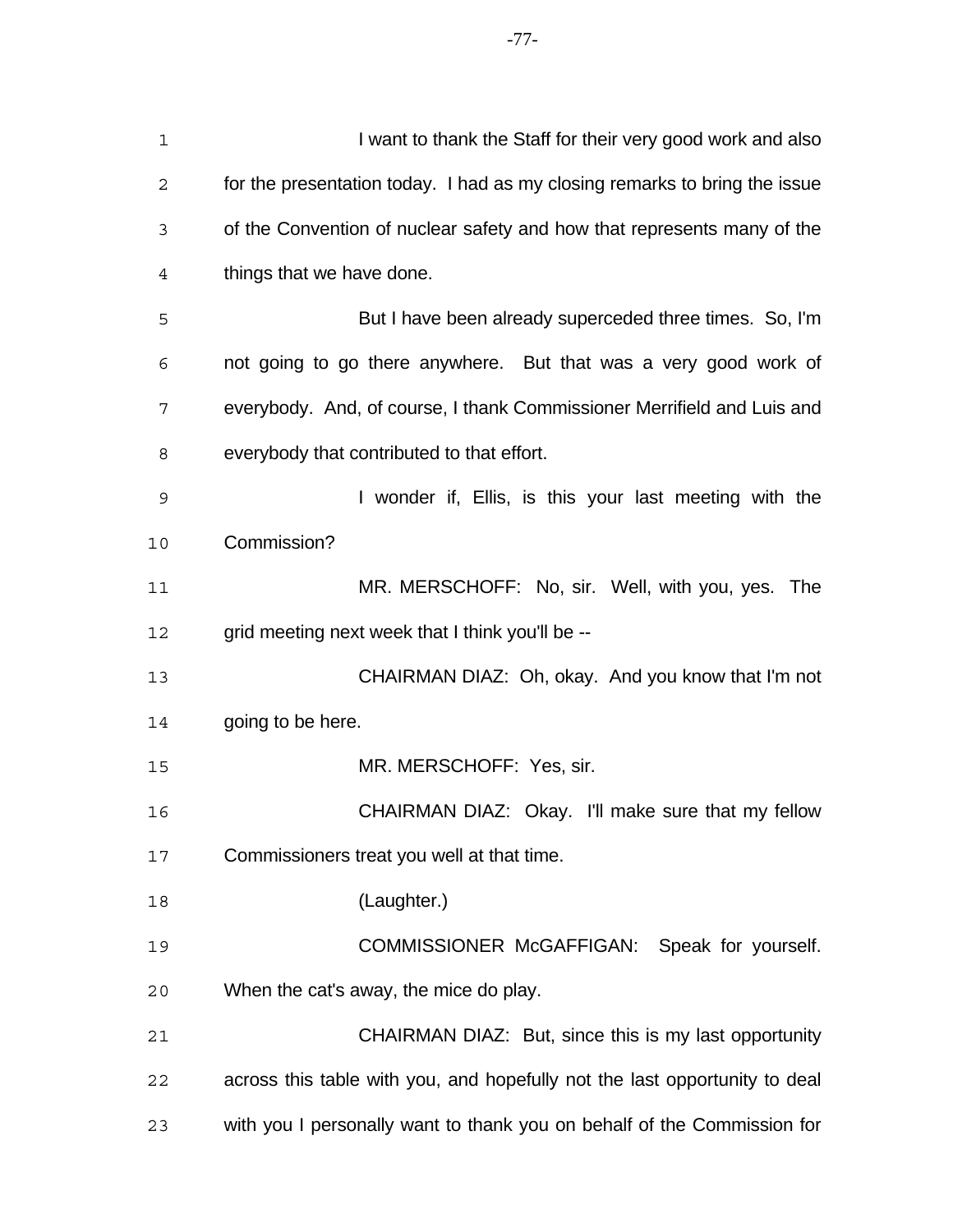I want to thank the Staff for their very good work and also for the presentation today. I had as my closing remarks to bring the issue of the Convention of nuclear safety and how that represents many of the things that we have done.

But I have been already superceded three times. So, I'm not going to go there anywhere. But that was a very good work of everybody. And, of course, I thank Commissioner Merrifield and Luis and everybody that contributed to that effort.

I wonder if, Ellis, is this your last meeting with the Commission?

MR. MERSCHOFF: No, sir. Well, with you, yes. The grid meeting next week that I think you'll be --

CHAIRMAN DIAZ: Oh, okay. And you know that I'm not going to be here.

MR. MERSCHOFF: Yes, sir.

CHAIRMAN DIAZ: Okay. I'll make sure that my fellow Commissioners treat you well at that time.

(Laughter.)

COMMISSIONER McGAFFIGAN: Speak for yourself. When the cat's away, the mice do play.

CHAIRMAN DIAZ: But, since this is my last opportunity across this table with you, and hopefully not the last opportunity to deal with you I personally want to thank you on behalf of the Commission for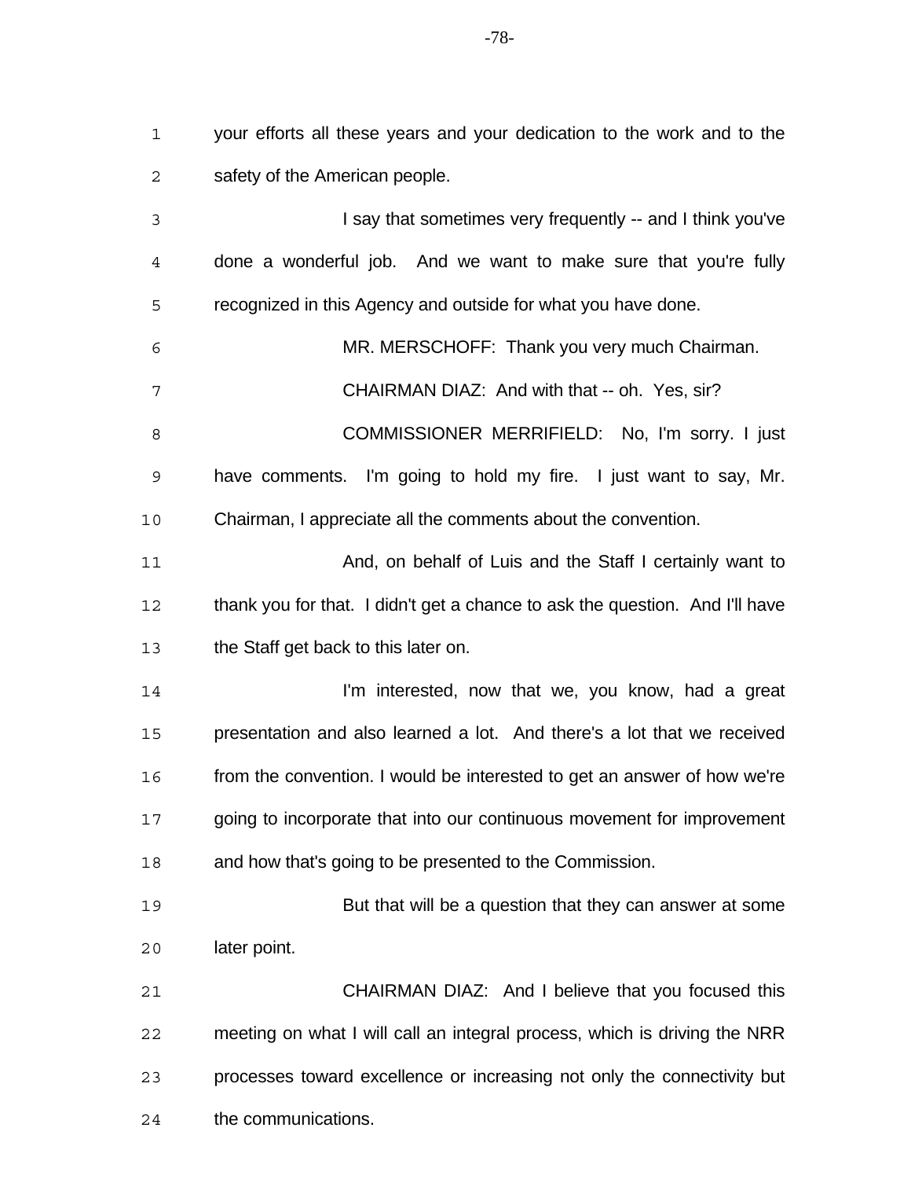your efforts all these years and your dedication to the work and to the safety of the American people.

I say that sometimes very frequently -- and I think you've done a wonderful job. And we want to make sure that you're fully recognized in this Agency and outside for what you have done.

MR. MERSCHOFF: Thank you very much Chairman.

CHAIRMAN DIAZ: And with that -- oh. Yes, sir?

COMMISSIONER MERRIFIELD: No, I'm sorry. I just have comments. I'm going to hold my fire. I just want to say, Mr. Chairman, I appreciate all the comments about the convention.

And, on behalf of Luis and the Staff I certainly want to thank you for that. I didn't get a chance to ask the question. And I'll have the Staff get back to this later on.

I'm interested, now that we, you know, had a great presentation and also learned a lot. And there's a lot that we received from the convention. I would be interested to get an answer of how we're going to incorporate that into our continuous movement for improvement and how that's going to be presented to the Commission.

But that will be a question that they can answer at some later point.

CHAIRMAN DIAZ: And I believe that you focused this meeting on what I will call an integral process, which is driving the NRR processes toward excellence or increasing not only the connectivity but the communications.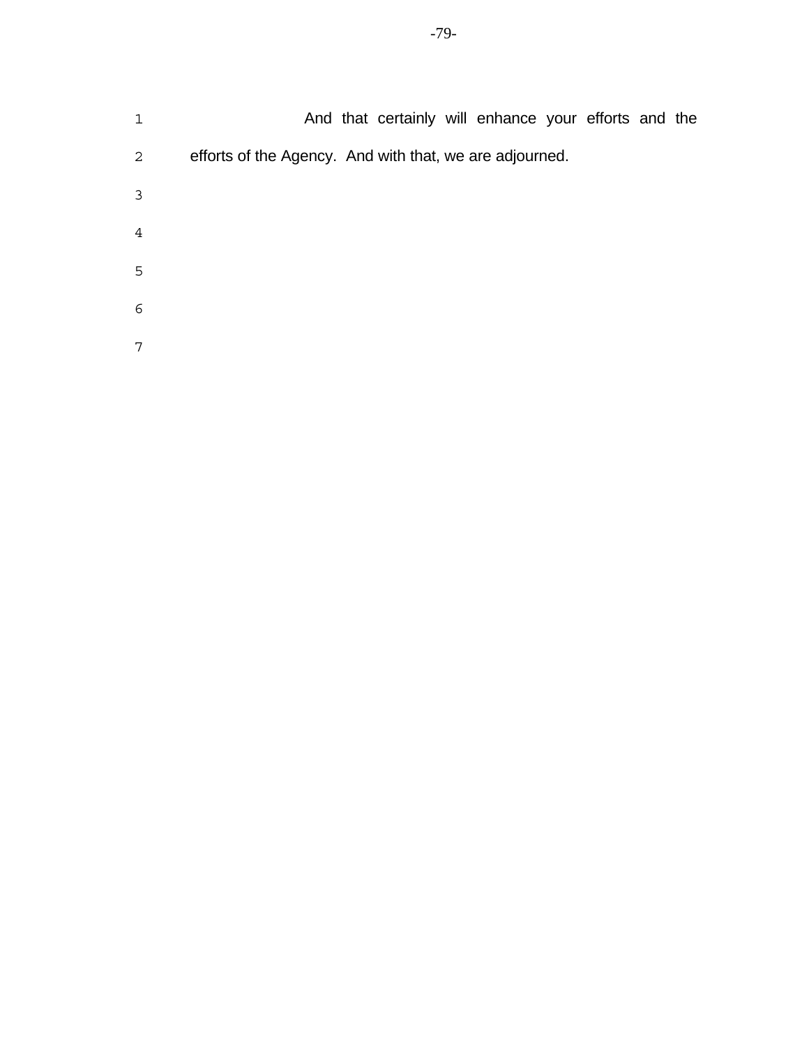And that certainly will enhance your efforts and the efforts of the Agency. And with that, we are adjourned.